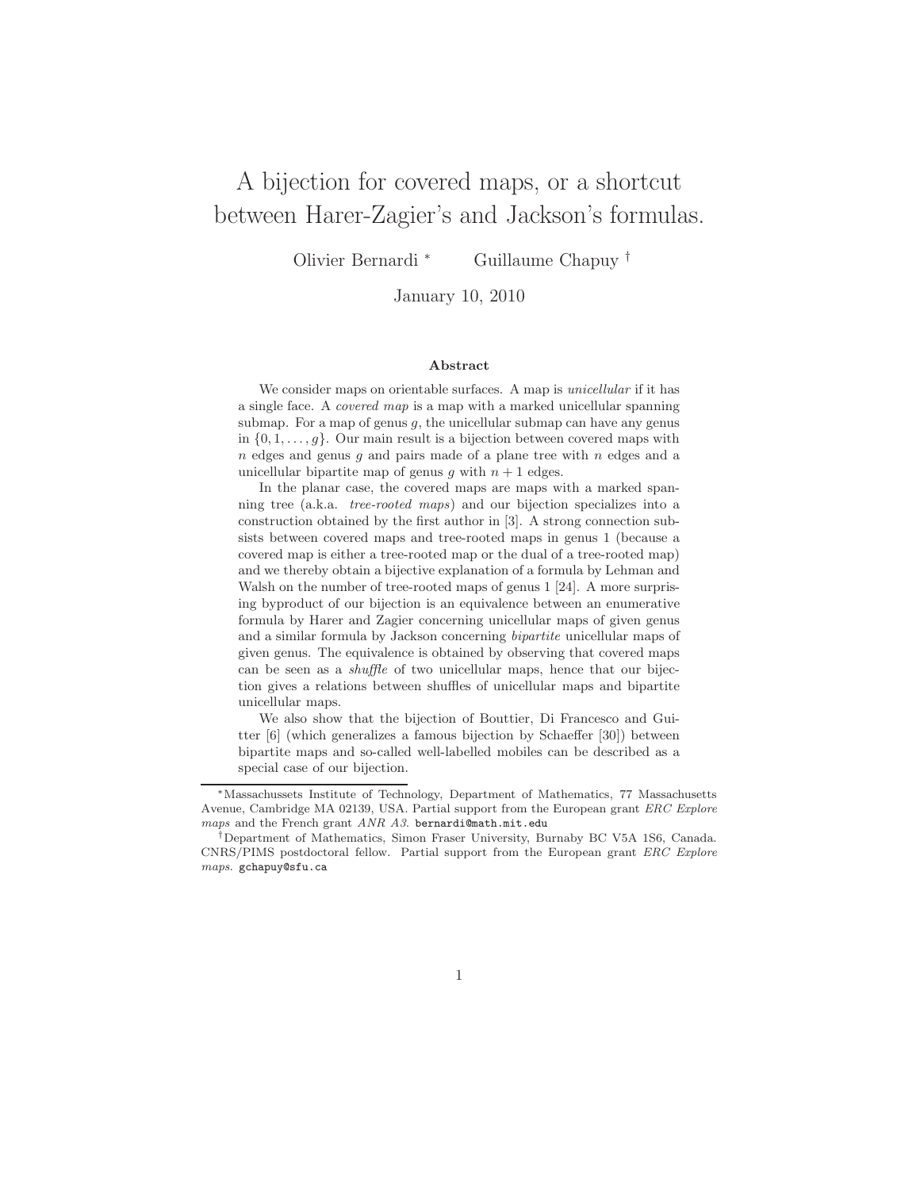# A bijection for covered maps, or a shortcut between Harer-Zagier's and Jackson's formulas.

Olivier Bernardi * Guillaume Chapuy †

January 10, 2010

### Abstract

We consider maps on orientable surfaces. A map is *unicellular* if it has a single face. A *covered map* is a map with a marked unicellular spanning submap. For a map of genus $g$, the unicellular submap can have any genus in $\{0, 1, \ldots, g\}$. Our main result is a bijection between covered maps with $n$ edges and genus $g$ and pairs made of a plane tree with $n$ edges and a unicellular bipartite map of genus $g$ with $n+1$ edges.

In the planar case, the covered maps are maps with a marked spanning tree (a.k.a. *tree-rooted maps*) and our bijection specializes into a construction obtained by the first author in [3]. A strong connection subsists between covered maps and tree-rooted maps in genus 1 (because a covered map is either a tree-rooted map or the dual of a tree-rooted map) and we thereby obtain a bijective explanation of a formula by Lehman and Walsh on the number of tree-rooted maps of genus 1 [24]. A more surprising byproduct of our bijection is an equivalence between an enumerative formula by Harer and Zagier concerning unicellular maps of given genus and a similar formula by Jackson concerning *bipartite* unicellular maps of given genus. The equivalence is obtained by observing that covered maps can be seen as a *shuffle* of two unicellular maps, hence that our bijection gives a relations between shuffles of unicellular maps and bipartite unicellular maps.

We also show that the bijection of Bouttier, Di Francesco and Guitter [6] (which generalizes a famous bijection by Schaeffer [30]) between bipartite maps and so-called well-labelled mobiles can be described as a special case of our bijection.

---

*Massachussets Institute of Technology, Department of Mathematics, 77 Massachusetts Avenue, Cambridge MA 02139, USA. Partial support from the European grant *ERC Explore maps* and the French grant *ANR A3*. bernardi@math.mit.edu

†Department of Mathematics, Simon Fraser University, Burnaby BC V5A 1S6, Canada. CNRS/PIMS postdoctoral fellow. Partial support from the European grant *ERC Explore maps*. gchapuy@sfu.ca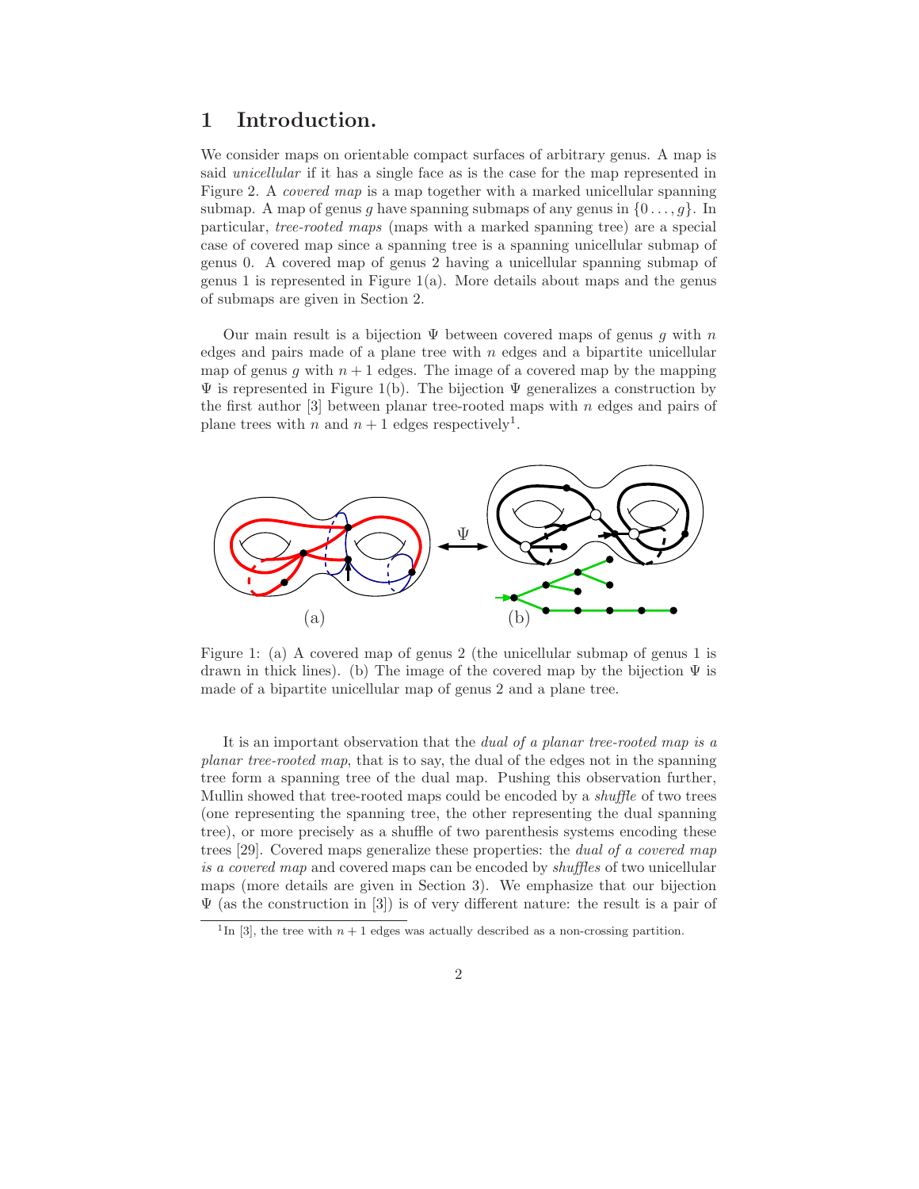# 1 Introduction.

We consider maps on orientable compact surfaces of arbitrary genus. A map is said *unicellular* if it has a single face as is the case for the map represented in Figure 2. A *covered map* is a map together with a marked unicellular spanning submap. A map of genus $g$ have spanning submaps of any genus in $\{0 \ldots, g\}$. In particular, *tree-rooted maps* (maps with a marked spanning tree) are a special case of covered map since a spanning tree is a spanning unicellular submap of genus 0. A covered map of genus 2 having a unicellular spanning submap of genus 1 is represented in Figure 1(a). More details about maps and the genus of submaps are given in Section 2.

Our main result is a bijection $\Psi$ between covered maps of genus $g$ with $n$ edges and pairs made of a plane tree with $n$ edges and a bipartite unicellular map of genus $g$ with $n+1$ edges. The image of a covered map by the mapping $\Psi$ is represented in Figure 1(b). The bijection $\Psi$ generalizes a construction by the first author [3] between planar tree-rooted maps with $n$ edges and pairs of plane trees with $n$ and $n+1$ edges respectively[1].

Figure 1: (a) A covered map of genus 2 (the unicellular submap of genus 1 is drawn in thick lines). (b) The image of the covered map by the bijection $\Psi$ is made of a bipartite unicellular map of genus 2 and a plane tree.

It is an important observation that the *dual of a planar tree-rooted map is a planar tree-rooted map*, that is to say, the dual of the edges not in the spanning tree form a spanning tree of the dual map. Pushing this observation further, Mullin showed that tree-rooted maps could be encoded by a *shuffle* of two trees (one representing the spanning tree, the other representing the dual spanning tree), or more precisely as a shuffle of two parenthesis systems encoding these trees [29]. Covered maps generalize these properties: the *dual of a covered map is a covered map* and covered maps can be encoded by *shuffles* of two unicellular maps (more details are given in Section 3). We emphasize that our bijection $\Psi$ (as the construction in [3]) is of very different nature: the result is a pair of

[1] In [3], the tree with $n+1$ edges was actually described as a non-crossing partition.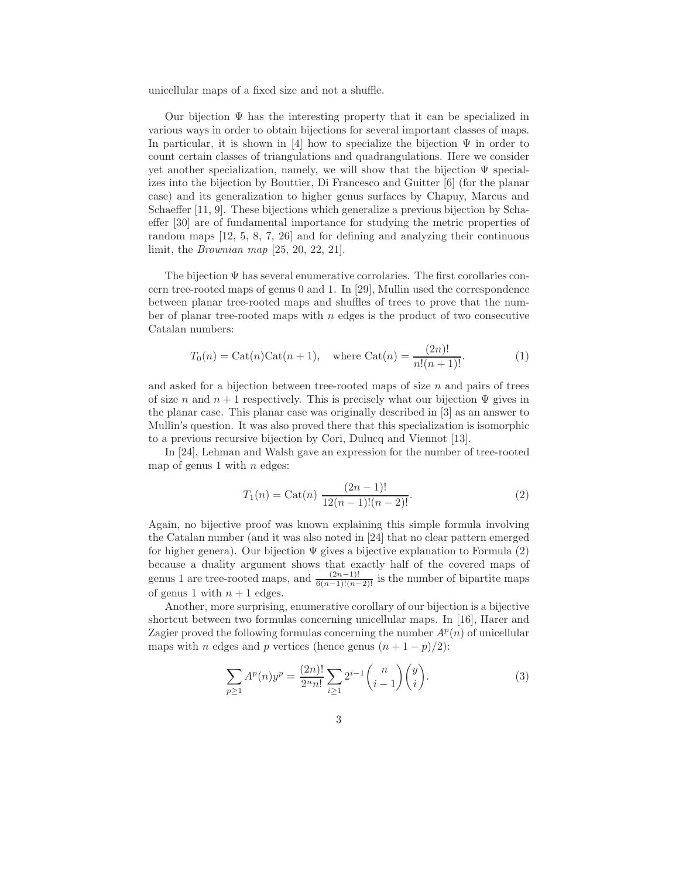unicellular maps of a fixed size and not a shuffle.

Our bijection $\Psi$ has the interesting property that it can be specialized in various ways in order to obtain bijections for several important classes of maps. In particular, it is shown in [4] how to specialize the bijection $\Psi$ in order to count certain classes of triangulations and quadrangulations. Here we consider yet another specialization, namely, we will show that the bijection $\Psi$ specializes into the bijection by Bouttier, Di Francesco and Guitter [6] (for the planar case) and its generalization to higher genus surfaces by Chapuy, Marcus and Schaeffer [11, 9]. These bijections which generalize a previous bijection by Schaeffer [30] are of fundamental importance for studying the metric properties of random maps [12, 5, 8, 7, 26] and for defining and analyzing their continuous limit, the *Brownian map* [25, 20, 22, 21].

The bijection $\Psi$ has several enumerative corrolaries. The first corollaries concern tree-rooted maps of genus 0 and 1. In [29], Mullin used the correspondence between planar tree-rooted maps and shuffles of trees to prove that the number of planar tree-rooted maps with $n$ edges is the product of two consecutive Catalan numbers:

$$T_0(n) = \mathrm{Cat}(n)\mathrm{Cat}(n+1), \quad \text{where } \mathrm{Cat}(n) = \frac{(2n)!}{n!(n+1)!}. \tag{1}$$

and asked for a bijection between tree-rooted maps of size $n$ and pairs of trees of size $n$ and $n+1$ respectively. This is precisely what our bijection $\Psi$ gives in the planar case. This planar case was originally described in [3] as an answer to Mullin's question. It was also proved there that this specialization is isomorphic to a previous recursive bijection by Cori, Dulucq and Viennot [13].

In [24], Lehman and Walsh gave an expression for the number of tree-rooted map of genus 1 with $n$ edges:

$$T_1(n) = \mathrm{Cat}(n)\ \frac{(2n-1)!}{12(n-1)!(n-2)!}. \tag{2}$$

Again, no bijective proof was known explaining this simple formula involving the Catalan number (and it was also noted in [24] that no clear pattern emerged for higher genera). Our bijection $\Psi$ gives a bijective explanation to Formula (2) because a duality argument shows that exactly half of the covered maps of genus 1 are tree-rooted maps, and $\frac{(2n-1)!}{6(n-1)!(n-2)!}$ is the number of bipartite maps of genus 1 with $n+1$ edges.

Another, more surprising, enumerative corollary of our bijection is a bijective shortcut between two formulas concerning unicellular maps. In [16], Harer and Zagier proved the following formulas concerning the number $A^p(n)$ of unicellular maps with $n$ edges and $p$ vertices (hence genus $(n+1-p)/2$):

$$\sum_{p\geq 1} A^p(n)y^p = \frac{(2n)!}{2^n n!}\sum_{i\geq 1} 2^{i-1}\binom{n}{i-1}\binom{y}{i}. \tag{3}$$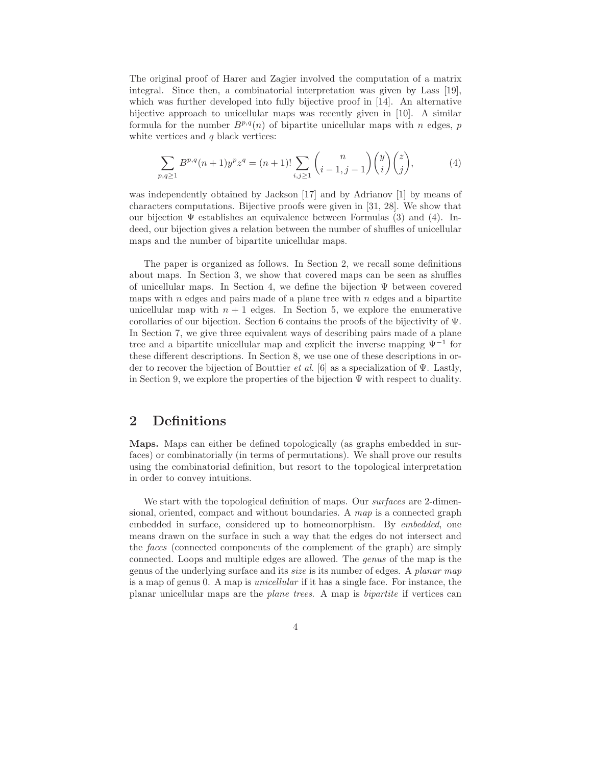The original proof of Harer and Zagier involved the computation of a matrix integral. Since then, a combinatorial interpretation was given by Lass [19], which was further developed into fully bijective proof in [14]. An alternative bijective approach to unicellular maps was recently given in [10]. A similar formula for the number $B^{p,q}(n)$ of bipartite unicellular maps with $n$ edges, $p$ white vertices and $q$ black vertices:

$$\sum_{p,q\geq 1} B^{p,q}(n+1)y^p z^q = (n+1)! \sum_{i,j\geq 1} \binom{n}{i-1, j-1}\binom{y}{i}\binom{z}{j}, \tag{4}$$

was independently obtained by Jackson [17] and by Adrianov [1] by means of characters computations. Bijective proofs were given in [31, 28]. We show that our bijection $\Psi$ establishes an equivalence between Formulas (3) and (4). Indeed, our bijection gives a relation between the number of shuffles of unicellular maps and the number of bipartite unicellular maps.

The paper is organized as follows. In Section 2, we recall some definitions about maps. In Section 3, we show that covered maps can be seen as shuffles of unicellular maps. In Section 4, we define the bijection $\Psi$ between covered maps with $n$ edges and pairs made of a plane tree with $n$ edges and a bipartite unicellular map with $n+1$ edges. In Section 5, we explore the enumerative corollaries of our bijection. Section 6 contains the proofs of the bijectivity of $\Psi$. In Section 7, we give three equivalent ways of describing pairs made of a plane tree and a bipartite unicellular map and explicit the inverse mapping $\Psi^{-1}$ for these different descriptions. In Section 8, we use one of these descriptions in order to recover the bijection of Bouttier *et al.* [6] as a specialization of $\Psi$. Lastly, in Section 9, we explore the properties of the bijection $\Psi$ with respect to duality.

## 2 Definitions

**Maps.** Maps can either be defined topologically (as graphs embedded in surfaces) or combinatorially (in terms of permutations). We shall prove our results using the combinatorial definition, but resort to the topological interpretation in order to convey intuitions.

We start with the topological definition of maps. Our *surfaces* are 2-dimensional, oriented, compact and without boundaries. A *map* is a connected graph embedded in surface, considered up to homeomorphism. By *embedded*, one means drawn on the surface in such a way that the edges do not intersect and the *faces* (connected components of the complement of the graph) are simply connected. Loops and multiple edges are allowed. The *genus* of the map is the genus of the underlying surface and its *size* is its number of edges. A *planar map* is a map of genus 0. A map is *unicellular* if it has a single face. For instance, the planar unicellular maps are the *plane trees*. A map is *bipartite* if vertices can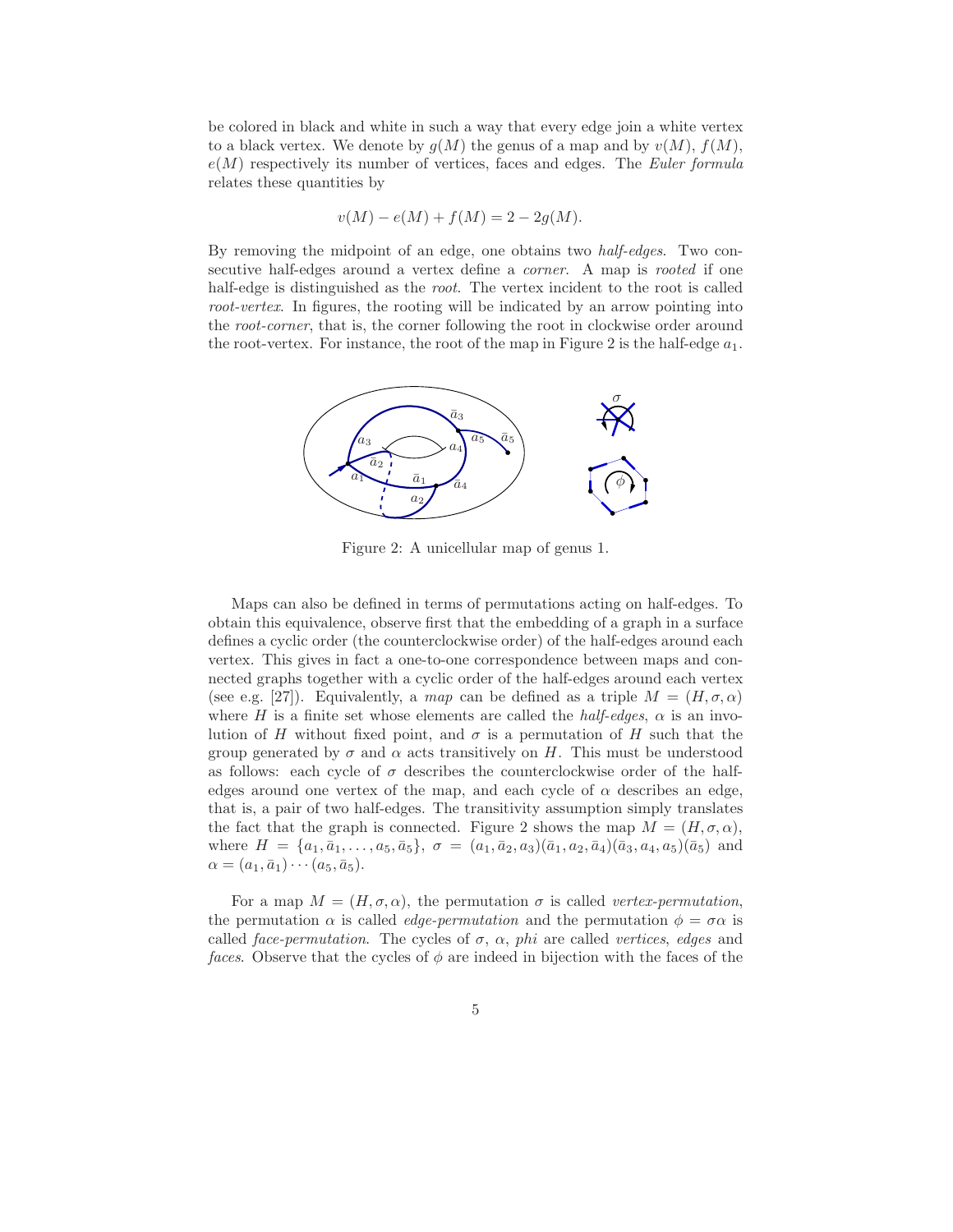be colored in black and white in such a way that every edge join a white vertex to a black vertex. We denote by $g(M)$ the genus of a map and by $v(M)$, $f(M)$, $e(M)$ respectively its number of vertices, faces and edges. The *Euler formula* relates these quantities by

$$v(M) - e(M) + f(M) = 2 - 2g(M).$$

By removing the midpoint of an edge, one obtains two *half-edges*. Two consecutive half-edges around a vertex define a *corner*. A map is *rooted* if one half-edge is distinguished as the *root*. The vertex incident to the root is called *root-vertex*. In figures, the rooting will be indicated by an arrow pointing into the *root-corner*, that is, the corner following the root in clockwise order around the root-vertex. For instance, the root of the map in Figure 2 is the half-edge $a_1$.

Figure 2: A unicellular map of genus 1.

Maps can also be defined in terms of permutations acting on half-edges. To obtain this equivalence, observe first that the embedding of a graph in a surface defines a cyclic order (the counterclockwise order) of the half-edges around each vertex. This gives in fact a one-to-one correspondence between maps and connected graphs together with a cyclic order of the half-edges around each vertex (see e.g. [27]). Equivalently, a *map* can be defined as a triple $M = (H, \sigma, \alpha)$ where $H$ is a finite set whose elements are called the *half-edges*, $\alpha$ is an involution of $H$ without fixed point, and $\sigma$ is a permutation of $H$ such that the group generated by $\sigma$ and $\alpha$ acts transitively on $H$. This must be understood as follows: each cycle of $\sigma$ describes the counterclockwise order of the half-edges around one vertex of the map, and each cycle of $\alpha$ describes an edge, that is, a pair of two half-edges. The transitivity assumption simply translates the fact that the graph is connected. Figure 2 shows the map $M = (H, \sigma, \alpha)$, where $H = \{a_1, \bar{a}_1, \ldots, a_5, \bar{a}_5\}$, $\sigma = (a_1, \bar{a}_2, a_3)(\bar{a}_1, a_2, \bar{a}_4)(\bar{a}_3, a_4, a_5)(\bar{a}_5)$ and $\alpha = (a_1, \bar{a}_1) \cdots (a_5, \bar{a}_5)$.

For a map $M = (H, \sigma, \alpha)$, the permutation $\sigma$ is called *vertex-permutation*, the permutation $\alpha$ is called *edge-permutation* and the permutation $\phi = \sigma\alpha$ is called *face-permutation*. The cycles of $\sigma$, $\alpha$, *phi* are called *vertices*, *edges* and *faces*. Observe that the cycles of $\phi$ are indeed in bijection with the faces of the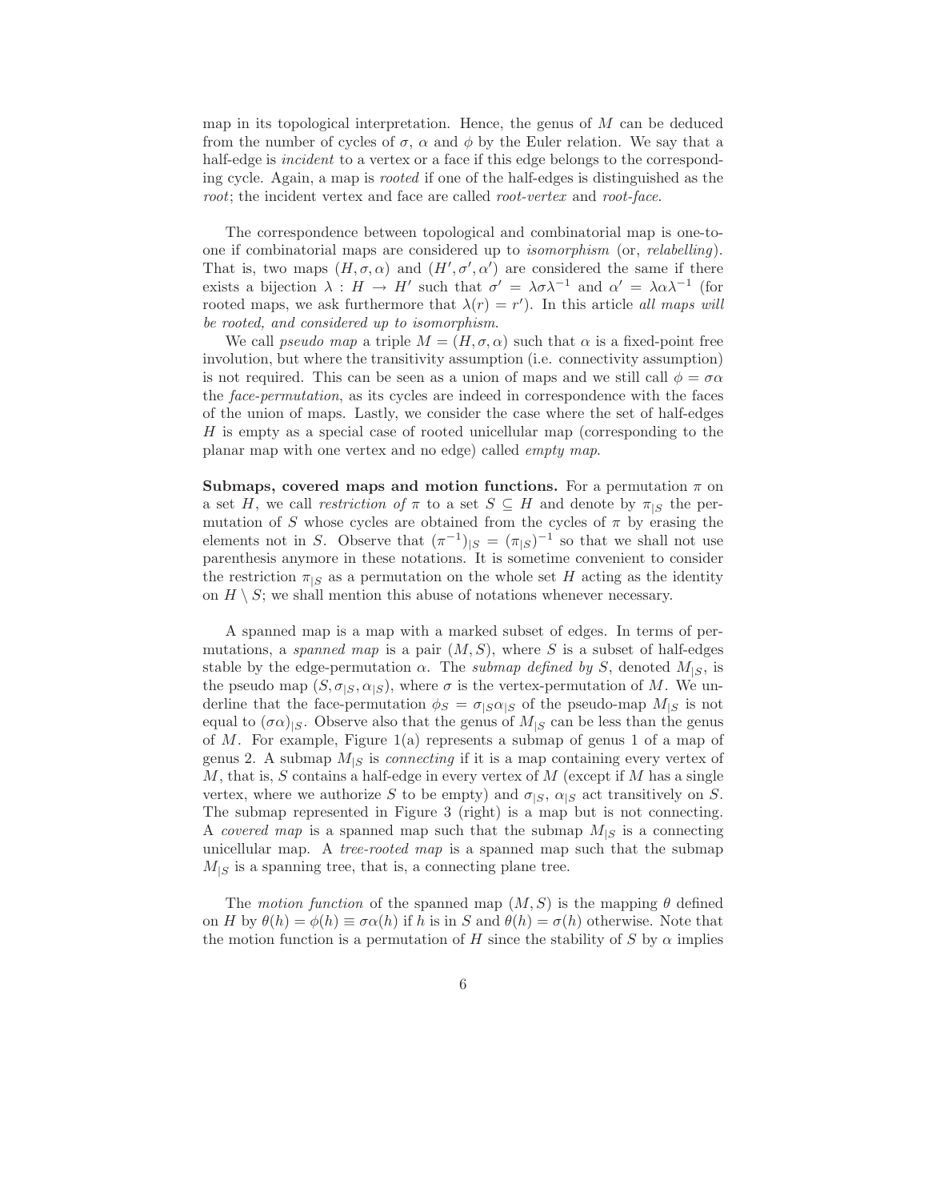map in its topological interpretation. Hence, the genus of $M$ can be deduced from the number of cycles of $\sigma$, $\alpha$ and $\phi$ by the Euler relation. We say that a half-edge is *incident* to a vertex or a face if this edge belongs to the corresponding cycle. Again, a map is *rooted* if one of the half-edges is distinguished as the *root*; the incident vertex and face are called *root-vertex* and *root-face*.

The correspondence between topological and combinatorial map is one-to-one if combinatorial maps are considered up to *isomorphism* (or, *relabelling*). That is, two maps $(H, \sigma, \alpha)$ and $(H', \sigma', \alpha')$ are considered the same if there exists a bijection $\lambda : H \to H'$ such that $\sigma' = \lambda\sigma\lambda^{-1}$ and $\alpha' = \lambda\alpha\lambda^{-1}$ (for rooted maps, we ask furthermore that $\lambda(r) = r'$). In this article *all maps will be rooted, and considered up to isomorphism*.

We call *pseudo map* a triple $M = (H, \sigma, \alpha)$ such that $\alpha$ is a fixed-point free involution, but where the transitivity assumption (i.e. connectivity assumption) is not required. This can be seen as a union of maps and we still call $\phi = \sigma\alpha$ the *face-permutation*, as its cycles are indeed in correspondence with the faces of the union of maps. Lastly, we consider the case where the set of half-edges $H$ is empty as a special case of rooted unicellular map (corresponding to the planar map with one vertex and no edge) called *empty map*.

**Submaps, covered maps and motion functions.** For a permutation $\pi$ on a set $H$, we call *restriction of* $\pi$ to a set $S \subseteq H$ and denote by $\pi_{|S}$ the permutation of $S$ whose cycles are obtained from the cycles of $\pi$ by erasing the elements not in $S$. Observe that $(\pi^{-1})_{|S} = (\pi_{|S})^{-1}$ so that we shall not use parenthesis anymore in these notations. It is sometime convenient to consider the restriction $\pi_{|S}$ as a permutation on the whole set $H$ acting as the identity on $H \setminus S$; we shall mention this abuse of notations whenever necessary.

A spanned map is a map with a marked subset of edges. In terms of permutations, a *spanned map* is a pair $(M, S)$, where $S$ is a subset of half-edges stable by the edge-permutation $\alpha$. The *submap defined by* $S$, denoted $M_{|S}$, is the pseudo map $(S, \sigma_{|S}, \alpha_{|S})$, where $\sigma$ is the vertex-permutation of $M$. We underline that the face-permutation $\phi_S = \sigma_{|S}\alpha_{|S}$ of the pseudo-map $M_{|S}$ is not equal to $(\sigma\alpha)_{|S}$. Observe also that the genus of $M_{|S}$ can be less than the genus of $M$. For example, Figure 1(a) represents a submap of genus 1 of a map of genus 2. A submap $M_{|S}$ is *connecting* if it is a map containing every vertex of $M$, that is, $S$ contains a half-edge in every vertex of $M$ (except if $M$ has a single vertex, where we authorize $S$ to be empty) and $\sigma_{|S}$, $\alpha_{|S}$ act transitively on $S$. The submap represented in Figure 3 (right) is a map but is not connecting. A *covered map* is a spanned map such that the submap $M_{|S}$ is a connecting unicellular map. A *tree-rooted map* is a spanned map such that the submap $M_{|S}$ is a spanning tree, that is, a connecting plane tree.

The *motion function* of the spanned map $(M, S)$ is the mapping $\theta$ defined on $H$ by $\theta(h) = \phi(h) \equiv \sigma\alpha(h)$ if $h$ is in $S$ and $\theta(h) = \sigma(h)$ otherwise. Note that the motion function is a permutation of $H$ since the stability of $S$ by $\alpha$ implies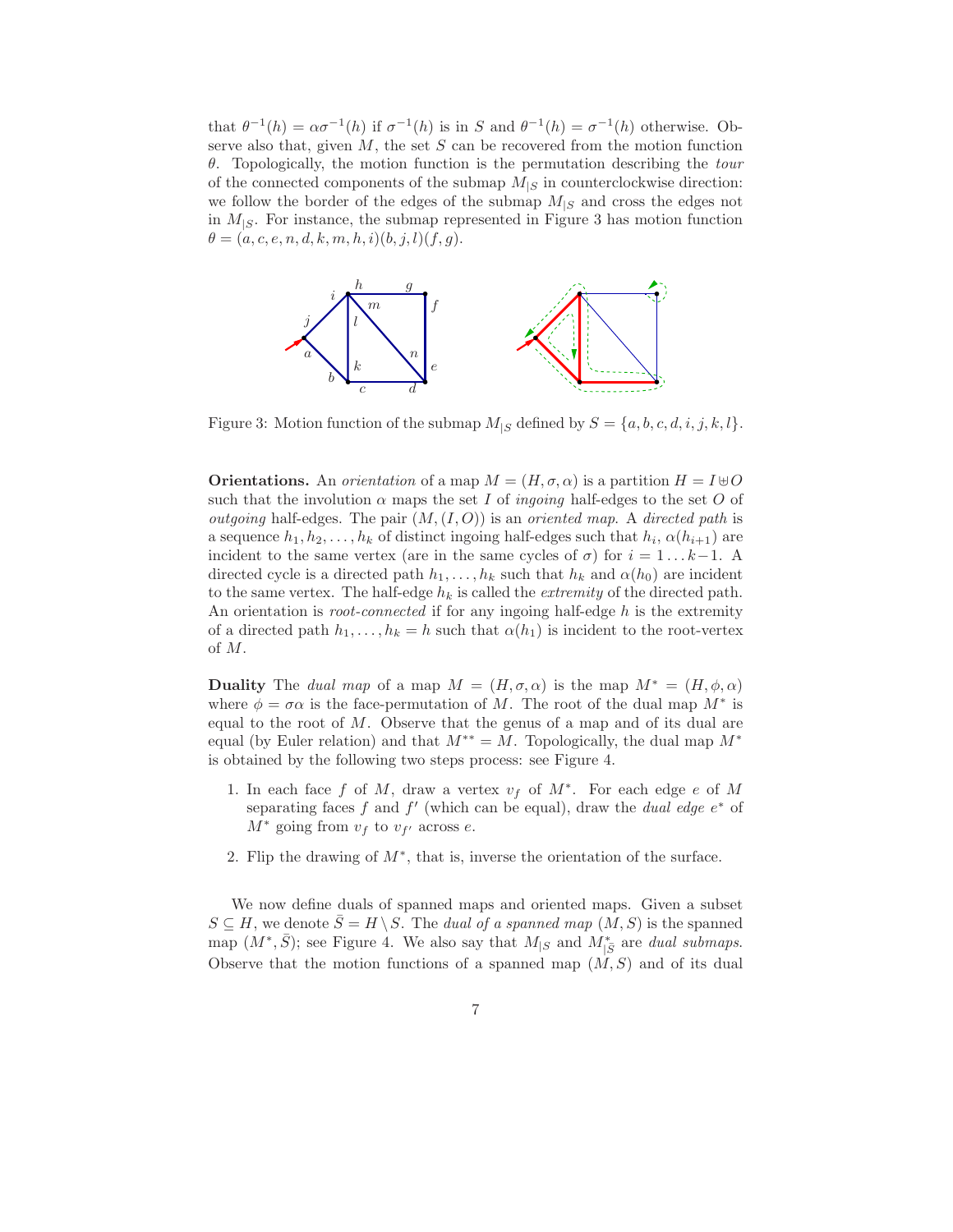that $\theta^{-1}(h) = \alpha\sigma^{-1}(h)$ if $\sigma^{-1}(h)$ is in $S$ and $\theta^{-1}(h) = \sigma^{-1}(h)$ otherwise. Observe also that, given $M$, the set $S$ can be recovered from the motion function $\theta$. Topologically, the motion function is the permutation describing the *tour* of the connected components of the submap $M_{|S}$ in counterclockwise direction: we follow the border of the edges of the submap $M_{|S}$ and cross the edges not in $M_{|S}$. For instance, the submap represented in Figure 3 has motion function $\theta = (a, c, e, n, d, k, m, h, i)(b, j, l)(f, g)$.

Figure 3: Motion function of the submap $M_{|S}$ defined by $S = \{a, b, c, d, i, j, k, l\}$.

**Orientations.** An *orientation* of a map $M = (H, \sigma, \alpha)$ is a partition $H = I \uplus O$ such that the involution $\alpha$ maps the set $I$ of *ingoing* half-edges to the set $O$ of *outgoing* half-edges. The pair $(M, (I, O))$ is an *oriented map*. A *directed path* is a sequence $h_1, h_2, \ldots, h_k$ of distinct ingoing half-edges such that $h_i$, $\alpha(h_{i+1})$ are incident to the same vertex (are in the same cycles of $\sigma$) for $i = 1 \ldots k-1$. A directed cycle is a directed path $h_1, \ldots, h_k$ such that $h_k$ and $\alpha(h_0)$ are incident to the same vertex. The half-edge $h_k$ is called the *extremity* of the directed path. An orientation is *root-connected* if for any ingoing half-edge $h$ is the extremity of a directed path $h_1, \ldots, h_k = h$ such that $\alpha(h_1)$ is incident to the root-vertex of $M$.

**Duality** The *dual map* of a map $M = (H, \sigma, \alpha)$ is the map $M^* = (H, \phi, \alpha)$ where $\phi = \sigma\alpha$ is the face-permutation of $M$. The root of the dual map $M^*$ is equal to the root of $M$. Observe that the genus of a map and of its dual are equal (by Euler relation) and that $M^{**} = M$. Topologically, the dual map $M^*$ is obtained by the following two steps process: see Figure 4.

1. In each face $f$ of $M$, draw a vertex $v_f$ of $M^*$. For each edge $e$ of $M$ separating faces $f$ and $f'$ (which can be equal), draw the *dual edge* $e^*$ of $M^*$ going from $v_f$ to $v_{f'}$ across $e$.
2. Flip the drawing of $M^*$, that is, inverse the orientation of the surface.

We now define duals of spanned maps and oriented maps. Given a subset $S \subseteq H$, we denote $\bar{S} = H \setminus S$. The *dual of a spanned map* $(M, S)$ is the spanned map $(M^*, \bar{S})$; see Figure 4. We also say that $M_{|S}$ and $M^*_{|\bar{S}}$ are *dual submaps*. Observe that the motion functions of a spanned map $(M, S)$ and of its dual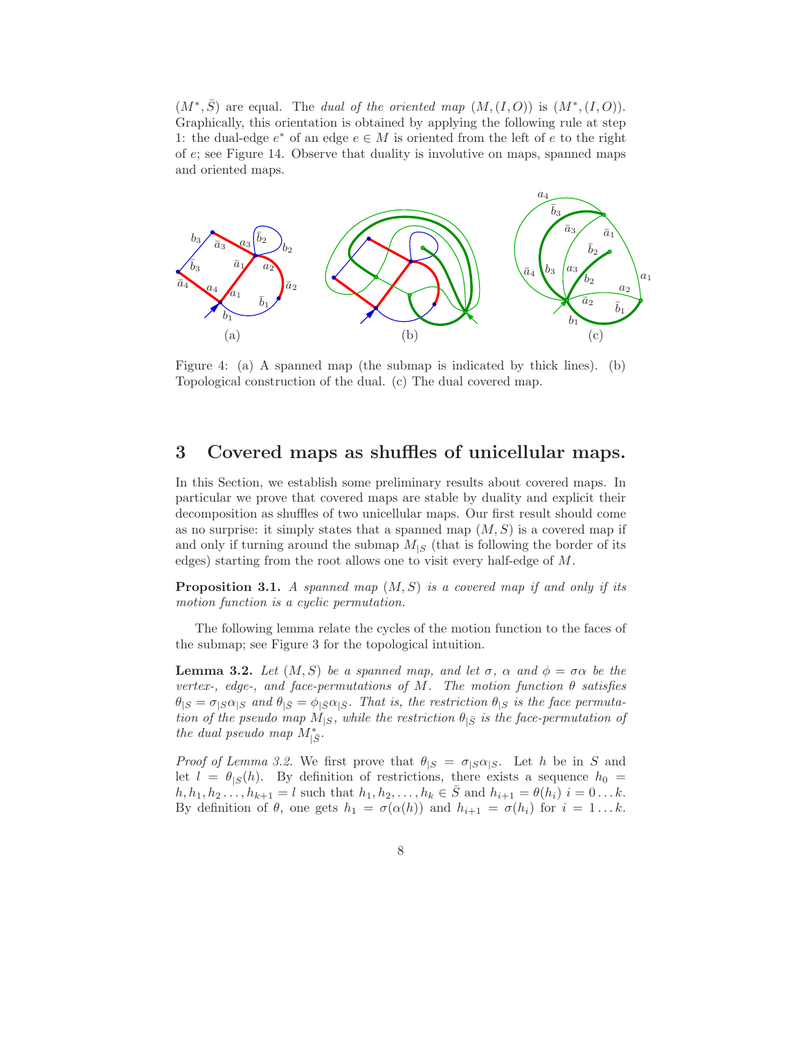$(M^*, \bar{S})$ are equal. The *dual of the oriented map* $(M,(I,O))$ is $(M^*,(I,O))$. Graphically, this orientation is obtained by applying the following rule at step 1: the dual-edge $e^*$ of an edge $e \in M$ is oriented from the left of $e$ to the right of $e$; see Figure 14. Observe that duality is involutive on maps, spanned maps and oriented maps.

Figure 4: (a) A spanned map (the submap is indicated by thick lines). (b) Topological construction of the dual. (c) The dual covered map.

## 3 Covered maps as shuffles of unicellular maps.

In this Section, we establish some preliminary results about covered maps. In particular we prove that covered maps are stable by duality and explicit their decomposition as shuffles of two unicellular maps. Our first result should come as no surprise: it simply states that a spanned map $(M, S)$ is a covered map if and only if turning around the submap $M_{|S}$ (that is following the border of its edges) starting from the root allows one to visit every half-edge of $M$.

**Proposition 3.1.** *A spanned map $(M, S)$ is a covered map if and only if its motion function is a cyclic permutation.*

The following lemma relate the cycles of the motion function to the faces of the submap; see Figure 3 for the topological intuition.

**Lemma 3.2.** *Let $(M, S)$ be a spanned map, and let $\sigma$, $\alpha$ and $\phi = \sigma\alpha$ be the vertex-, edge-, and face-permutations of $M$. The motion function $\theta$ satisfies $\theta_{|S} = \sigma_{|S}\alpha_{|S}$ and $\theta_{|\bar{S}} = \phi_{|\bar{S}}\alpha_{|\bar{S}}$. That is, the restriction $\theta_{|S}$ is the face permutation of the pseudo map $M_{|S}$, while the restriction $\theta_{|\bar{S}}$ is the face-permutation of the dual pseudo map $M^*_{|\bar{S}}$.*

*Proof of Lemma 3.2.* We first prove that $\theta_{|S} = \sigma_{|S}\alpha_{|S}$. Let $h$ be in $S$ and let $l = \theta_{|S}(h)$. By definition of restrictions, there exists a sequence $h_0 = h, h_1, h_2 \dots, h_{k+1} = l$ such that $h_1, h_2, \dots, h_k \in \bar{S}$ and $h_{i+1} = \theta(h_i)$ $i = 0 \dots k$. By definition of $\theta$, one gets $h_1 = \sigma(\alpha(h))$ and $h_{i+1} = \sigma(h_i)$ for $i = 1 \dots k$.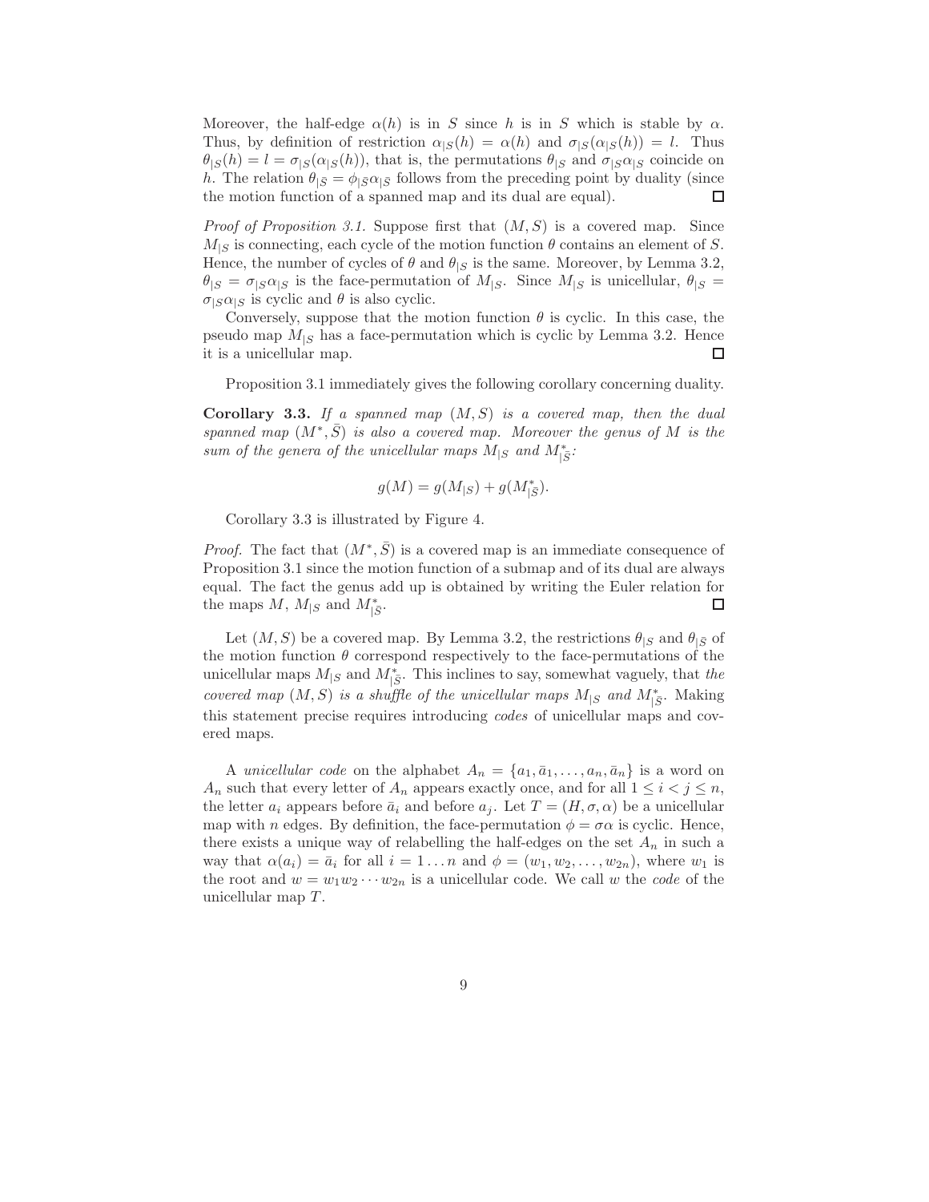Moreover, the half-edge $\alpha(h)$ is in $S$ since $h$ is in $S$ which is stable by $\alpha$. Thus, by definition of restriction $\alpha_{|S}(h) = \alpha(h)$ and $\sigma_{|S}(\alpha_{|S}(h)) = l$. Thus $\theta_{|S}(h) = l = \sigma_{|S}(\alpha_{|S}(h))$, that is, the permutations $\theta_{|S}$ and $\sigma_{|S}\alpha_{|S}$ coincide on $h$. The relation $\theta_{|\bar{S}} = \phi_{|\bar{S}}\alpha_{|\bar{S}}$ follows from the preceding point by duality (since the motion function of a spanned map and its dual are equal). ◻

*Proof of Proposition 3.1.* Suppose first that $(M, S)$ is a covered map. Since $M_{|S}$ is connecting, each cycle of the motion function $\theta$ contains an element of $S$. Hence, the number of cycles of $\theta$ and $\theta_{|S}$ is the same. Moreover, by Lemma 3.2, $\theta_{|S} = \sigma_{|S}\alpha_{|S}$ is the face-permutation of $M_{|S}$. Since $M_{|S}$ is unicellular, $\theta_{|S} = \sigma_{|S}\alpha_{|S}$ is cyclic and $\theta$ is also cyclic.

Conversely, suppose that the motion function $\theta$ is cyclic. In this case, the pseudo map $M_{|S}$ has a face-permutation which is cyclic by Lemma 3.2. Hence it is a unicellular map. ◻

Proposition 3.1 immediately gives the following corollary concerning duality.

**Corollary 3.3.** *If a spanned map $(M, S)$ is a covered map, then the dual spanned map $(M^*, \bar{S})$ is also a covered map. Moreover the genus of $M$ is the sum of the genera of the unicellular maps $M_{|S}$ and $M^*_{|\bar{S}}$:*

$$g(M) = g(M_{|S}) + g(M^*_{|\bar{S}}).$$

Corollary 3.3 is illustrated by Figure 4.

*Proof.* The fact that $(M^*, \bar{S})$ is a covered map is an immediate consequence of Proposition 3.1 since the motion function of a submap and of its dual are always equal. The fact the genus add up is obtained by writing the Euler relation for the maps $M$, $M_{|S}$ and $M^*_{|\bar{S}}$. ◻

Let $(M, S)$ be a covered map. By Lemma 3.2, the restrictions $\theta_{|S}$ and $\theta_{|\bar{S}}$ of the motion function $\theta$ correspond respectively to the face-permutations of the unicellular maps $M_{|S}$ and $M^*_{|\bar{S}}$. This inclines to say, somewhat vaguely, that *the covered map $(M, S)$ is a shuffle of the unicellular maps $M_{|S}$ and $M^*_{|\bar{S}}$*. Making this statement precise requires introducing *codes* of unicellular maps and covered maps.

A *unicellular code* on the alphabet $A_n = \{a_1, \bar{a}_1, \ldots, a_n, \bar{a}_n\}$ is a word on $A_n$ such that every letter of $A_n$ appears exactly once, and for all $1 \leq i < j \leq n$, the letter $a_i$ appears before $\bar{a}_i$ and before $a_j$. Let $T = (H, \sigma, \alpha)$ be a unicellular map with $n$ edges. By definition, the face-permutation $\phi = \sigma\alpha$ is cyclic. Hence, there exists a unique way of relabelling the half-edges on the set $A_n$ in such a way that $\alpha(a_i) = \bar{a}_i$ for all $i = 1 \ldots n$ and $\phi = (w_1, w_2, \ldots, w_{2n})$, where $w_1$ is the root and $w = w_1 w_2 \cdots w_{2n}$ is a unicellular code. We call $w$ the *code* of the unicellular map $T$.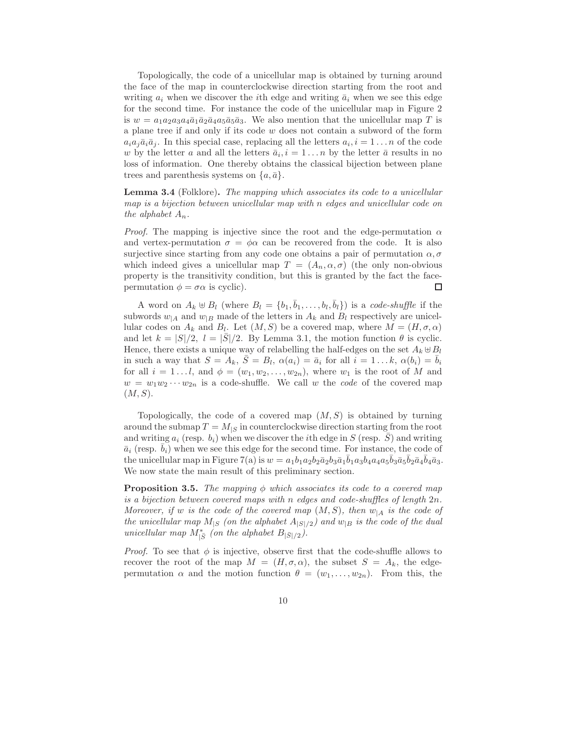Topologically, the code of a unicellular map is obtained by turning around the face of the map in counterclockwise direction starting from the root and writing $a_i$ when we discover the $i$th edge and writing $\bar{a}_i$ when we see this edge for the second time. For instance the code of the unicellular map in Figure 2 is $w = a_1a_2a_3a_4\bar{a}_1\bar{a}_2\bar{a}_4a_5\bar{a}_5\bar{a}_3$. We also mention that the unicellular map $T$ is a plane tree if and only if its code $w$ does not contain a subword of the form $a_ia_j\bar{a}_i\bar{a}_j$. In this special case, replacing all the letters $a_i, i = 1\dots n$ of the code $w$ by the letter $a$ and all the letters $\bar{a}_i, i = 1\dots n$ by the letter $\bar{a}$ results in no loss of information. One thereby obtains the classical bijection between plane trees and parenthesis systems on $\{a, \bar{a}\}$.

**Lemma 3.4** (Folklore)**.** *The mapping which associates its code to a unicellular map is a bijection between unicellular map with $n$ edges and unicellular code on the alphabet $A_n$.*

*Proof.* The mapping is injective since the root and the edge-permutation $\alpha$ and vertex-permutation $\sigma = \phi\alpha$ can be recovered from the code. It is also surjective since starting from any code one obtains a pair of permutation $\alpha, \sigma$ which indeed gives a unicellular map $T = (A_n, \alpha, \sigma)$ (the only non-obvious property is the transitivity condition, but this is granted by the fact the face-permutation $\phi = \sigma\alpha$ is cyclic). □

A word on $A_k \uplus B_l$ (where $B_l = \{b_1, \bar{b}_1, \dots, b_l, \bar{b}_l\}$) is a *code-shuffle* if the subwords $w_{|A}$ and $w_{|B}$ made of the letters in $A_k$ and $B_l$ respectively are unicellular codes on $A_k$ and $B_l$. Let $(M, S)$ be a covered map, where $M = (H, \sigma, \alpha)$ and let $k = |S|/2$, $l = |\bar{S}|/2$. By Lemma 3.1, the motion function $\theta$ is cyclic. Hence, there exists a unique way of relabelling the half-edges on the set $A_k \uplus B_l$ in such a way that $S = A_k$, $\bar{S} = B_l$, $\alpha(a_i) = \bar{a}_i$ for all $i = 1\dots k$, $\alpha(b_i) = \bar{b}_i$ for all $i = 1\dots l$, and $\phi = (w_1, w_2, \dots, w_{2n})$, where $w_1$ is the root of $M$ and $w = w_1w_2\cdots w_{2n}$ is a code-shuffle. We call $w$ the *code* of the covered map $(M, S)$.

Topologically, the code of a covered map $(M, S)$ is obtained by turning around the submap $T = M_{|S}$ in counterclockwise direction starting from the root and writing $a_i$ (resp. $b_i$) when we discover the $i$th edge in $S$ (resp. $\bar{S}$) and writing $\bar{a}_i$ (resp. $\bar{b}_i$) when we see this edge for the second time. For instance, the code of the unicellular map in Figure 7(a) is $w = a_1b_1a_2b_2\bar{a}_2b_3\bar{a}_1\bar{b}_1a_3b_4a_4a_5\bar{b}_3\bar{a}_5\bar{b}_2\bar{a}_4\bar{b}_4\bar{a}_3$. We now state the main result of this preliminary section.

**Proposition 3.5.** *The mapping $\phi$ which associates its code to a covered map is a bijection between covered maps with $n$ edges and code-shuffles of length $2n$. Moreover, if $w$ is the code of the covered map $(M, S)$, then $w_{|A}$ is the code of the unicellular map $M_{|S}$ (on the alphabet $A_{|S|/2}$) and $w_{|B}$ is the code of the dual unicellular map $M^*_{|\bar{S}}$ (on the alphabet $B_{|\bar{S}|/2}$).*

*Proof.* To see that $\phi$ is injective, observe first that the code-shuffle allows to recover the root of the map $M = (H, \sigma, \alpha)$, the subset $S = A_k$, the edge-permutation $\alpha$ and the motion function $\theta = (w_1, \dots, w_{2n})$. From this, the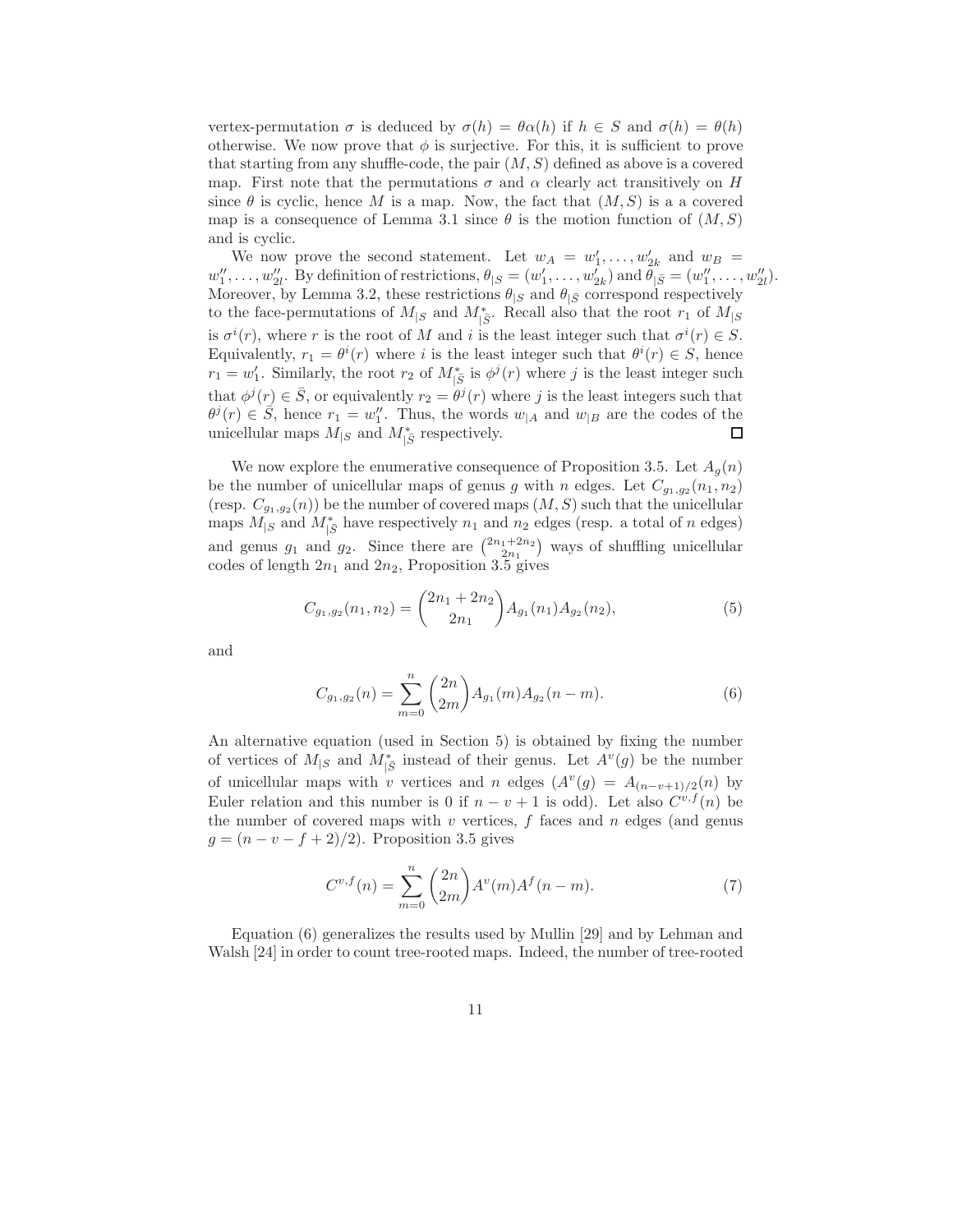vertex-permutation $\sigma$ is deduced by $\sigma(h) = \theta\alpha(h)$ if $h \in S$ and $\sigma(h) = \theta(h)$ otherwise. We now prove that $\phi$ is surjective. For this, it is sufficient to prove that starting from any shuffle-code, the pair $(M, S)$ defined as above is a covered map. First note that the permutations $\sigma$ and $\alpha$ clearly act transitively on $H$ since $\theta$ is cyclic, hence $M$ is a map. Now, the fact that $(M, S)$ is a covered map is a consequence of Lemma 3.1 since $\theta$ is the motion function of $(M, S)$ and is cyclic.

We now prove the second statement. Let $w_A = w'_1, \ldots, w'_{2k}$ and $w_B = w''_1, \ldots, w''_{2l}$. By definition of restrictions, $\theta_{|S} = (w'_1, \ldots, w'_{2k})$ and $\theta_{|\bar{S}} = (w''_1, \ldots, w''_{2l})$. Moreover, by Lemma 3.2, these restrictions $\theta_{|S}$ and $\theta_{|\bar{S}}$ correspond respectively to the face-permutations of $M_{|S}$ and $M^*_{|\bar{S}}$. Recall also that the root $r_1$ of $M_{|S}$ is $\sigma^i(r)$, where $r$ is the root of $M$ and $i$ is the least integer such that $\sigma^i(r) \in S$. Equivalently, $r_1 = \theta^i(r)$ where $i$ is the least integer such that $\theta^i(r) \in S$, hence $r_1 = w'_1$. Similarly, the root $r_2$ of $M^*_{|\bar{S}}$ is $\phi^j(r)$ where $j$ is the least integer such that $\phi^j(r) \in \bar{S}$, or equivalently $r_2 = \theta^j(r)$ where $j$ is the least integers such that $\theta^j(r) \in \bar{S}$, hence $r_1 = w''_1$. Thus, the words $w_{|A}$ and $w_{|B}$ are the codes of the unicellular maps $M_{|S}$ and $M^*_{|\bar{S}}$ respectively. □

We now explore the enumerative consequence of Proposition 3.5. Let $A_g(n)$ be the number of unicellular maps of genus $g$ with $n$ edges. Let $C_{g_1,g_2}(n_1, n_2)$ (resp. $C_{g_1,g_2}(n)$) be the number of covered maps $(M, S)$ such that the unicellular maps $M_{|S}$ and $M^*_{|\bar{S}}$ have respectively $n_1$ and $n_2$ edges (resp. a total of $n$ edges) and genus $g_1$ and $g_2$. Since there are $\binom{2n_1+2n_2}{2n_1}$ ways of shuffling unicellular codes of length $2n_1$ and $2n_2$, Proposition 3.5 gives

$$C_{g_1,g_2}(n_1, n_2) = \binom{2n_1 + 2n_2}{2n_1} A_{g_1}(n_1) A_{g_2}(n_2), \tag{5}$$

and

$$C_{g_1,g_2}(n) = \sum_{m=0}^{n} \binom{2n}{2m} A_{g_1}(m) A_{g_2}(n - m). \tag{6}$$

An alternative equation (used in Section 5) is obtained by fixing the number of vertices of $M_{|S}$ and $M^*_{|\bar{S}}$ instead of their genus. Let $A^v(g)$ be the number of unicellular maps with $v$ vertices and $n$ edges ($A^v(g) = A_{(n-v+1)/2}(n)$ by Euler relation and this number is 0 if $n - v + 1$ is odd). Let also $C^{v,f}(n)$ be the number of covered maps with $v$ vertices, $f$ faces and $n$ edges (and genus $g = (n - v - f + 2)/2$). Proposition 3.5 gives

$$C^{v,f}(n) = \sum_{m=0}^{n} \binom{2n}{2m} A^v(m) A^f(n - m). \tag{7}$$

Equation (6) generalizes the results used by Mullin [29] and by Lehman and Walsh [24] in order to count tree-rooted maps. Indeed, the number of tree-rooted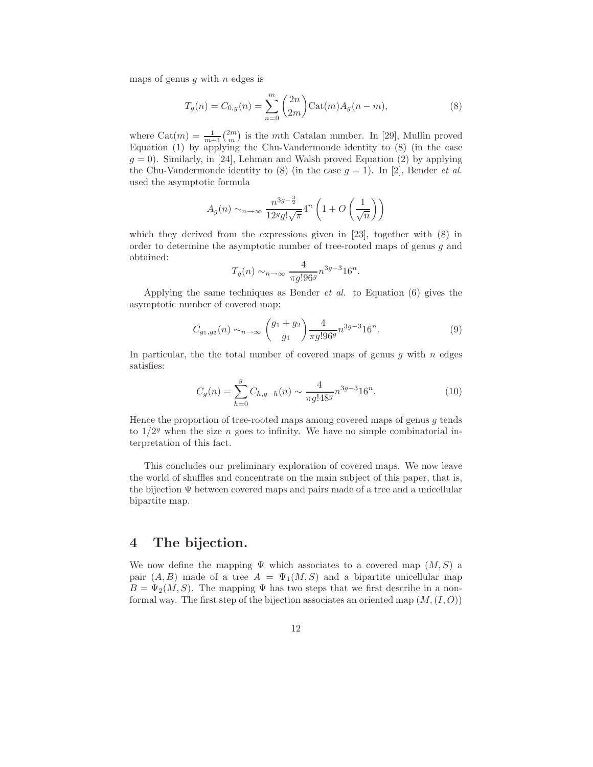maps of genus $g$ with $n$ edges is

$$T_g(n) = C_{0,g}(n) = \sum_{n=0}^{m} \binom{2n}{2m} \mathrm{Cat}(m) A_g(n-m), \tag{8}$$

where $\mathrm{Cat}(m) = \frac{1}{m+1}\binom{2m}{m}$ is the $m$th Catalan number. In [29], Mullin proved Equation (1) by applying the Chu-Vandermonde identity to (8) (in the case $g = 0$). Similarly, in [24], Lehman and Walsh proved Equation (2) by applying the Chu-Vandermonde identity to (8) (in the case $g = 1$). In [2], Bender *et al.* used the asymptotic formula

$$A_g(n) \sim_{n\to\infty} \frac{n^{3g-\frac{3}{2}}}{12^g g! \sqrt{\pi}} 4^n \left(1 + O\left(\frac{1}{\sqrt{n}}\right)\right)$$

which they derived from the expressions given in [23], together with (8) in order to determine the asymptotic number of tree-rooted maps of genus $g$ and obtained:

$$T_g(n) \sim_{n\to\infty} \frac{4}{\pi g! 96^g} n^{3g-3} 16^n.$$

Applying the same techniques as Bender *et al.* to Equation (6) gives the asymptotic number of covered map:

$$C_{g_1,g_2}(n) \sim_{n\to\infty} \binom{g_1+g_2}{g_1} \frac{4}{\pi g! 96^g} n^{3g-3} 16^n. \tag{9}$$

In particular, the the total number of covered maps of genus $g$ with $n$ edges satisfies:

$$C_g(n) = \sum_{h=0}^{g} C_{h,g-h}(n) \sim \frac{4}{\pi g! 48^g} n^{3g-3} 16^n. \tag{10}$$

Hence the proportion of tree-rooted maps among covered maps of genus $g$ tends to $1/2^g$ when the size $n$ goes to infinity. We have no simple combinatorial interpretation of this fact.

This concludes our preliminary exploration of covered maps. We now leave the world of shuffles and concentrate on the main subject of this paper, that is, the bijection $\Psi$ between covered maps and pairs made of a tree and a unicellular bipartite map.

# 4 The bijection.

We now define the mapping $\Psi$ which associates to a covered map $(M, S)$ a pair $(A, B)$ made of a tree $A = \Psi_1(M, S)$ and a bipartite unicellular map $B = \Psi_2(M, S)$. The mapping $\Psi$ has two steps that we first describe in a non-formal way. The first step of the bijection associates an oriented map $(M, (I, O))$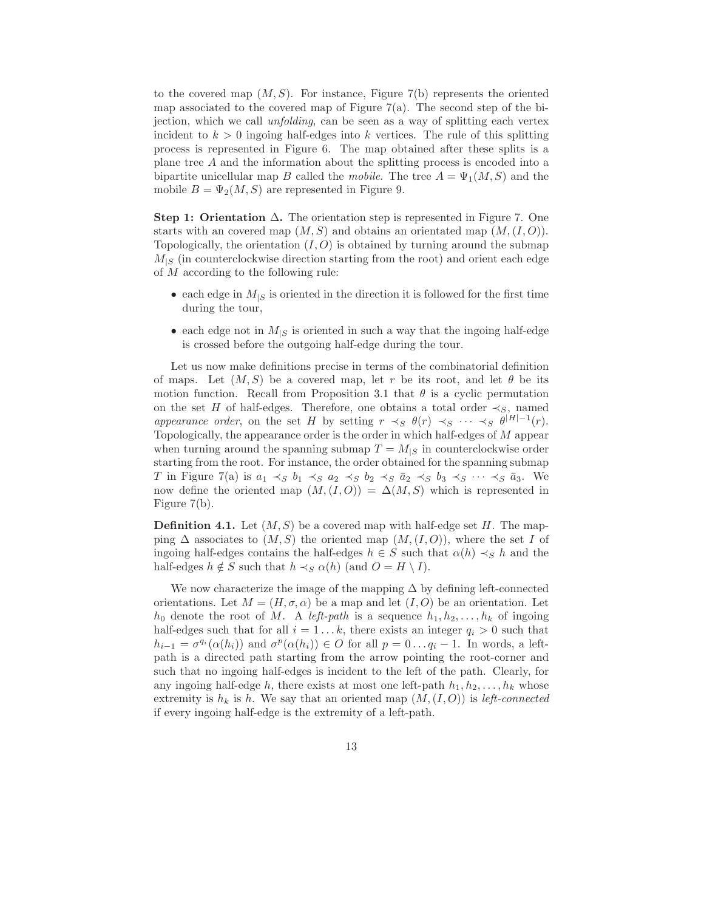to the covered map $(M, S)$. For instance, Figure 7(b) represents the oriented map associated to the covered map of Figure 7(a). The second step of the bijection, which we call *unfolding*, can be seen as a way of splitting each vertex incident to $k > 0$ ingoing half-edges into $k$ vertices. The rule of this splitting process is represented in Figure 6. The map obtained after these splits is a plane tree $A$ and the information about the splitting process is encoded into a bipartite unicellular map $B$ called the *mobile*. The tree $A = \Psi_1(M, S)$ and the mobile $B = \Psi_2(M, S)$ are represented in Figure 9.

**Step 1: Orientation $\Delta$.** The orientation step is represented in Figure 7. One starts with an covered map $(M, S)$ and obtains an orientated map $(M, (I, O))$. Topologically, the orientation $(I, O)$ is obtained by turning around the submap $M_{|S}$ (in counterclockwise direction starting from the root) and orient each edge of $M$ according to the following rule:

- each edge in $M_{|S}$ is oriented in the direction it is followed for the first time during the tour,
- each edge not in $M_{|S}$ is oriented in such a way that the ingoing half-edge is crossed before the outgoing half-edge during the tour.

Let us now make definitions precise in terms of the combinatorial definition of maps. Let $(M, S)$ be a covered map, let $r$ be its root, and let $\theta$ be its motion function. Recall from Proposition 3.1 that $\theta$ is a cyclic permutation on the set $H$ of half-edges. Therefore, one obtains a total order $\prec_S$, named *appearance order*, on the set $H$ by setting $r \prec_S \theta(r) \prec_S \cdots \prec_S \theta^{|H|-1}(r)$. Topologically, the appearance order is the order in which half-edges of $M$ appear when turning around the spanning submap $T = M_{|S}$ in counterclockwise order starting from the root. For instance, the order obtained for the spanning submap $T$ in Figure 7(a) is $a_1 \prec_S b_1 \prec_S a_2 \prec_S b_2 \prec_S \bar{a}_2 \prec_S b_3 \prec_S \cdots \prec_S \bar{a}_3$. We now define the oriented map $(M, (I, O)) = \Delta(M, S)$ which is represented in Figure 7(b).

**Definition 4.1.** Let $(M, S)$ be a covered map with half-edge set $H$. The mapping $\Delta$ associates to $(M, S)$ the oriented map $(M, (I, O))$, where the set $I$ of ingoing half-edges contains the half-edges $h \in S$ such that $\alpha(h) \prec_S h$ and the half-edges $h \notin S$ such that $h \prec_S \alpha(h)$ (and $O = H \setminus I$).

We now characterize the image of the mapping $\Delta$ by defining left-connected orientations. Let $M = (H, \sigma, \alpha)$ be a map and let $(I, O)$ be an orientation. Let $h_0$ denote the root of $M$. A *left-path* is a sequence $h_1, h_2, \ldots, h_k$ of ingoing half-edges such that for all $i = 1 \ldots k$, there exists an integer $q_i > 0$ such that $h_{i-1} = \sigma^{q_i}(\alpha(h_i))$ and $\sigma^p(\alpha(h_i)) \in O$ for all $p = 0 \ldots q_i - 1$. In words, a left-path is a directed path starting from the arrow pointing the root-corner and such that no ingoing half-edges is incident to the left of the path. Clearly, for any ingoing half-edge $h$, there exists at most one left-path $h_1, h_2, \ldots, h_k$ whose extremity is $h_k$ is $h$. We say that an oriented map $(M, (I, O))$ is *left-connected* if every ingoing half-edge is the extremity of a left-path.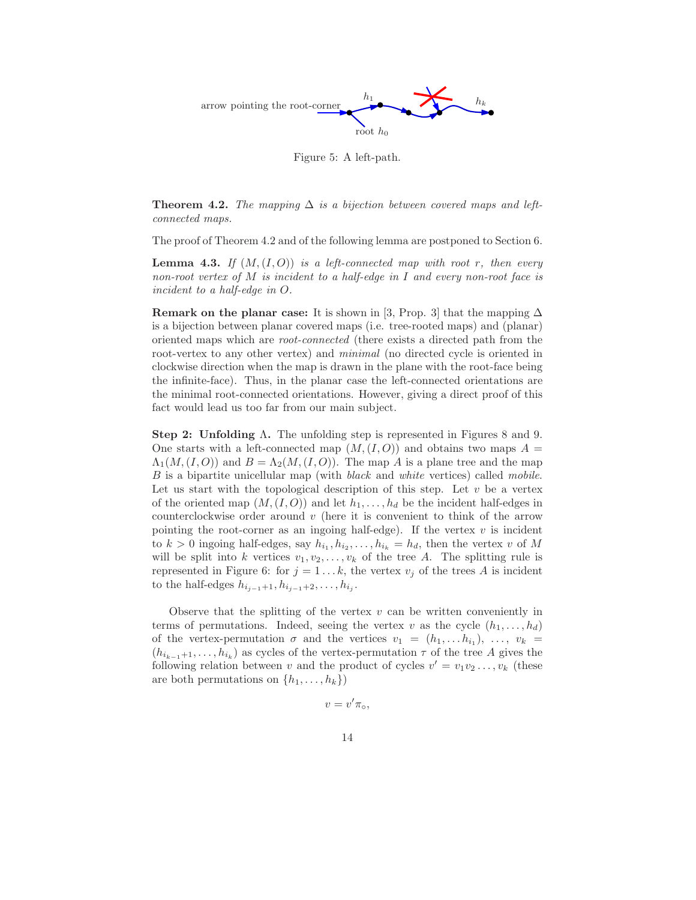Figure 5: A left-path.

**Theorem 4.2.** *The mapping $\Delta$ is a bijection between covered maps and left-connected maps.*

The proof of Theorem 4.2 and of the following lemma are postponed to Section 6.

**Lemma 4.3.** *If $(M,(I,O))$ is a left-connected map with root $r$, then every non-root vertex of $M$ is incident to a half-edge in $I$ and every non-root face is incident to a half-edge in $O$.*

**Remark on the planar case:** It is shown in [3, Prop. 3] that the mapping $\Delta$ is a bijection between planar covered maps (i.e. tree-rooted maps) and (planar) oriented maps which are *root-connected* (there exists a directed path from the root-vertex to any other vertex) and *minimal* (no directed cycle is oriented in clockwise direction when the map is drawn in the plane with the root-face being the infinite-face). Thus, in the planar case the left-connected orientations are the minimal root-connected orientations. However, giving a direct proof of this fact would lead us too far from our main subject.

**Step 2: Unfolding $\Lambda$.** The unfolding step is represented in Figures 8 and 9. One starts with a left-connected map $(M,(I,O))$ and obtains two maps $A = \Lambda_1(M,(I,O))$ and $B = \Lambda_2(M,(I,O))$. The map $A$ is a plane tree and the map $B$ is a bipartite unicellular map (with *black* and *white* vertices) called *mobile*. Let us start with the topological description of this step. Let $v$ be a vertex of the oriented map $(M,(I,O))$ and let $h_1,\ldots,h_d$ be the incident half-edges in counterclockwise order around $v$ (here it is convenient to think of the arrow pointing the root-corner as an ingoing half-edge). If the vertex $v$ is incident to $k>0$ ingoing half-edges, say $h_{i_1},h_{i_2},\ldots,h_{i_k}=h_d$, then the vertex $v$ of $M$ will be split into $k$ vertices $v_1,v_2,\ldots,v_k$ of the tree $A$. The splitting rule is represented in Figure 6: for $j=1\ldots k$, the vertex $v_j$ of the trees $A$ is incident to the half-edges $h_{i_{j-1}+1},h_{i_{j-1}+2},\ldots,h_{i_j}$.

Observe that the splitting of the vertex $v$ can be written conveniently in terms of permutations. Indeed, seeing the vertex $v$ as the cycle $(h_1,\ldots,h_d)$ of the vertex-permutation $\sigma$ and the vertices $v_1=(h_1,\ldots h_{i_1})$, $\ldots$, $v_k=(h_{i_{k-1}+1},\ldots,h_{i_k})$ as cycles of the vertex-permutation $\tau$ of the tree $A$ gives the following relation between $v$ and the product of cycles $v'=v_1v_2\ldots,v_k$ (these are both permutations on $\{h_1,\ldots,h_k\}$)

$$v = v'\pi_\circ,$$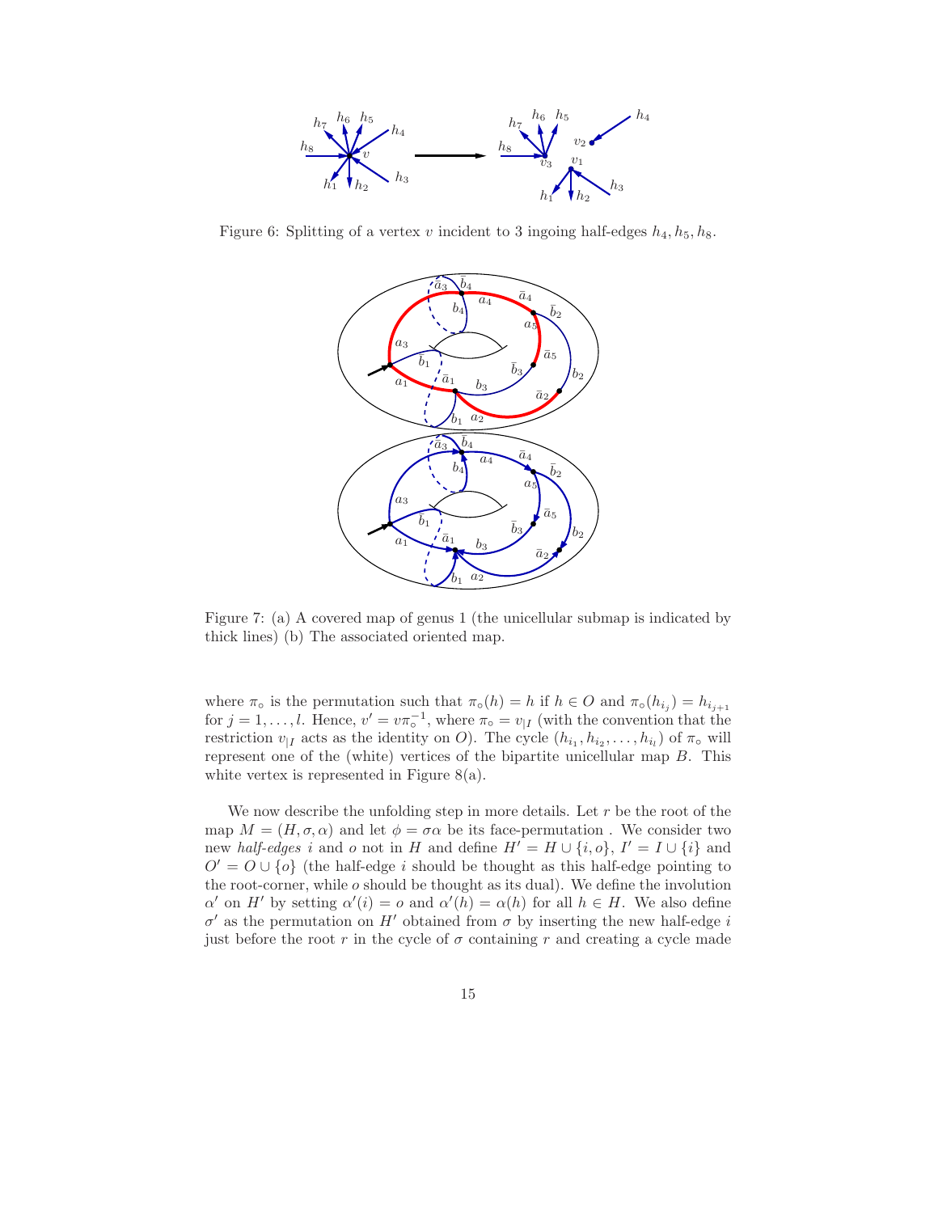Figure 6: Splitting of a vertex $v$ incident to 3 ingoing half-edges $h_4, h_5, h_8$.

Figure 7: (a) A covered map of genus 1 (the unicellular submap is indicated by thick lines) (b) The associated oriented map.

where $\pi_\circ$ is the permutation such that $\pi_\circ(h) = h$ if $h \in O$ and $\pi_\circ(h_{i_j}) = h_{i_{j+1}}$ for $j = 1, \ldots, l$. Hence, $v' = v\pi_\circ^{-1}$, where $\pi_\circ = v_{|I}$ (with the convention that the restriction $v_{|I}$ acts as the identity on $O$). The cycle $(h_{i_1}, h_{i_2}, \ldots, h_{i_l})$ of $\pi_\circ$ will represent one of the (white) vertices of the bipartite unicellular map $B$. This white vertex is represented in Figure 8(a).

We now describe the unfolding step in more details. Let $r$ be the root of the map $M = (H, \sigma, \alpha)$ and let $\phi = \sigma\alpha$ be its face-permutation . We consider two new *half-edges* $i$ and $o$ not in $H$ and define $H' = H \cup \{i, o\}$, $I' = I \cup \{i\}$ and $O' = O \cup \{o\}$ (the half-edge $i$ should be thought as this half-edge pointing to the root-corner, while $o$ should be thought as its dual). We define the involution $\alpha'$ on $H'$ by setting $\alpha'(i) = o$ and $\alpha'(h) = \alpha(h)$ for all $h \in H$. We also define $\sigma'$ as the permutation on $H'$ obtained from $\sigma$ by inserting the new half-edge $i$ just before the root $r$ in the cycle of $\sigma$ containing $r$ and creating a cycle made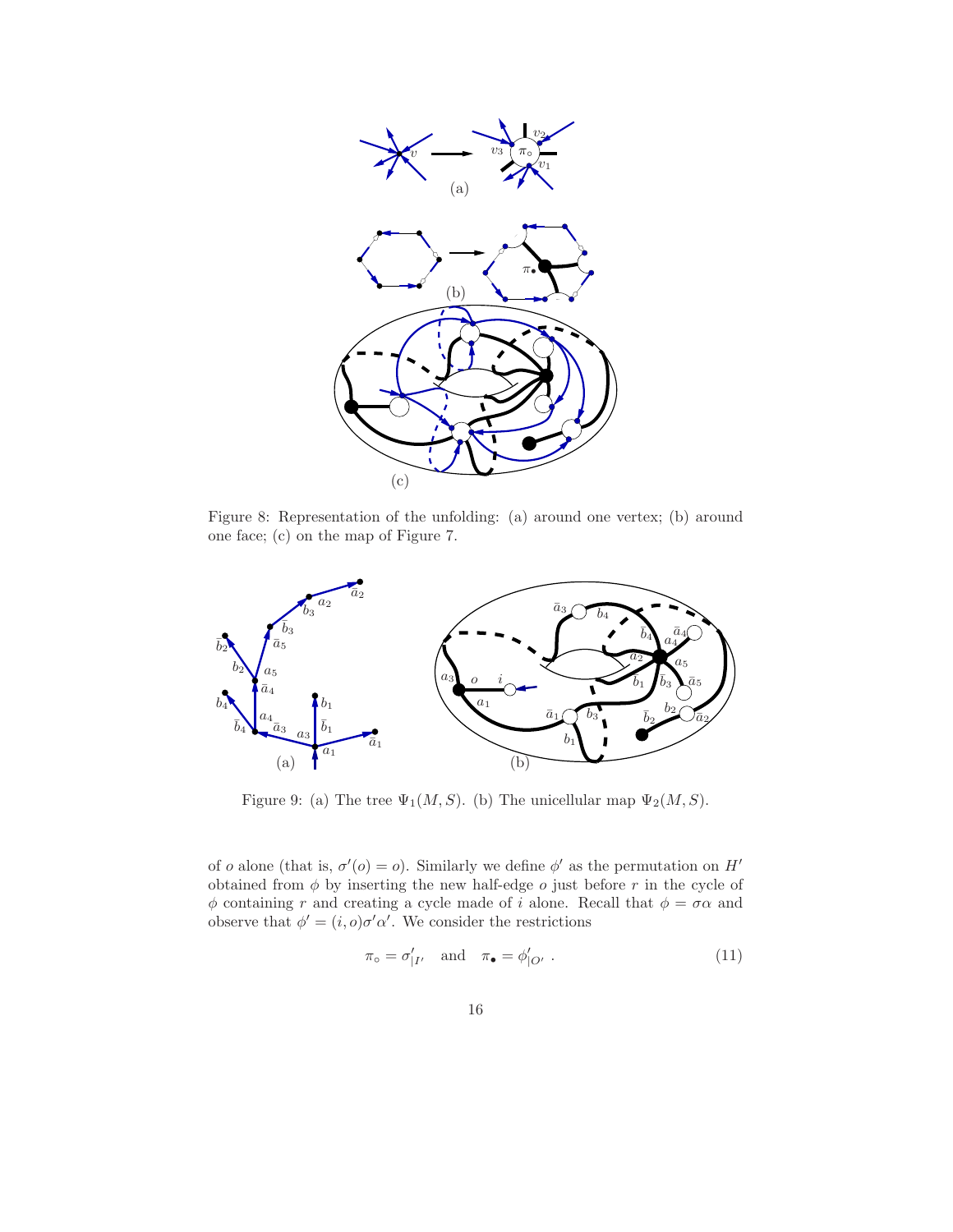Figure 8: Representation of the unfolding: (a) around one vertex; (b) around one face; (c) on the map of Figure 7.

Figure 9: (a) The tree $\Psi_1(M, S)$. (b) The unicellular map $\Psi_2(M, S)$.

of $o$ alone (that is, $\sigma'(o) = o$). Similarly we define $\phi'$ as the permutation on $H'$ obtained from $\phi$ by inserting the new half-edge $o$ just before $r$ in the cycle of $\phi$ containing $r$ and creating a cycle made of $i$ alone. Recall that $\phi = \sigma\alpha$ and observe that $\phi' = (i, o)\sigma'\alpha'$. We consider the restrictions

$$\pi_\circ = \sigma'_{|I'} \quad \text{and} \quad \pi_\bullet = \phi'_{|O'} \ . \tag{11}$$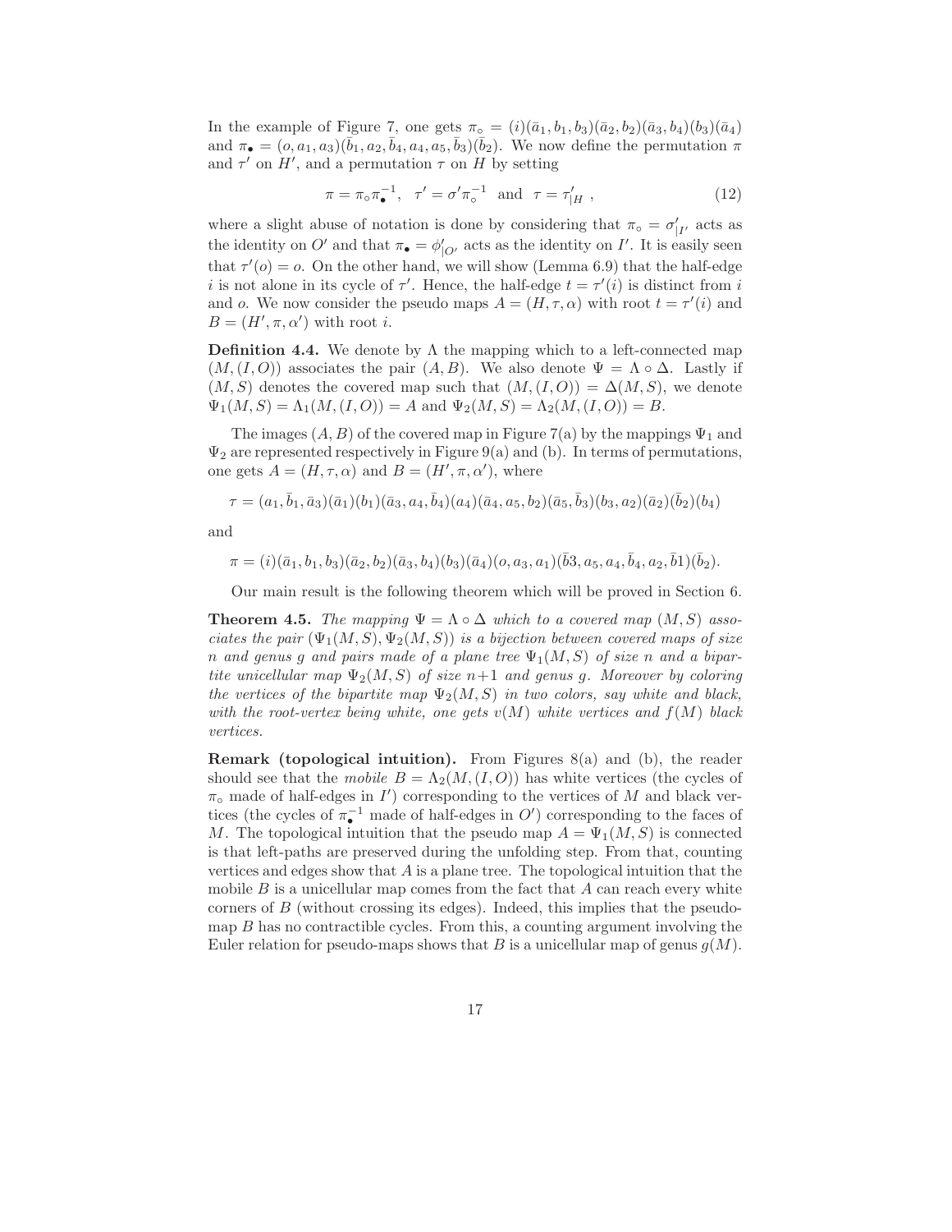In the example of Figure 7, one gets $\pi_\circ = (i)(\bar{a}_1, b_1, b_3)(\bar{a}_2, b_2)(\bar{a}_3, b_4)(b_3)(\bar{a}_4)$ and $\pi_\bullet = (o, a_1, a_3)(\bar{b}_1, a_2, \bar{b}_4, a_4, a_5, \bar{b}_3)(\bar{b}_2)$. We now define the permutation $\pi$ and $\tau'$ on $H'$, and a permutation $\tau$ on $H$ by setting

$$\pi = \pi_\circ \pi_\bullet^{-1}, \quad \tau' = \sigma' \pi_\circ^{-1} \quad \text{and} \quad \tau = \tau'_{|H} \; , \tag{12}$$

where a slight abuse of notation is done by considering that $\pi_\circ = \sigma'_{|I'}$ acts as the identity on $O'$ and that $\pi_\bullet = \phi'_{|O'}$ acts as the identity on $I'$. It is easily seen that $\tau'(o) = o$. On the other hand, we will show (Lemma 6.9) that the half-edge $i$ is not alone in its cycle of $\tau'$. Hence, the half-edge $t = \tau'(i)$ is distinct from $i$ and $o$. We now consider the pseudo maps $A = (H, \tau, \alpha)$ with root $t = \tau'(i)$ and $B = (H', \pi, \alpha')$ with root $i$.

**Definition 4.4.** We denote by $\Lambda$ the mapping which to a left-connected map $(M, (I, O))$ associates the pair $(A, B)$. We also denote $\Psi = \Lambda \circ \Delta$. Lastly if $(M, S)$ denotes the covered map such that $(M, (I, O)) = \Delta(M, S)$, we denote $\Psi_1(M, S) = \Lambda_1(M, (I, O)) = A$ and $\Psi_2(M, S) = \Lambda_2(M, (I, O)) = B$.

The images $(A, B)$ of the covered map in Figure 7(a) by the mappings $\Psi_1$ and $\Psi_2$ are represented respectively in Figure 9(a) and (b). In terms of permutations, one gets $A = (H, \tau, \alpha)$ and $B = (H', \pi, \alpha')$, where

$$\tau = (a_1, \bar{b}_1, \bar{a}_3)(\bar{a}_1)(b_1)(\bar{a}_3, a_4, \bar{b}_4)(a_4)(\bar{a}_4, a_5, b_2)(\bar{a}_5, \bar{b}_3)(b_3, a_2)(\bar{a}_2)(\bar{b}_2)(b_4)$$

and

$$\pi = (i)(\bar{a}_1, b_1, b_3)(\bar{a}_2, b_2)(\bar{a}_3, b_4)(b_3)(\bar{a}_4)(o, a_3, a_1)(\bar{b}3, a_5, a_4, \bar{b}_4, a_2, \bar{b}1)(\bar{b}_2).$$

Our main result is the following theorem which will be proved in Section 6.

**Theorem 4.5.** *The mapping $\Psi = \Lambda \circ \Delta$ which to a covered map $(M, S)$ associates the pair $(\Psi_1(M, S), \Psi_2(M, S))$ is a bijection between covered maps of size $n$ and genus $g$ and pairs made of a plane tree $\Psi_1(M, S)$ of size $n$ and a bipartite unicellular map $\Psi_2(M, S)$ of size $n+1$ and genus $g$. Moreover by coloring the vertices of the bipartite map $\Psi_2(M, S)$ in two colors, say white and black, with the root-vertex being white, one gets $v(M)$ white vertices and $f(M)$ black vertices.*

**Remark (topological intuition).** From Figures 8(a) and (b), the reader should see that the *mobile* $B = \Lambda_2(M, (I, O))$ has white vertices (the cycles of $\pi_\circ$ made of half-edges in $I'$) corresponding to the vertices of $M$ and black vertices (the cycles of $\pi_\bullet^{-1}$ made of half-edges in $O'$) corresponding to the faces of $M$. The topological intuition that the pseudo map $A = \Psi_1(M, S)$ is connected is that left-paths are preserved during the unfolding step. From that, counting vertices and edges show that $A$ is a plane tree. The topological intuition that the mobile $B$ is a unicellular map comes from the fact that $A$ can reach every white corners of $B$ (without crossing its edges). Indeed, this implies that the pseudo-map $B$ has no contractible cycles. From this, a counting argument involving the Euler relation for pseudo-maps shows that $B$ is a unicellular map of genus $g(M)$.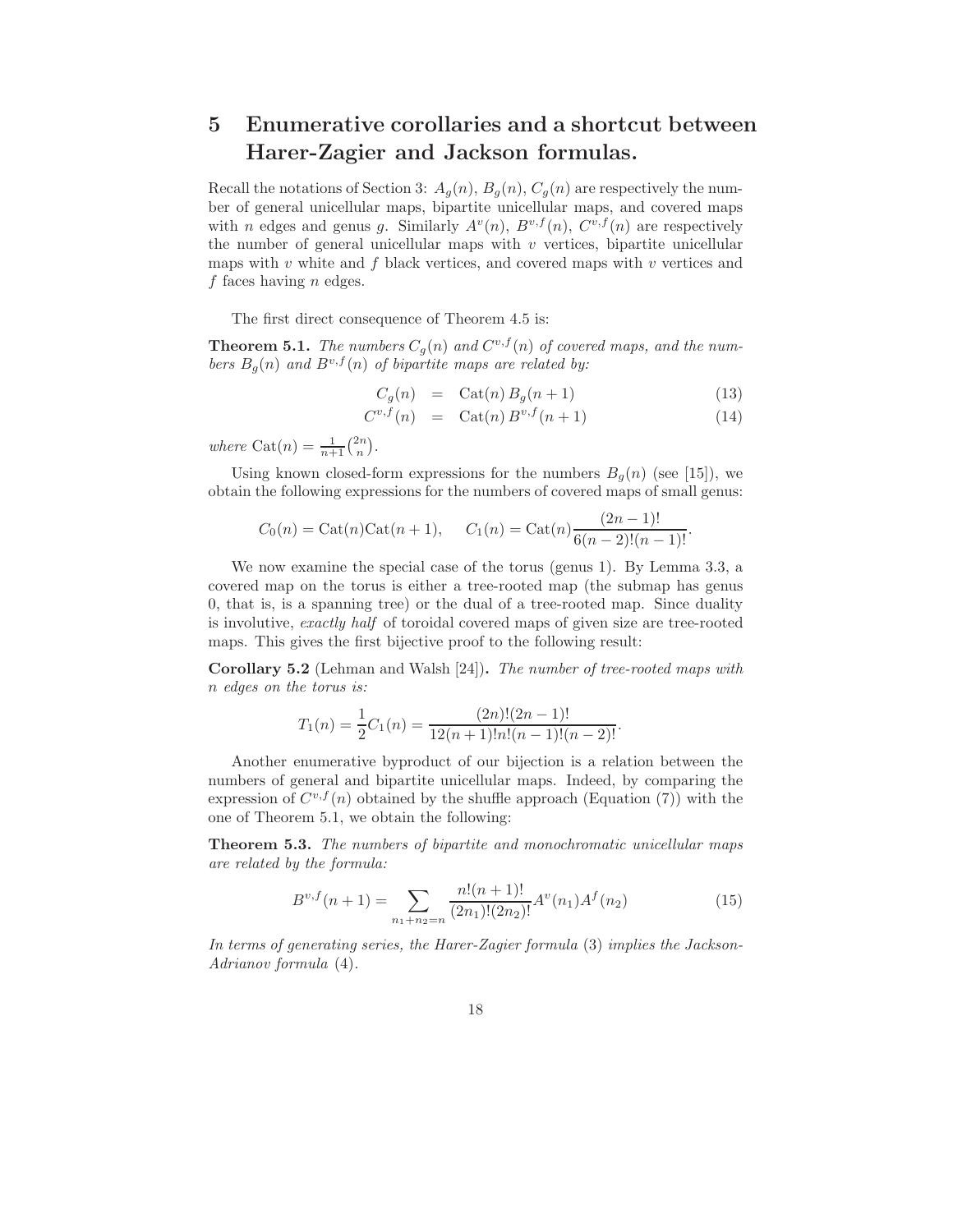## 5 Enumerative corollaries and a shortcut between Harer-Zagier and Jackson formulas.

Recall the notations of Section 3: $A_g(n)$, $B_g(n)$, $C_g(n)$ are respectively the number of general unicellular maps, bipartite unicellular maps, and covered maps with $n$ edges and genus $g$. Similarly $A^v(n)$, $B^{v,f}(n)$, $C^{v,f}(n)$ are respectively the number of general unicellular maps with $v$ vertices, bipartite unicellular maps with $v$ white and $f$ black vertices, and covered maps with $v$ vertices and $f$ faces having $n$ edges.

The first direct consequence of Theorem 4.5 is:

**Theorem 5.1.** *The numbers $C_g(n)$ and $C^{v,f}(n)$ of covered maps, and the numbers $B_g(n)$ and $B^{v,f}(n)$ of bipartite maps are related by:*

$$C_g(n) = \text{Cat}(n)\, B_g(n+1) \tag{13}$$

$$C^{v,f}(n) = \text{Cat}(n)\, B^{v,f}(n+1) \tag{14}$$

*where* $\text{Cat}(n) = \frac{1}{n+1}\binom{2n}{n}$.

Using known closed-form expressions for the numbers $B_g(n)$ (see [15]), we obtain the following expressions for the numbers of covered maps of small genus:

$$C_0(n) = \text{Cat}(n)\text{Cat}(n+1), \qquad C_1(n) = \text{Cat}(n)\frac{(2n-1)!}{6(n-2)!(n-1)!}.$$

We now examine the special case of the torus (genus 1). By Lemma 3.3, a covered map on the torus is either a tree-rooted map (the submap has genus 0, that is, is a spanning tree) or the dual of a tree-rooted map. Since duality is involutive, *exactly half* of toroidal covered maps of given size are tree-rooted maps. This gives the first bijective proof to the following result:

**Corollary 5.2** (Lehman and Walsh [24])**.** *The number of tree-rooted maps with $n$ edges on the torus is:*

$$T_1(n) = \frac{1}{2}C_1(n) = \frac{(2n)!(2n-1)!}{12(n+1)!n!(n-1)!(n-2)!}.$$

Another enumerative byproduct of our bijection is a relation between the numbers of general and bipartite unicellular maps. Indeed, by comparing the expression of $C^{v,f}(n)$ obtained by the shuffle approach (Equation (7)) with the one of Theorem 5.1, we obtain the following:

**Theorem 5.3.** *The numbers of bipartite and monochromatic unicellular maps are related by the formula:*

$$B^{v,f}(n+1) = \sum_{n_1+n_2=n} \frac{n!(n+1)!}{(2n_1)!(2n_2)!} A^v(n_1) A^f(n_2) \tag{15}$$

*In terms of generating series, the Harer-Zagier formula* (3) *implies the Jackson-Adrianov formula* (4).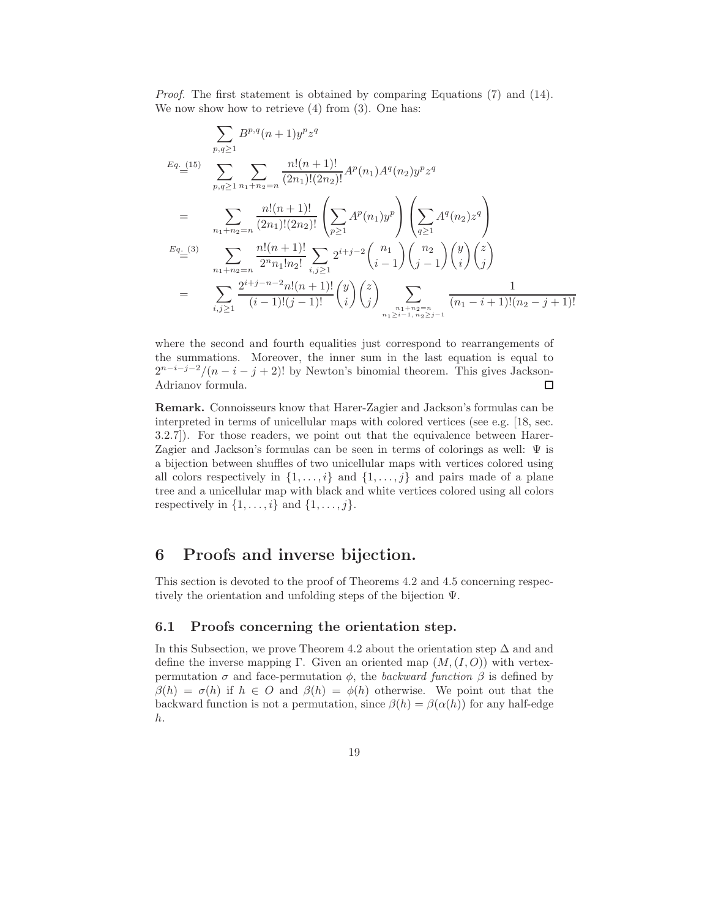*Proof.* The first statement is obtained by comparing Equations (7) and (14). We now show how to retrieve (4) from (3). One has:

$$
\begin{aligned}
&\sum_{p,q\geq 1} B^{p,q}(n+1) y^p z^q \\
\overset{Eq.\ (15)}{=} \quad & \sum_{p,q\geq 1} \sum_{n_1+n_2=n} \frac{n!(n+1)!}{(2n_1)!(2n_2)!} A^p(n_1) A^q(n_2) y^p z^q \\
= \quad & \sum_{n_1+n_2=n} \frac{n!(n+1)!}{(2n_1)!(2n_2)!} \left( \sum_{p\geq 1} A^p(n_1) y^p \right) \left( \sum_{q\geq 1} A^q(n_2) z^q \right) \\
\overset{Eq.\ (3)}{=} \quad & \sum_{n_1+n_2=n} \frac{n!(n+1)!}{2^n n_1! n_2!} \sum_{i,j\geq 1} 2^{i+j-2} \binom{n_1}{i-1} \binom{n_2}{j-1} \binom{y}{i} \binom{z}{j} \\
= \quad & \sum_{i,j\geq 1} \frac{2^{i+j-n-2} n!(n+1)!}{(i-1)!(j-1)!} \binom{y}{i} \binom{z}{j} \sum_{\substack{n_1+n_2=n \\ n_1\geq i-1,\ n_2\geq j-1}} \frac{1}{(n_1-i+1)!(n_2-j+1)!}
\end{aligned}
$$

where the second and fourth equalities just correspond to rearrangements of the summations. Moreover, the inner sum in the last equation is equal to $2^{n-i-j-2}/(n-i-j+2)!$ by Newton's binomial theorem. This gives Jackson-Adrianov formula. □

**Remark.** Connoisseurs know that Harer-Zagier and Jackson's formulas can be interpreted in terms of unicellular maps with colored vertices (see e.g. [18, sec. 3.2.7]). For those readers, we point out that the equivalence between Harer-Zagier and Jackson's formulas can be seen in terms of colorings as well: $\Psi$ is a bijection between shuffles of two unicellular maps with vertices colored using all colors respectively in $\{1, \ldots, i\}$ and $\{1, \ldots, j\}$ and pairs made of a plane tree and a unicellular map with black and white vertices colored using all colors respectively in $\{1, \ldots, i\}$ and $\{1, \ldots, j\}$.

# 6 Proofs and inverse bijection.

This section is devoted to the proof of Theorems 4.2 and 4.5 concerning respectively the orientation and unfolding steps of the bijection $\Psi$.

## 6.1 Proofs concerning the orientation step.

In this Subsection, we prove Theorem 4.2 about the orientation step $\Delta$ and and define the inverse mapping $\Gamma$. Given an oriented map $(M, (I, O))$ with vertex-permutation $\sigma$ and face-permutation $\phi$, the *backward function* $\beta$ is defined by $\beta(h) = \sigma(h)$ if $h \in O$ and $\beta(h) = \phi(h)$ otherwise. We point out that the backward function is not a permutation, since $\beta(h) = \beta(\alpha(h))$ for any half-edge $h$.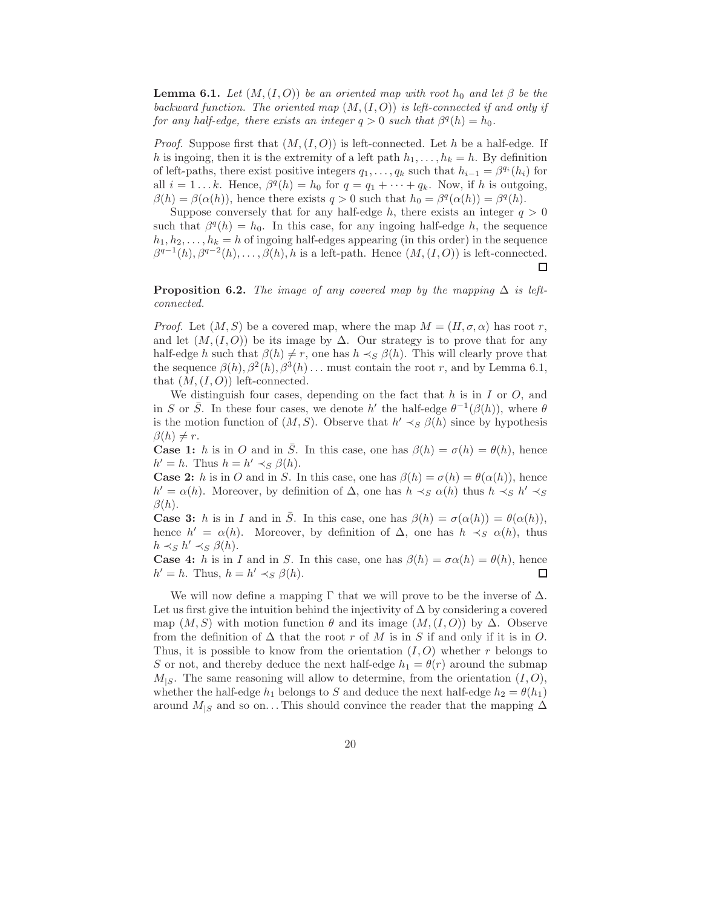**Lemma 6.1.** *Let $(M,(I,O))$ be an oriented map with root $h_0$ and let $\beta$ be the backward function. The oriented map $(M,(I,O))$ is left-connected if and only if for any half-edge, there exists an integer $q > 0$ such that $\beta^q(h) = h_0$.*

*Proof.* Suppose first that $(M,(I,O))$ is left-connected. Let $h$ be a half-edge. If $h$ is ingoing, then it is the extremity of a left path $h_1, \ldots, h_k = h$. By definition of left-paths, there exist positive integers $q_1, \ldots, q_k$ such that $h_{i-1} = \beta^{q_i}(h_i)$ for all $i = 1 \ldots k$. Hence, $\beta^q(h) = h_0$ for $q = q_1 + \cdots + q_k$. Now, if $h$ is outgoing, $\beta(h) = \beta(\alpha(h))$, hence there exists $q > 0$ such that $h_0 = \beta^q(\alpha(h)) = \beta^q(h)$.

Suppose conversely that for any half-edge $h$, there exists an integer $q > 0$ such that $\beta^q(h) = h_0$. In this case, for any ingoing half-edge $h$, the sequence $h_1, h_2, \ldots, h_k = h$ of ingoing half-edges appearing (in this order) in the sequence $\beta^{q-1}(h), \beta^{q-2}(h), \ldots, \beta(h), h$ is a left-path. Hence $(M,(I,O))$ is left-connected. $\square$

**Proposition 6.2.** *The image of any covered map by the mapping $\Delta$ is left-connected.*

*Proof.* Let $(M,S)$ be a covered map, where the map $M = (H, \sigma, \alpha)$ has root $r$, and let $(M,(I,O))$ be its image by $\Delta$. Our strategy is to prove that for any half-edge $h$ such that $\beta(h) \neq r$, one has $h \prec_S \beta(h)$. This will clearly prove that the sequence $\beta(h), \beta^2(h), \beta^3(h) \ldots$ must contain the root $r$, and by Lemma 6.1, that $(M,(I,O))$ left-connected.

We distinguish four cases, depending on the fact that $h$ is in $I$ or $O$, and in $S$ or $\bar{S}$. In these four cases, we denote $h'$ the half-edge $\theta^{-1}(\beta(h))$, where $\theta$ is the motion function of $(M,S)$. Observe that $h' \prec_S \beta(h)$ since by hypothesis $\beta(h) \neq r$.

**Case 1:** $h$ is in $O$ and in $\bar{S}$. In this case, one has $\beta(h) = \sigma(h) = \theta(h)$, hence $h' = h$. Thus $h = h' \prec_S \beta(h)$.

**Case 2:** $h$ is in $O$ and in $S$. In this case, one has $\beta(h) = \sigma(h) = \theta(\alpha(h))$, hence $h' = \alpha(h)$. Moreover, by definition of $\Delta$, one has $h \prec_S \alpha(h)$ thus $h \prec_S h' \prec_S \beta(h)$.

**Case 3:** $h$ is in $I$ and in $\bar{S}$. In this case, one has $\beta(h) = \sigma(\alpha(h)) = \theta(\alpha(h))$, hence $h' = \alpha(h)$. Moreover, by definition of $\Delta$, one has $h \prec_S \alpha(h)$, thus $h \prec_S h' \prec_S \beta(h)$.

**Case 4:** $h$ is in $I$ and in $S$. In this case, one has $\beta(h) = \sigma\alpha(h) = \theta(h)$, hence $h' = h$. Thus, $h = h' \prec_S \beta(h)$. $\square$

We will now define a mapping $\Gamma$ that we will prove to be the inverse of $\Delta$. Let us first give the intuition behind the injectivity of $\Delta$ by considering a covered map $(M,S)$ with motion function $\theta$ and its image $(M,(I,O))$ by $\Delta$. Observe from the definition of $\Delta$ that the root $r$ of $M$ is in $S$ if and only if it is in $O$. Thus, it is possible to know from the orientation $(I,O)$ whether $r$ belongs to $S$ or not, and thereby deduce the next half-edge $h_1 = \theta(r)$ around the submap $M_{|S}$. The same reasoning will allow to determine, from the orientation $(I,O)$, whether the half-edge $h_1$ belongs to $S$ and deduce the next half-edge $h_2 = \theta(h_1)$ around $M_{|S}$ and so on... This should convince the reader that the mapping $\Delta$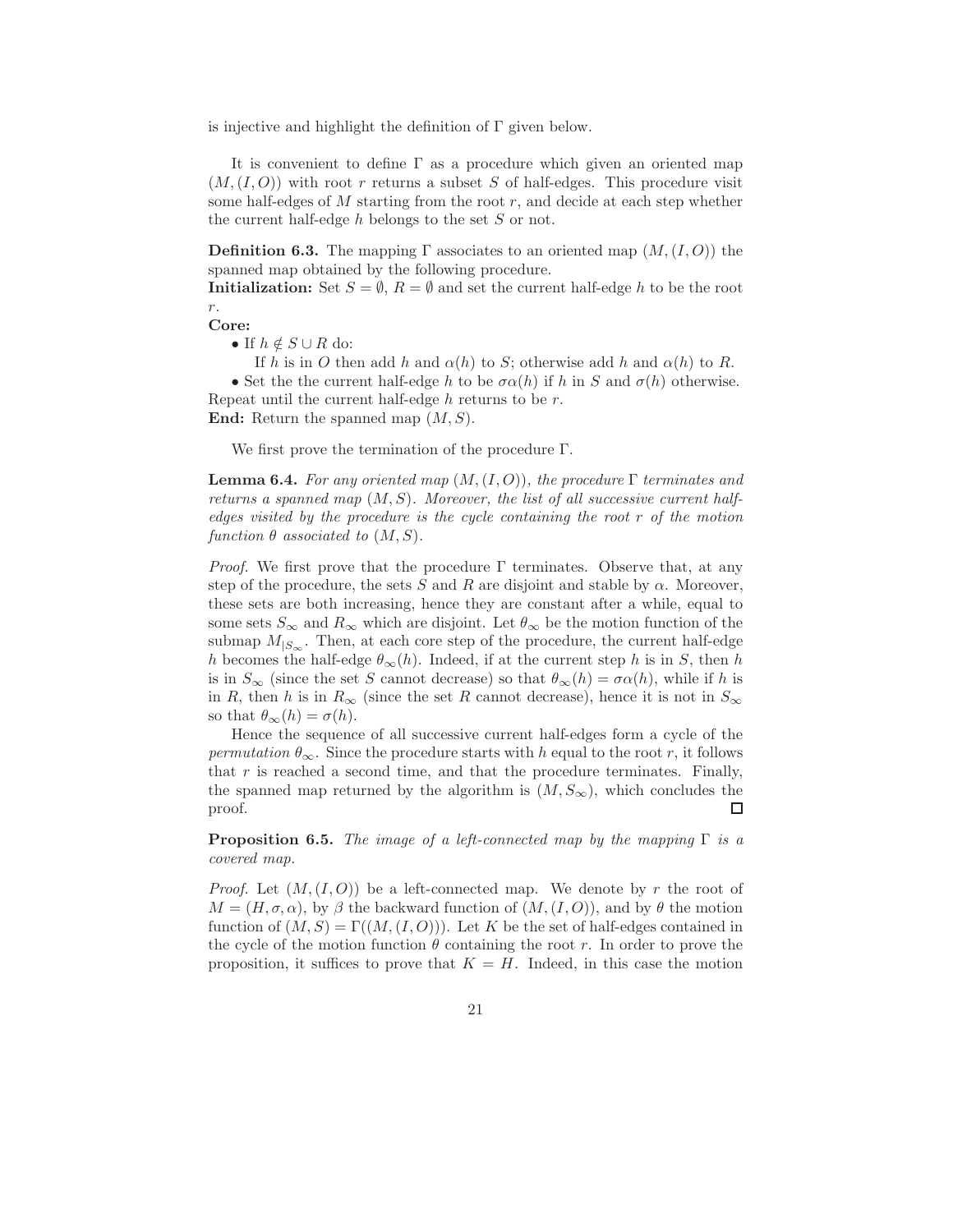is injective and highlight the definition of $\Gamma$ given below.

It is convenient to define $\Gamma$ as a procedure which given an oriented map $(M,(I,O))$ with root $r$ returns a subset $S$ of half-edges. This procedure visit some half-edges of $M$ starting from the root $r$, and decide at each step whether the current half-edge $h$ belongs to the set $S$ or not.

**Definition 6.3.** The mapping $\Gamma$ associates to an oriented map $(M,(I,O))$ the spanned map obtained by the following procedure.
**Initialization:** Set $S = \emptyset$, $R = \emptyset$ and set the current half-edge $h$ to be the root $r$.
**Core:**

- If $h \notin S \cup R$ do:
  If $h$ is in $O$ then add $h$ and $\alpha(h)$ to $S$; otherwise add $h$ and $\alpha(h)$ to $R$.
- Set the the current half-edge $h$ to be $\sigma\alpha(h)$ if $h$ in $S$ and $\sigma(h)$ otherwise.

Repeat until the current half-edge $h$ returns to be $r$.
**End:** Return the spanned map $(M,S)$.

We first prove the termination of the procedure $\Gamma$.

**Lemma 6.4.** *For any oriented map $(M,(I,O))$, the procedure $\Gamma$ terminates and returns a spanned map $(M,S)$. Moreover, the list of all successive current half-edges visited by the procedure is the cycle containing the root $r$ of the motion function $\theta$ associated to $(M,S)$.*

*Proof.* We first prove that the procedure $\Gamma$ terminates. Observe that, at any step of the procedure, the sets $S$ and $R$ are disjoint and stable by $\alpha$. Moreover, these sets are both increasing, hence they are constant after a while, equal to some sets $S_\infty$ and $R_\infty$ which are disjoint. Let $\theta_\infty$ be the motion function of the submap $M_{|S_\infty}$. Then, at each core step of the procedure, the current half-edge $h$ becomes the half-edge $\theta_\infty(h)$. Indeed, if at the current step $h$ is in $S$, then $h$ is in $S_\infty$ (since the set $S$ cannot decrease) so that $\theta_\infty(h) = \sigma\alpha(h)$, while if $h$ is in $R$, then $h$ is in $R_\infty$ (since the set $R$ cannot decrease), hence it is not in $S_\infty$ so that $\theta_\infty(h) = \sigma(h)$.

Hence the sequence of all successive current half-edges form a cycle of the *permutation* $\theta_\infty$. Since the procedure starts with $h$ equal to the root $r$, it follows that $r$ is reached a second time, and that the procedure terminates. Finally, the spanned map returned by the algorithm is $(M,S_\infty)$, which concludes the proof. □

**Proposition 6.5.** *The image of a left-connected map by the mapping $\Gamma$ is a covered map.*

*Proof.* Let $(M,(I,O))$ be a left-connected map. We denote by $r$ the root of $M = (H,\sigma,\alpha)$, by $\beta$ the backward function of $(M,(I,O))$, and by $\theta$ the motion function of $(M,S) = \Gamma((M,(I,O)))$. Let $K$ be the set of half-edges contained in the cycle of the motion function $\theta$ containing the root $r$. In order to prove the proposition, it suffices to prove that $K = H$. Indeed, in this case the motion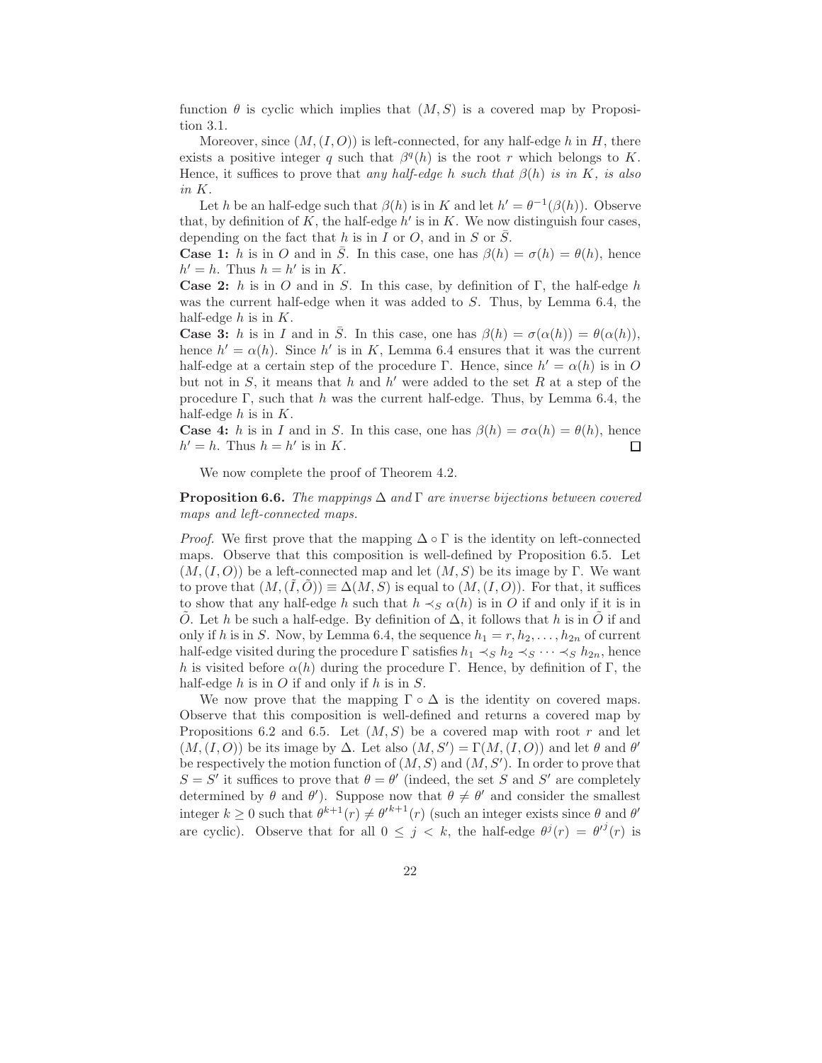function $\theta$ is cyclic which implies that $(M, S)$ is a covered map by Proposition 3.1.

Moreover, since $(M, (I, O))$ is left-connected, for any half-edge $h$ in $H$, there exists a positive integer $q$ such that $\beta^q(h)$ is the root $r$ which belongs to $K$. Hence, it suffices to prove that *any half-edge $h$ such that $\beta(h)$ is in $K$, is also in $K$.*

Let $h$ be an half-edge such that $\beta(h)$ is in $K$ and let $h' = \theta^{-1}(\beta(h))$. Observe that, by definition of $K$, the half-edge $h'$ is in $K$. We now distinguish four cases, depending on the fact that $h$ is in $I$ or $O$, and in $S$ or $\bar{S}$.

**Case 1:** $h$ is in $O$ and in $\bar{S}$. In this case, one has $\beta(h) = \sigma(h) = \theta(h)$, hence $h' = h$. Thus $h = h'$ is in $K$.

**Case 2:** $h$ is in $O$ and in $S$. In this case, by definition of $\Gamma$, the half-edge $h$ was the current half-edge when it was added to $S$. Thus, by Lemma 6.4, the half-edge $h$ is in $K$.

**Case 3:** $h$ is in $I$ and in $\bar{S}$. In this case, one has $\beta(h) = \sigma(\alpha(h)) = \theta(\alpha(h))$, hence $h' = \alpha(h)$. Since $h'$ is in $K$, Lemma 6.4 ensures that it was the current half-edge at a certain step of the procedure $\Gamma$. Hence, since $h' = \alpha(h)$ is in $O$ but not in $S$, it means that $h$ and $h'$ were added to the set $R$ at a step of the procedure $\Gamma$, such that $h$ was the current half-edge. Thus, by Lemma 6.4, the half-edge $h$ is in $K$.

**Case 4:** $h$ is in $I$ and in $S$. In this case, one has $\beta(h) = \sigma\alpha(h) = \theta(h)$, hence $h' = h$. Thus $h = h'$ is in $K$. $\square$

We now complete the proof of Theorem 4.2.

**Proposition 6.6.** *The mappings $\Delta$ and $\Gamma$ are inverse bijections between covered maps and left-connected maps.*

*Proof.* We first prove that the mapping $\Delta \circ \Gamma$ is the identity on left-connected maps. Observe that this composition is well-defined by Proposition 6.5. Let $(M, (I, O))$ be a left-connected map and let $(M, S)$ be its image by $\Gamma$. We want to prove that $(M, (\tilde{I}, \tilde{O})) \equiv \Delta(M, S)$ is equal to $(M, (I, O))$. For that, it suffices to show that any half-edge $h$ such that $h \prec_S \alpha(h)$ is in $O$ if and only if it is in $\tilde{O}$. Let $h$ be such a half-edge. By definition of $\Delta$, it follows that $h$ is in $\tilde{O}$ if and only if $h$ is in $S$. Now, by Lemma 6.4, the sequence $h_1 = r, h_2, \ldots, h_{2n}$ of current half-edge visited during the procedure $\Gamma$ satisfies $h_1 \prec_S h_2 \prec_S \cdots \prec_S h_{2n}$, hence $h$ is visited before $\alpha(h)$ during the procedure $\Gamma$. Hence, by definition of $\Gamma$, the half-edge $h$ is in $O$ if and only if $h$ is in $S$.

We now prove that the mapping $\Gamma \circ \Delta$ is the identity on covered maps. Observe that this composition is well-defined and returns a covered map by Propositions 6.2 and 6.5. Let $(M, S)$ be a covered map with root $r$ and let $(M, (I, O))$ be its image by $\Delta$. Let also $(M, S') = \Gamma(M, (I, O))$ and let $\theta$ and $\theta'$ be respectively the motion function of $(M, S)$ and $(M, S')$. In order to prove that $S = S'$ it suffices to prove that $\theta = \theta'$ (indeed, the set $S$ and $S'$ are completely determined by $\theta$ and $\theta'$). Suppose now that $\theta \neq \theta'$ and consider the smallest integer $k \geq 0$ such that $\theta^{k+1}(r) \neq \theta'^{k+1}(r)$ (such an integer exists since $\theta$ and $\theta'$ are cyclic). Observe that for all $0 \leq j < k$, the half-edge $\theta^j(r) = \theta'^j(r)$ is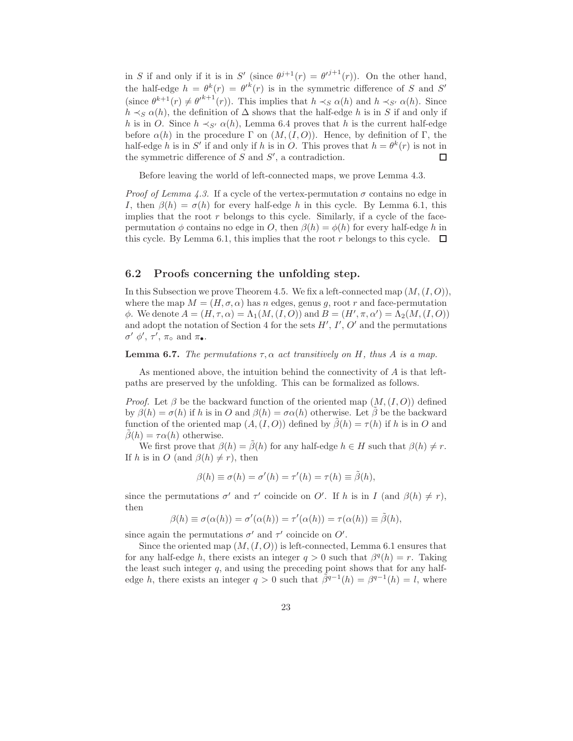in $S$ if and only if it is in $S'$ (since $\theta^{j+1}(r) = \theta'^{j+1}(r)$). On the other hand, the half-edge $h = \theta^k(r) = \theta'^k(r)$ is in the symmetric difference of $S$ and $S'$ (since $\theta^{k+1}(r) \neq \theta'^{k+1}(r)$). This implies that $h \prec_S \alpha(h)$ and $h \prec_{S'} \alpha(h)$. Since $h \prec_S \alpha(h)$, the definition of $\Delta$ shows that the half-edge $h$ is in $S$ if and only if $h$ is in $O$. Since $h \prec_{S'} \alpha(h)$, Lemma 6.4 proves that $h$ is the current half-edge before $\alpha(h)$ in the procedure $\Gamma$ on $(M,(I,O))$. Hence, by definition of $\Gamma$, the half-edge $h$ is in $S'$ if and only if $h$ is in $O$. This proves that $h = \theta^k(r)$ is not in the symmetric difference of $S$ and $S'$, a contradiction. □

Before leaving the world of left-connected maps, we prove Lemma 4.3.

*Proof of Lemma 4.3.* If a cycle of the vertex-permutation $\sigma$ contains no edge in $I$, then $\beta(h) = \sigma(h)$ for every half-edge $h$ in this cycle. By Lemma 6.1, this implies that the root $r$ belongs to this cycle. Similarly, if a cycle of the face-permutation $\phi$ contains no edge in $O$, then $\beta(h) = \phi(h)$ for every half-edge $h$ in this cycle. By Lemma 6.1, this implies that the root $r$ belongs to this cycle. □

## 6.2 Proofs concerning the unfolding step.

In this Subsection we prove Theorem 4.5. We fix a left-connected map $(M,(I,O))$, where the map $M = (H,\sigma,\alpha)$ has $n$ edges, genus $g$, root $r$ and face-permutation $\phi$. We denote $A = (H,\tau,\alpha) = \Lambda_1(M,(I,O))$ and $B = (H',\pi,\alpha') = \Lambda_2(M,(I,O))$ and adopt the notation of Section 4 for the sets $H'$, $I'$, $O'$ and the permutations $\sigma'$ $\phi'$, $\tau'$, $\pi_\circ$ and $\pi_\bullet$.

**Lemma 6.7.** *The permutations $\tau,\alpha$ act transitively on $H$, thus $A$ is a map.*

As mentioned above, the intuition behind the connectivity of $A$ is that left-paths are preserved by the unfolding. This can be formalized as follows.

*Proof.* Let $\beta$ be the backward function of the oriented map $(M,(I,O))$ defined by $\beta(h) = \sigma(h)$ if $h$ is in $O$ and $\beta(h) = \sigma\alpha(h)$ otherwise. Let $\tilde{\beta}$ be the backward function of the oriented map $(A,(I,O))$ defined by $\tilde{\beta}(h) = \tau(h)$ if $h$ is in $O$ and $\tilde{\beta}(h) = \tau\alpha(h)$ otherwise.

We first prove that $\beta(h) = \tilde{\beta}(h)$ for any half-edge $h \in H$ such that $\beta(h) \neq r$. If $h$ is in $O$ (and $\beta(h) \neq r$), then

$$\beta(h) \equiv \sigma(h) = \sigma'(h) = \tau'(h) = \tau(h) \equiv \tilde{\beta}(h),$$

since the permutations $\sigma'$ and $\tau'$ coincide on $O'$. If $h$ is in $I$ (and $\beta(h) \neq r$), then

$$\beta(h) \equiv \sigma(\alpha(h)) = \sigma'(\alpha(h)) = \tau'(\alpha(h)) = \tau(\alpha(h)) \equiv \tilde{\beta}(h),$$

since again the permutations $\sigma'$ and $\tau'$ coincide on $O'$.

Since the oriented map $(M,(I,O))$ is left-connected, Lemma 6.1 ensures that for any half-edge $h$, there exists an integer $q > 0$ such that $\beta^q(h) = r$. Taking the least such integer $q$, and using the preceding point shows that for any half-edge $h$, there exists an integer $q > 0$ such that $\tilde{\beta}^{q-1}(h) = \beta^{q-1}(h) = l$, where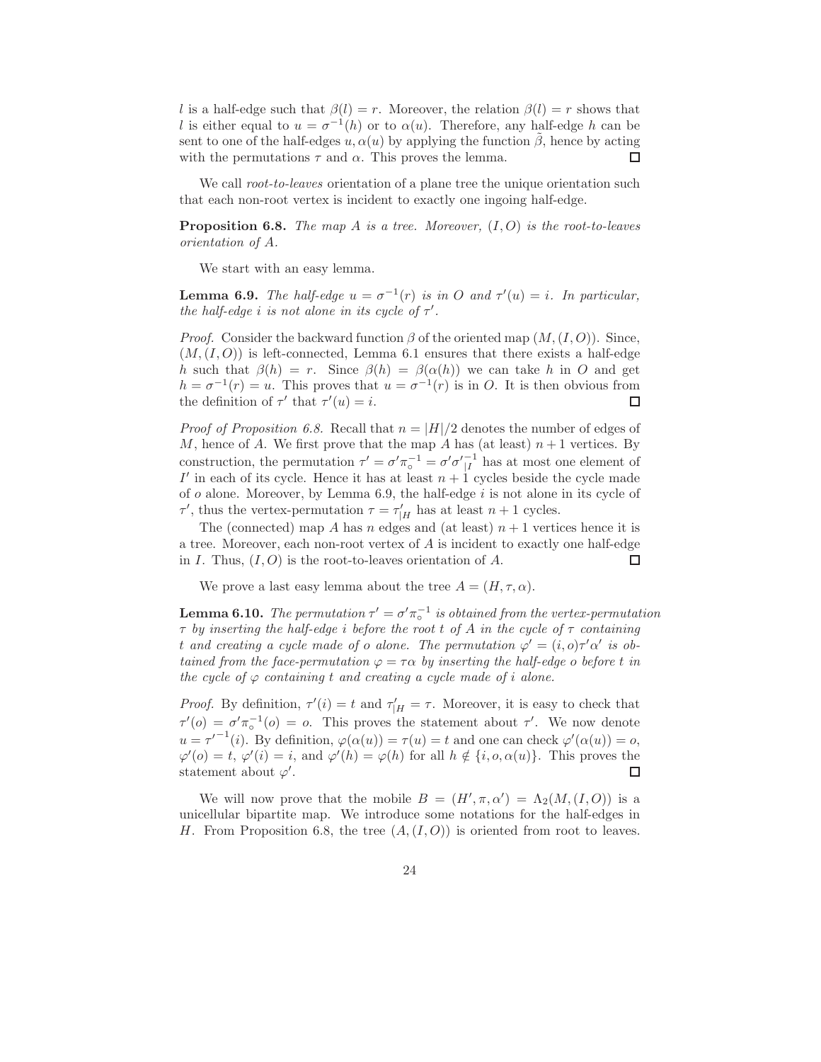$l$ is a half-edge such that $\beta(l) = r$. Moreover, the relation $\beta(l) = r$ shows that $l$ is either equal to $u = \sigma^{-1}(h)$ or to $\alpha(u)$. Therefore, any half-edge $h$ can be sent to one of the half-edges $u, \alpha(u)$ by applying the function $\tilde{\beta}$, hence by acting with the permutations $\tau$ and $\alpha$. This proves the lemma. $\square$

We call *root-to-leaves* orientation of a plane tree the unique orientation such that each non-root vertex is incident to exactly one ingoing half-edge.

**Proposition 6.8.** *The map $A$ is a tree. Moreover, $(I, O)$ is the root-to-leaves orientation of $A$.*

We start with an easy lemma.

**Lemma 6.9.** *The half-edge $u = \sigma^{-1}(r)$ is in $O$ and $\tau'(u) = i$. In particular, the half-edge $i$ is not alone in its cycle of $\tau'$.*

*Proof.* Consider the backward function $\beta$ of the oriented map $(M, (I, O))$. Since, $(M, (I, O))$ is left-connected, Lemma 6.1 ensures that there exists a half-edge $h$ such that $\beta(h) = r$. Since $\beta(h) = \beta(\alpha(h))$ we can take $h$ in $O$ and get $h = \sigma^{-1}(r) = u$. This proves that $u = \sigma^{-1}(r)$ is in $O$. It is then obvious from the definition of $\tau'$ that $\tau'(u) = i$. $\square$

*Proof of Proposition 6.8.* Recall that $n = |H|/2$ denotes the number of edges of $M$, hence of $A$. We first prove that the map $A$ has (at least) $n+1$ vertices. By construction, the permutation $\tau' = \sigma' \pi_\circ^{-1} = \sigma' {\sigma'}_{|I}^{-1}$ has at most one element of $I'$ in each of its cycle. Hence it has at least $n+1$ cycles beside the cycle made of $o$ alone. Moreover, by Lemma 6.9, the half-edge $i$ is not alone in its cycle of $\tau'$, thus the vertex-permutation $\tau = \tau'_{|H}$ has at least $n+1$ cycles.

The (connected) map $A$ has $n$ edges and (at least) $n+1$ vertices hence it is a tree. Moreover, each non-root vertex of $A$ is incident to exactly one half-edge in $I$. Thus, $(I, O)$ is the root-to-leaves orientation of $A$. $\square$

We prove a last easy lemma about the tree $A = (H, \tau, \alpha)$.

**Lemma 6.10.** *The permutation $\tau' = \sigma' \pi_\circ^{-1}$ is obtained from the vertex-permutation $\tau$ by inserting the half-edge $i$ before the root $t$ of $A$ in the cycle of $\tau$ containing $t$ and creating a cycle made of $o$ alone. The permutation $\varphi' = (i, o)\tau'\alpha'$ is obtained from the face-permutation $\varphi = \tau\alpha$ by inserting the half-edge $o$ before $t$ in the cycle of $\varphi$ containing $t$ and creating a cycle made of $i$ alone.*

*Proof.* By definition, $\tau'(i) = t$ and $\tau'_{|H} = \tau$. Moreover, it is easy to check that $\tau'(o) = \sigma' \pi_\circ^{-1}(o) = o$. This proves the statement about $\tau'$. We now denote $u = {\tau'}^{-1}(i)$. By definition, $\varphi(\alpha(u)) = \tau(u) = t$ and one can check $\varphi'(\alpha(u)) = o$, $\varphi'(o) = t$, $\varphi'(i) = i$, and $\varphi'(h) = \varphi(h)$ for all $h \notin \{i, o, \alpha(u)\}$. This proves the statement about $\varphi'$. $\square$

We will now prove that the mobile $B = (H', \pi, \alpha') = \Lambda_2(M, (I, O))$ is a unicellular bipartite map. We introduce some notations for the half-edges in $H$. From Proposition 6.8, the tree $(A, (I, O))$ is oriented from root to leaves.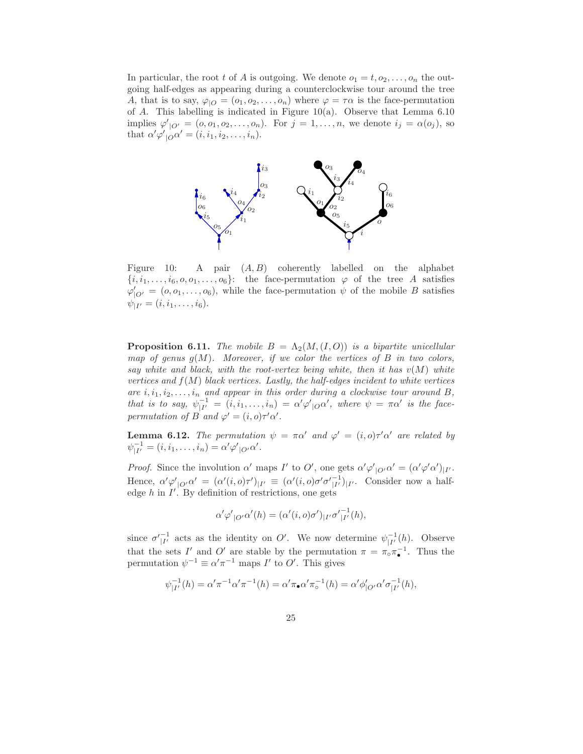In particular, the root $t$ of $A$ is outgoing. We denote $o_1 = t, o_2, \ldots, o_n$ the outgoing half-edges as appearing during a counterclockwise tour around the tree $A$, that is to say, $\varphi_{|O} = (o_1, o_2, \ldots, o_n)$ where $\varphi = \tau\alpha$ is the face-permutation of $A$. This labelling is indicated in Figure 10(a). Observe that Lemma 6.10 implies ${\varphi'}_{|O'} = (o, o_1, o_2, \ldots, o_n)$. For $j = 1, \ldots, n$, we denote $i_j = \alpha(o_j)$, so that $\alpha' {\varphi'}_{|O} \alpha' = (i, i_1, i_2, \ldots, i_n)$.

Figure 10: A pair $(A, B)$ coherently labelled on the alphabet $\{i, i_1, \ldots, i_6, o, o_1, \ldots, o_6\}$: the face-permutation $\varphi$ of the tree $A$ satisfies $\varphi'_{|O'} = (o, o_1, \ldots, o_6)$, while the face-permutation $\psi$ of the mobile $B$ satisfies $\psi_{|I'} = (i, i_1, \ldots, i_6)$.

**Proposition 6.11.** *The mobile $B = \Lambda_2(M, (I, O))$ is a bipartite unicellular map of genus $g(M)$. Moreover, if we color the vertices of $B$ in two colors, say white and black, with the root-vertex being white, then it has $v(M)$ white vertices and $f(M)$ black vertices. Lastly, the half-edges incident to white vertices are $i, i_1, i_2, \ldots, i_n$ and appear in this order during a clockwise tour around $B$, that is to say, $\psi^{-1}_{|I'} = (i, i_1, \ldots, i_n) = \alpha' {\varphi'}_{|O} \alpha'$, where $\psi = \pi\alpha'$ is the face-permutation of $B$ and $\varphi' = (i, o)\tau'\alpha'$.*

**Lemma 6.12.** *The permutation $\psi = \pi\alpha'$ and $\varphi' = (i, o)\tau'\alpha'$ are related by $\psi^{-1}_{|I'} = (i, i_1, \ldots, i_n) = \alpha' {\varphi'}_{|O'} \alpha'$.*

*Proof.* Since the involution $\alpha'$ maps $I'$ to $O'$, one gets $\alpha' {\varphi'}_{|O'} \alpha' = (\alpha' \varphi' \alpha')_{|I'}$. Hence, $\alpha' {\varphi'}_{|O'} \alpha' = (\alpha'(i, o)\tau')_{|I'} \equiv (\alpha'(i, o)\sigma' {\sigma'}^{-1}_{|I'})_{|I'}$. Consider now a half-edge $h$ in $I'$. By definition of restrictions, one gets

$$\alpha' {\varphi'}_{|O'} \alpha'(h) = (\alpha'(i, o)\sigma')_{|I'} {\sigma'}^{-1}_{|I'}(h),$$

since ${\sigma'}^{-1}_{|I'}$ acts as the identity on $O'$. We now determine $\psi^{-1}_{|I'}(h)$. Observe that the sets $I'$ and $O'$ are stable by the permutation $\pi = \pi_\circ \pi_\bullet^{-1}$. Thus the permutation $\psi^{-1} \equiv \alpha' \pi^{-1}$ maps $I'$ to $O'$. This gives

$$\psi^{-1}_{|I'}(h) = \alpha' \pi^{-1} \alpha' \pi^{-1}(h) = \alpha' \pi_\bullet \alpha' \pi_\circ^{-1}(h) = \alpha' \phi'_{|O'} \alpha' \sigma^{-1}_{|I'}(h),$$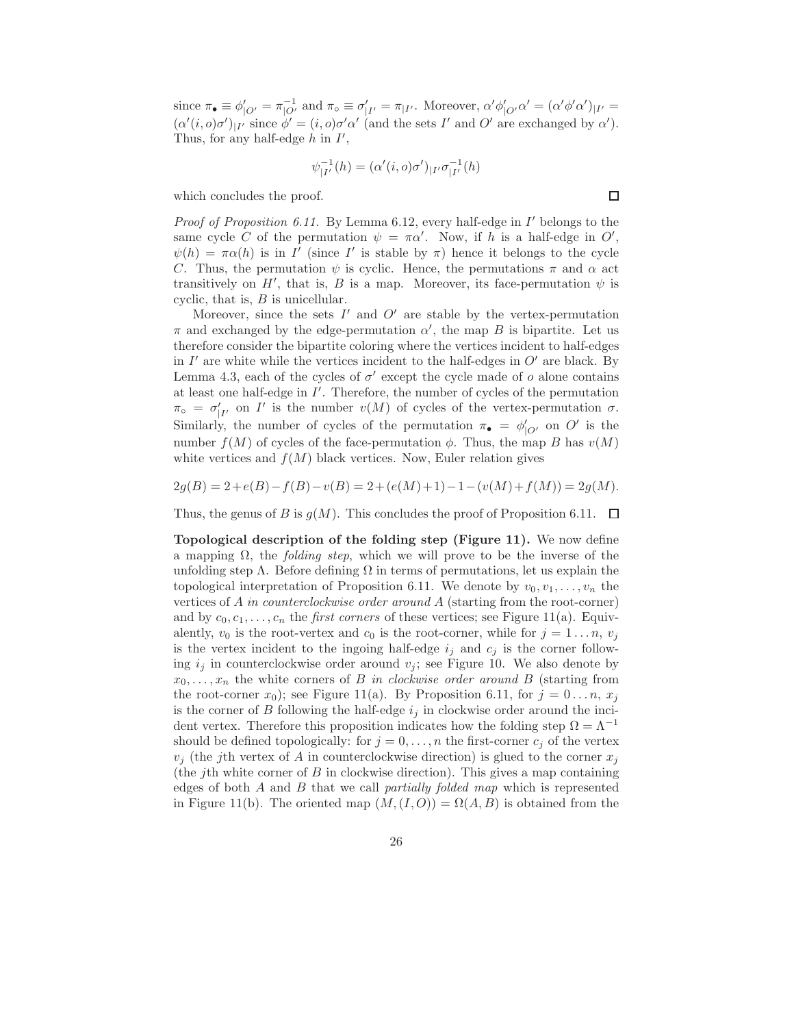since $\pi_\bullet \equiv \phi'_{|O'} = \pi^{-1}_{|O'}$ and $\pi_\circ \equiv \sigma'_{|I'} = \pi_{|I'}$. Moreover, $\alpha'\phi'_{|O'}\alpha' = (\alpha'\phi'\alpha')_{|I'} = (\alpha'(i,o)\sigma')_{|I'}$ since $\phi' = (i,o)\sigma'\alpha'$ (and the sets $I'$ and $O'$ are exchanged by $\alpha'$). Thus, for any half-edge $h$ in $I'$,

$$\psi^{-1}_{|I'}(h) = (\alpha'(i,o)\sigma')_{|I'}\sigma^{-1}_{|I'}(h)$$

which concludes the proof. $\square$

*Proof of Proposition 6.11.* By Lemma 6.12, every half-edge in $I'$ belongs to the same cycle $C$ of the permutation $\psi = \pi\alpha'$. Now, if $h$ is a half-edge in $O'$, $\psi(h) = \pi\alpha(h)$ is in $I'$ (since $I'$ is stable by $\pi$) hence it belongs to the cycle $C$. Thus, the permutation $\psi$ is cyclic. Hence, the permutations $\pi$ and $\alpha$ act transitively on $H'$, that is, $B$ is a map. Moreover, its face-permutation $\psi$ is cyclic, that is, $B$ is unicellular.

Moreover, since the sets $I'$ and $O'$ are stable by the vertex-permutation $\pi$ and exchanged by the edge-permutation $\alpha'$, the map $B$ is bipartite. Let us therefore consider the bipartite coloring where the vertices incident to half-edges in $I'$ are white while the vertices incident to the half-edges in $O'$ are black. By Lemma 4.3, each of the cycles of $\sigma'$ except the cycle made of $o$ alone contains at least one half-edge in $I'$. Therefore, the number of cycles of the permutation $\pi_\circ = \sigma'_{|I'}$ on $I'$ is the number $v(M)$ of cycles of the vertex-permutation $\sigma$. Similarly, the number of cycles of the permutation $\pi_\bullet = \phi'_{|O'}$ on $O'$ is the number $f(M)$ of cycles of the face-permutation $\phi$. Thus, the map $B$ has $v(M)$ white vertices and $f(M)$ black vertices. Now, Euler relation gives

$$2g(B) = 2+e(B)-f(B)-v(B) = 2+(e(M)+1)-1-(v(M)+f(M)) = 2g(M).$$

Thus, the genus of $B$ is $g(M)$. This concludes the proof of Proposition 6.11. $\square$

**Topological description of the folding step (Figure 11).** We now define a mapping $\Omega$, the *folding step*, which we will prove to be the inverse of the unfolding step $\Lambda$. Before defining $\Omega$ in terms of permutations, let us explain the topological interpretation of Proposition 6.11. We denote by $v_0, v_1, \ldots, v_n$ the vertices of $A$ *in counterclockwise order around* $A$ (starting from the root-corner) and by $c_0, c_1, \ldots, c_n$ the *first corners* of these vertices; see Figure 11(a). Equivalently, $v_0$ is the root-vertex and $c_0$ is the root-corner, while for $j = 1 \ldots n$, $v_j$ is the vertex incident to the ingoing half-edge $i_j$ and $c_j$ is the corner following $i_j$ in counterclockwise order around $v_j$; see Figure 10. We also denote by $x_0, \ldots, x_n$ the white corners of $B$ *in clockwise order around* $B$ (starting from the root-corner $x_0$); see Figure 11(a). By Proposition 6.11, for $j = 0 \ldots n$, $x_j$ is the corner of $B$ following the half-edge $i_j$ in clockwise order around the incident vertex. Therefore this proposition indicates how the folding step $\Omega = \Lambda^{-1}$ should be defined topologically: for $j = 0, \ldots, n$ the first-corner $c_j$ of the vertex $v_j$ (the $j$th vertex of $A$ in counterclockwise direction) is glued to the corner $x_j$ (the $j$th white corner of $B$ in clockwise direction). This gives a map containing edges of both $A$ and $B$ that we call *partially folded map* which is represented in Figure 11(b). The oriented map $(M, (I, O)) = \Omega(A, B)$ is obtained from the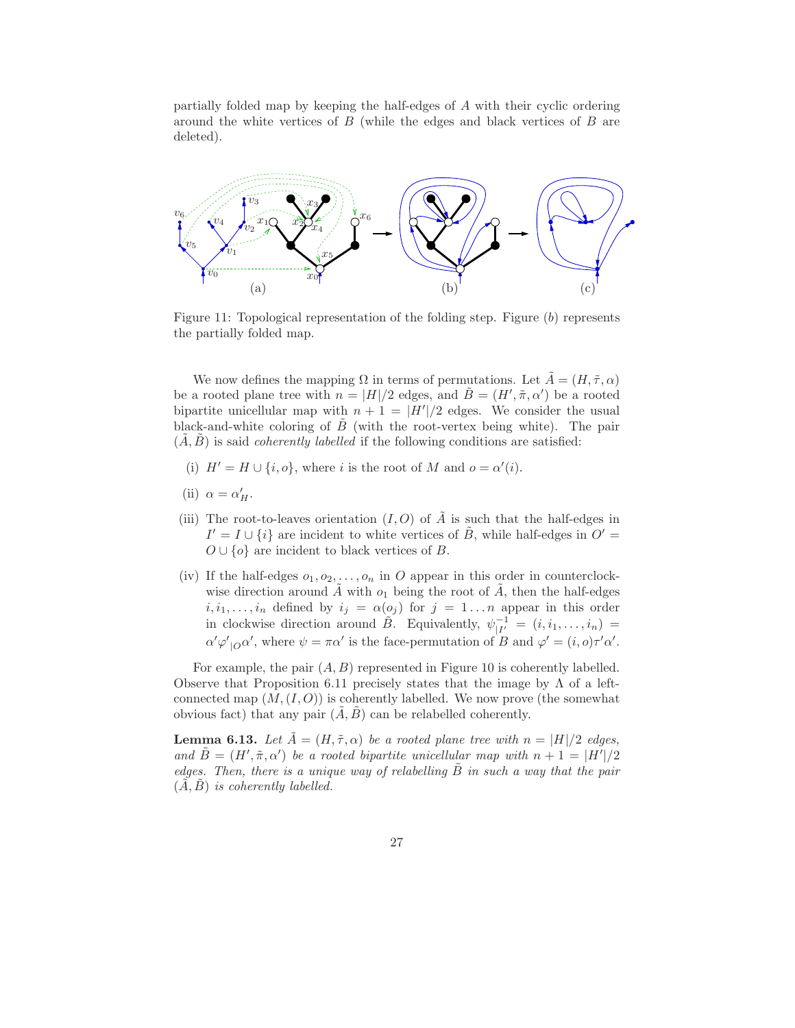partially folded map by keeping the half-edges of $A$ with their cyclic ordering around the white vertices of $B$ (while the edges and black vertices of $B$ are deleted).

Figure 11: Topological representation of the folding step. Figure $(b)$ represents the partially folded map.

We now defines the mapping $\Omega$ in terms of permutations. Let $\tilde{A} = (H, \tilde{\tau}, \alpha)$ be a rooted plane tree with $n = |H|/2$ edges, and $\tilde{B} = (H', \tilde{\pi}, \alpha')$ be a rooted bipartite unicellular map with $n + 1 = |H'|/2$ edges. We consider the usual black-and-white coloring of $\tilde{B}$ (with the root-vertex being white). The pair $(\tilde{A}, \tilde{B})$ is said *coherently labelled* if the following conditions are satisfied:

(i) $H' = H \cup \{i, o\}$, where $i$ is the root of $M$ and $o = \alpha'(i)$.

(ii) $\alpha = \alpha'_H$.

(iii) The root-to-leaves orientation $(I, O)$ of $\tilde{A}$ is such that the half-edges in $I' = I \cup \{i\}$ are incident to white vertices of $\tilde{B}$, while half-edges in $O' = O \cup \{o\}$ are incident to black vertices of $B$.

(iv) If the half-edges $o_1, o_2, \ldots, o_n$ in $O$ appear in this order in counterclockwise direction around $\tilde{A}$ with $o_1$ being the root of $\tilde{A}$, then the half-edges $i, i_1, \ldots, i_n$ defined by $i_j = \alpha(o_j)$ for $j = 1 \ldots n$ appear in this order in clockwise direction around $\tilde{B}$. Equivalently, $\psi^{-1}_{|I'} = (i, i_1, \ldots, i_n) = \alpha' \varphi'_{|O} \alpha'$, where $\psi = \pi\alpha'$ is the face-permutation of $B$ and $\varphi' = (i, o)\tau'\alpha'$.

For example, the pair $(A, B)$ represented in Figure 10 is coherently labelled. Observe that Proposition 6.11 precisely states that the image by $\Lambda$ of a left-connected map $(M, (I, O))$ is coherently labelled. We now prove (the somewhat obvious fact) that any pair $(\tilde{A}, \tilde{B})$ can be relabelled coherently.

**Lemma 6.13.** *Let $\tilde{A} = (H, \tilde{\tau}, \alpha)$ be a rooted plane tree with $n = |H|/2$ edges, and $\tilde{B} = (H', \tilde{\pi}, \alpha')$ be a rooted bipartite unicellular map with $n + 1 = |H'|/2$ edges. Then, there is a unique way of relabelling $\tilde{B}$ in such a way that the pair $(\tilde{A}, \tilde{B})$ is coherently labelled.*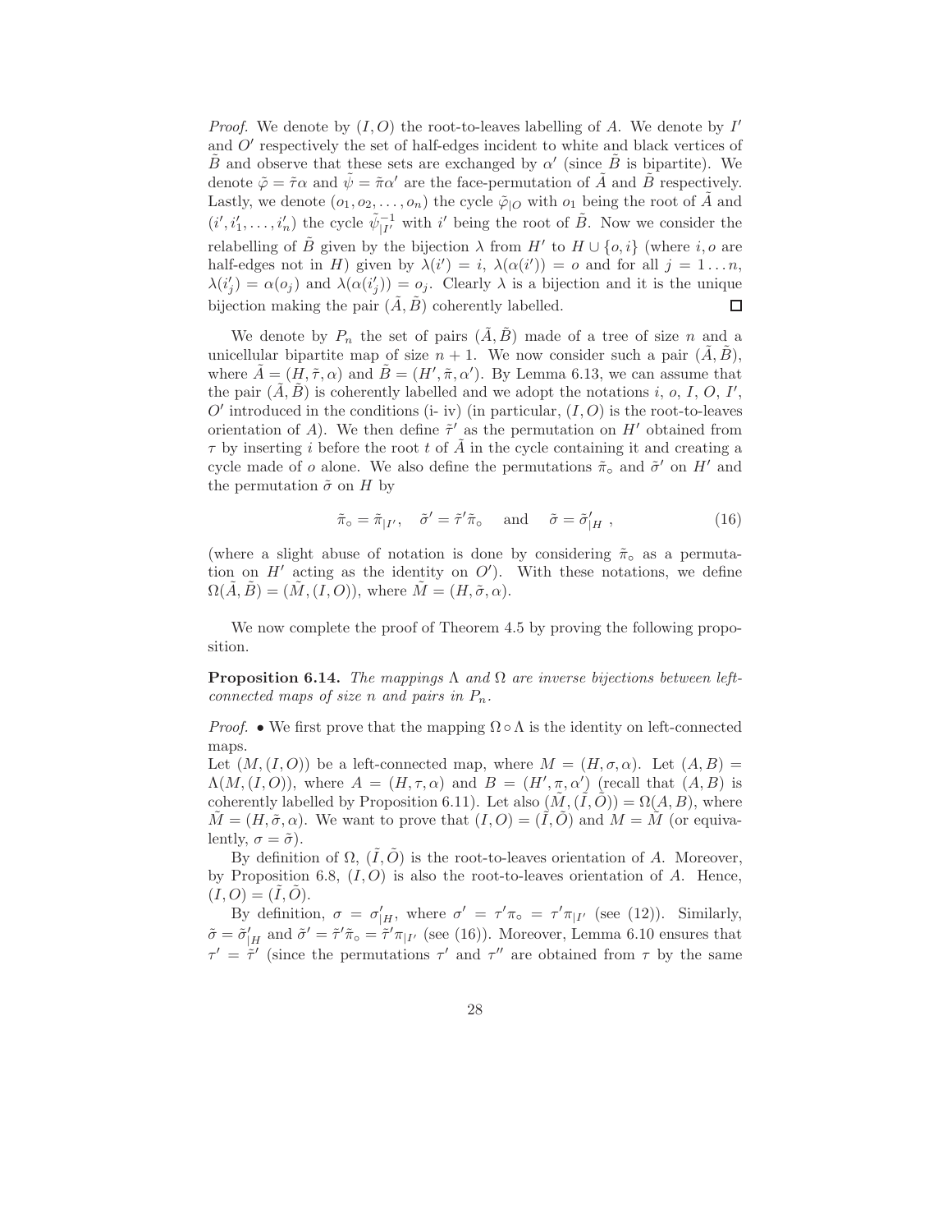*Proof.* We denote by $(I, O)$ the root-to-leaves labelling of $A$. We denote by $I'$ and $O'$ respectively the set of half-edges incident to white and black vertices of $\tilde{B}$ and observe that these sets are exchanged by $\alpha'$ (since $\tilde{B}$ is bipartite). We denote $\tilde{\varphi} = \tilde{\tau}\alpha$ and $\tilde{\psi} = \tilde{\pi}\alpha'$ are the face-permutation of $\tilde{A}$ and $\tilde{B}$ respectively. Lastly, we denote $(o_1, o_2, \ldots, o_n)$ the cycle $\tilde{\varphi}_{|O}$ with $o_1$ being the root of $\tilde{A}$ and $(i', i'_1, \ldots, i'_n)$ the cycle $\tilde{\psi}^{-1}_{|I'}$ with $i'$ being the root of $\tilde{B}$. Now we consider the relabelling of $\tilde{B}$ given by the bijection $\lambda$ from $H'$ to $H \cup \{o, i\}$ (where $i, o$ are half-edges not in $H$) given by $\lambda(i') = i$, $\lambda(\alpha(i')) = o$ and for all $j = 1 \ldots n$, $\lambda(i'_j) = \alpha(o_j)$ and $\lambda(\alpha(i'_j)) = o_j$. Clearly $\lambda$ is a bijection and it is the unique bijection making the pair $(\tilde{A}, \tilde{B})$ coherently labelled. $\square$

We denote by $P_n$ the set of pairs $(\tilde{A}, \tilde{B})$ made of a tree of size $n$ and a unicellular bipartite map of size $n+1$. We now consider such a pair $(\tilde{A}, \tilde{B})$, where $\tilde{A} = (H, \tilde{\tau}, \alpha)$ and $\tilde{B} = (H', \tilde{\pi}, \alpha')$. By Lemma 6.13, we can assume that the pair $(\tilde{A}, \tilde{B})$ is coherently labelled and we adopt the notations $i$, $o$, $I$, $O$, $I'$, $O'$ introduced in the conditions (i- iv) (in particular, $(I, O)$ is the root-to-leaves orientation of $A$). We then define $\tilde{\tau}'$ as the permutation on $H'$ obtained from $\tau$ by inserting $i$ before the root $t$ of $\tilde{A}$ in the cycle containing it and creating a cycle made of $o$ alone. We also define the permutations $\tilde{\pi}_\circ$ and $\tilde{\sigma}'$ on $H'$ and the permutation $\tilde{\sigma}$ on $H$ by

$$\tilde{\pi}_\circ = \tilde{\pi}_{|I'}, \quad \tilde{\sigma}' = \tilde{\tau}'\tilde{\pi}_\circ \quad \text{and} \quad \tilde{\sigma} = \tilde{\sigma}'_{|H}, \tag{16}$$

(where a slight abuse of notation is done by considering $\tilde{\pi}_\circ$ as a permutation on $H'$ acting as the identity on $O'$). With these notations, we define $\Omega(\tilde{A}, \tilde{B}) = (\tilde{M}, (I, O))$, where $\tilde{M} = (H, \tilde{\sigma}, \alpha)$.

We now complete the proof of Theorem 4.5 by proving the following proposition.

**Proposition 6.14.** *The mappings $\Lambda$ and $\Omega$ are inverse bijections between left-connected maps of size $n$ and pairs in $P_n$.*

*Proof.* • We first prove that the mapping $\Omega \circ \Lambda$ is the identity on left-connected maps.

Let $(M, (I, O))$ be a left-connected map, where $M = (H, \sigma, \alpha)$. Let $(A, B) = \Lambda(M, (I, O))$, where $A = (H, \tau, \alpha)$ and $B = (H', \pi, \alpha')$ (recall that $(A, B)$ is coherently labelled by Proposition 6.11). Let also $(\tilde{M}, (\tilde{I}, \tilde{O})) = \Omega(A, B)$, where $\tilde{M} = (H, \tilde{\sigma}, \alpha)$. We want to prove that $(I, O) = (\tilde{I}, \tilde{O})$ and $M = \tilde{M}$ (or equivalently, $\sigma = \tilde{\sigma}$).

By definition of $\Omega$, $(\tilde{I}, \tilde{O})$ is the root-to-leaves orientation of $A$. Moreover, by Proposition 6.8, $(I, O)$ is also the root-to-leaves orientation of $A$. Hence, $(I, O) = (\tilde{I}, \tilde{O})$.

By definition, $\sigma = \sigma'_{|H}$, where $\sigma' = \tau'\pi_\circ = \tau'\pi_{|I'}$ (see (12)). Similarly, $\tilde{\sigma} = \tilde{\sigma}'_{|H}$ and $\tilde{\sigma}' = \tilde{\tau}'\tilde{\pi}_\circ = \tilde{\tau}'\pi_{|I'}$ (see (16)). Moreover, Lemma 6.10 ensures that $\tau' = \tilde{\tau}'$ (since the permutations $\tau'$ and $\tau''$ are obtained from $\tau$ by the same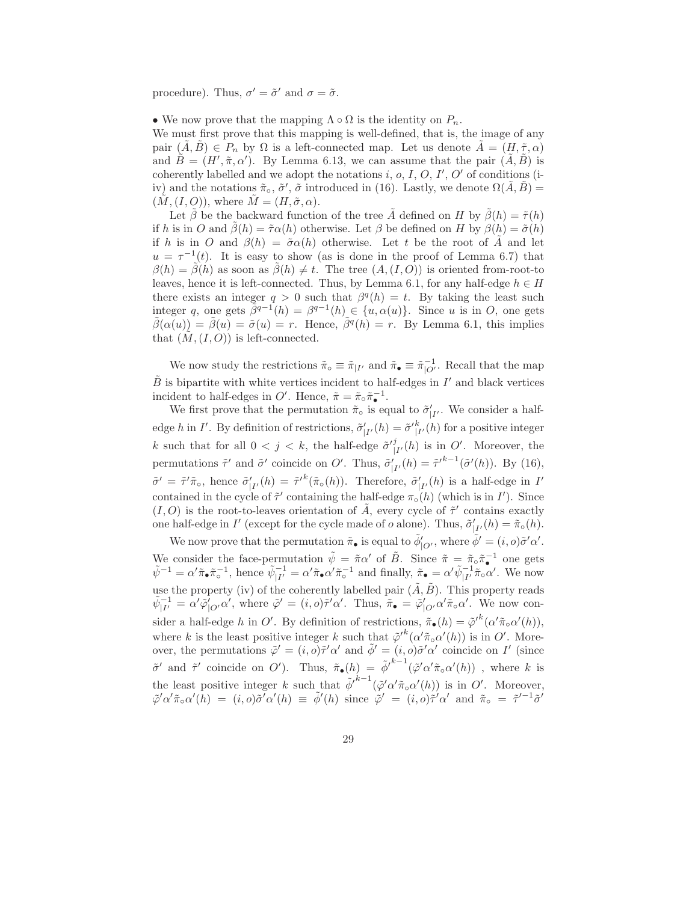procedure). Thus, $\sigma' = \tilde{\sigma}'$ and $\sigma = \tilde{\sigma}$.

• We now prove that the mapping $\Lambda \circ \Omega$ is the identity on $P_n$.
We must first prove that this mapping is well-defined, that is, the image of any pair $(\tilde{A}, \tilde{B}) \in P_n$ by $\Omega$ is a left-connected map. Let us denote $\tilde{A} = (H, \tilde{\tau}, \alpha)$ and $\tilde{B} = (H', \tilde{\pi}, \alpha')$. By Lemma 6.13, we can assume that the pair $(\tilde{A}, \tilde{B})$ is coherently labelled and we adopt the notations $i$, $o$, $I$, $O$, $I'$, $O'$ of conditions (i-iv) and the notations $\tilde{\pi}_\circ$, $\tilde{\sigma}'$, $\tilde{\sigma}$ introduced in (16). Lastly, we denote $\Omega(\tilde{A}, \tilde{B}) = (\tilde{M}, (I, O))$, where $\tilde{M} = (H, \tilde{\sigma}, \alpha)$.

Let $\tilde{\beta}$ be the backward function of the tree $\tilde{A}$ defined on $H$ by $\tilde{\beta}(h) = \tilde{\tau}(h)$ if $h$ is in $O$ and $\tilde{\beta}(h) = \tilde{\tau}\alpha(h)$ otherwise. Let $\beta$ be defined on $H$ by $\beta(h) = \tilde{\sigma}(h)$ if $h$ is in $O$ and $\beta(h) = \tilde{\sigma}\alpha(h)$ otherwise. Let $t$ be the root of $\tilde{A}$ and let $u = \tau^{-1}(t)$. It is easy to show (as is done in the proof of Lemma 6.7) that $\beta(h) = \tilde{\beta}(h)$ as soon as $\tilde{\beta}(h) \neq t$. The tree $(A, (I, O))$ is oriented from-root-to leaves, hence it is left-connected. Thus, by Lemma 6.1, for any half-edge $h \in H$ there exists an integer $q > 0$ such that $\beta^q(h) = t$. By taking the least such integer $q$, one gets $\tilde{\beta}^{q-1}(h) = \beta^{q-1}(h) \in \{u, \alpha(u)\}$. Since $u$ is in $O$, one gets $\tilde{\beta}(\alpha(u)) = \tilde{\beta}(u) = \tilde{\sigma}(u) = r$. Hence, $\tilde{\beta}^q(h) = r$. By Lemma 6.1, this implies that $(\tilde{M}, (I, O))$ is left-connected.

We now study the restrictions $\tilde{\pi}_\circ \equiv \tilde{\pi}_{|I'}$ and $\tilde{\pi}_\bullet \equiv \tilde{\pi}^{-1}_{|O'}$. Recall that the map $\tilde{B}$ is bipartite with white vertices incident to half-edges in $I'$ and black vertices incident to half-edges in $O'$. Hence, $\tilde{\pi} = \tilde{\pi}_\circ \tilde{\pi}_\bullet^{-1}$.

We first prove that the permutation $\tilde{\pi}_\circ$ is equal to $\tilde{\sigma}'_{|I'}$. We consider a half-edge $h$ in $I'$. By definition of restrictions, $\tilde{\sigma}'_{|I'}(h) = {\tilde{\sigma}'}^k_{|I'}(h)$ for a positive integer $k$ such that for all $0 < j < k$, the half-edge ${\tilde{\sigma}'}^j_{|I'}(h)$ is in $O'$. Moreover, the permutations $\tilde{\tau}'$ and $\tilde{\sigma}'$ coincide on $O'$. Thus, $\tilde{\sigma}'_{|I'}(h) = {\tilde{\tau}'}^{k-1}(\tilde{\sigma}'(h))$. By (16), $\tilde{\sigma}' = \tilde{\tau}'\tilde{\pi}_\circ$, hence $\tilde{\sigma}'_{|I'}(h) = {\tilde{\tau}'}^k(\tilde{\pi}_\circ(h))$. Therefore, $\tilde{\sigma}'_{|I'}(h)$ is a half-edge in $I'$ contained in the cycle of $\tilde{\tau}'$ containing the half-edge $\pi_\circ(h)$ (which is in $I'$). Since $(I, O)$ is the root-to-leaves orientation of $\tilde{A}$, every cycle of $\tilde{\tau}'$ contains exactly one half-edge in $I'$ (except for the cycle made of $o$ alone). Thus, $\tilde{\sigma}'_{|I'}(h) = \tilde{\pi}_\circ(h)$.

We now prove that the permutation $\tilde{\pi}_\bullet$ is equal to $\tilde{\phi}'_{|O'}$, where $\tilde{\phi}' = (i, o)\tilde{\sigma}'\alpha'$. We consider the face-permutation $\tilde{\psi} = \tilde{\pi}\alpha'$ of $\tilde{B}$. Since $\tilde{\pi} = \tilde{\pi}_\circ \tilde{\pi}_\bullet^{-1}$ one gets $\tilde{\psi}^{-1} = \alpha' \tilde{\pi}_\bullet \tilde{\pi}_\circ^{-1}$, hence $\tilde{\psi}^{-1}_{|I'} = \alpha' \tilde{\pi}_\bullet \alpha' \tilde{\pi}_\circ^{-1}$ and finally, $\tilde{\pi}_\bullet = \alpha' \tilde{\psi}^{-1}_{|I'} \tilde{\pi}_\circ \alpha'$. We now use the property (iv) of the coherently labelled pair $(\tilde{A}, \tilde{B})$. This property reads $\tilde{\psi}^{-1}_{|I'} = \alpha' \tilde{\varphi}'_{|O'} \alpha'$, where $\tilde{\varphi}' = (i, o)\tilde{\tau}'\alpha'$. Thus, $\tilde{\pi}_\bullet = \tilde{\varphi}'_{|O'} \alpha' \tilde{\pi}_\circ \alpha'$. We now consider a half-edge $h$ in $O'$. By definition of restrictions, $\tilde{\pi}_\bullet(h) = {\tilde{\varphi}'}^k(\alpha' \tilde{\pi}_\circ \alpha'(h))$, where $k$ is the least positive integer $k$ such that ${\tilde{\varphi}'}^k(\alpha' \tilde{\pi}_\circ \alpha'(h))$ is in $O'$. Moreover, the permutations $\tilde{\varphi}' = (i, o)\tilde{\tau}'\alpha'$ and $\tilde{\phi}' = (i, o)\tilde{\sigma}'\alpha'$ coincide on $I'$ (since $\tilde{\sigma}'$ and $\tilde{\tau}'$ coincide on $O'$). Thus, $\tilde{\pi}_\bullet(h) = {\tilde{\phi}'}^{k-1}(\tilde{\varphi}' \alpha' \tilde{\pi}_\circ \alpha'(h))$ , where $k$ is the least positive integer $k$ such that ${\tilde{\phi}'}^{k-1}(\tilde{\varphi}' \alpha' \tilde{\pi}_\circ \alpha'(h))$ is in $O'$. Moreover, $\tilde{\varphi}' \alpha' \tilde{\pi}_\circ \alpha'(h) = (i, o)\tilde{\sigma}' \alpha'(h) \equiv \tilde{\phi}'(h)$ since $\tilde{\varphi}' = (i, o)\tilde{\tau}'\alpha'$ and $\tilde{\pi}_\circ = {\tilde{\tau}'}^{-1}\tilde{\sigma}'$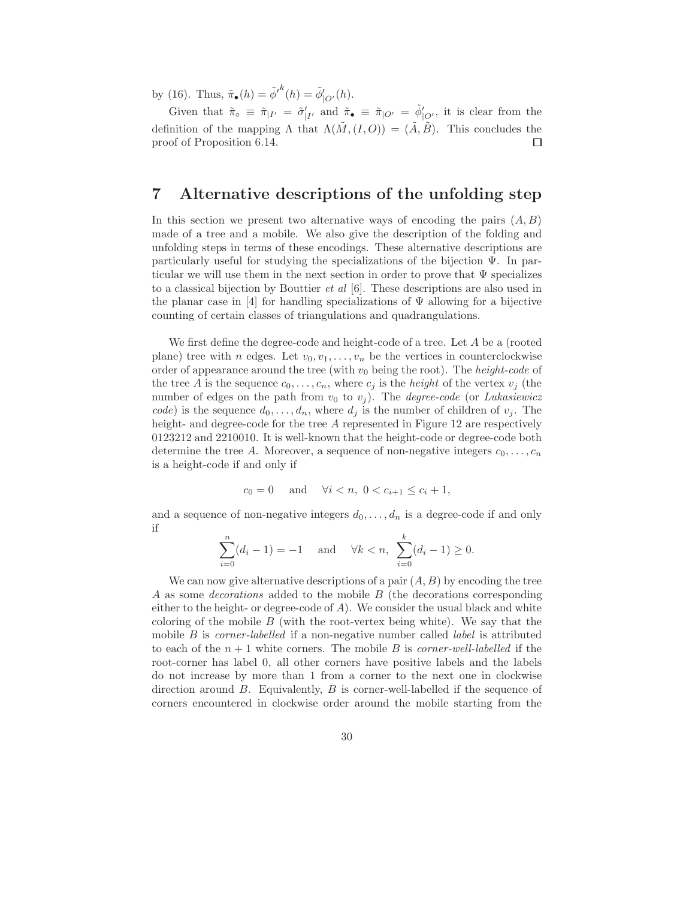by (16). Thus, $\tilde{\pi}_\bullet(h) = \tilde{\phi}'^k(h) = \tilde{\phi}'_{|O'}(h)$.

Given that $\tilde{\pi}_\circ \equiv \tilde{\pi}_{|I'} = \tilde{\sigma}'_{|I'}$ and $\tilde{\pi}_\bullet \equiv \tilde{\pi}_{|O'} = \tilde{\phi}'_{|O'}$, it is clear from the definition of the mapping $\Lambda$ that $\Lambda(\tilde{M}, (I, O)) = (\tilde{A}, \tilde{B})$. This concludes the proof of Proposition 6.14. □

# 7 Alternative descriptions of the unfolding step

In this section we present two alternative ways of encoding the pairs $(A, B)$ made of a tree and a mobile. We also give the description of the folding and unfolding steps in terms of these encodings. These alternative descriptions are particularly useful for studying the specializations of the bijection $\Psi$. In particular we will use them in the next section in order to prove that $\Psi$ specializes to a classical bijection by Bouttier *et al* [6]. These descriptions are also used in the planar case in [4] for handling specializations of $\Psi$ allowing for a bijective counting of certain classes of triangulations and quadrangulations.

We first define the degree-code and height-code of a tree. Let $A$ be a (rooted plane) tree with $n$ edges. Let $v_0, v_1, \ldots, v_n$ be the vertices in counterclockwise order of appearance around the tree (with $v_0$ being the root). The *height-code* of the tree $A$ is the sequence $c_0, \ldots, c_n$, where $c_j$ is the *height* of the vertex $v_j$ (the number of edges on the path from $v_0$ to $v_j$). The *degree-code* (or *Lukasiewicz code*) is the sequence $d_0, \ldots, d_n$, where $d_j$ is the number of children of $v_j$. The height- and degree-code for the tree $A$ represented in Figure 12 are respectively 0123212 and 2210010. It is well-known that the height-code or degree-code both determine the tree $A$. Moreover, a sequence of non-negative integers $c_0, \ldots, c_n$ is a height-code if and only if

$$c_0 = 0 \quad \text{ and } \quad \forall i < n, \; 0 < c_{i+1} \leq c_i + 1,$$

and a sequence of non-negative integers $d_0, \ldots, d_n$ is a degree-code if and only if

$$\sum_{i=0}^{n}(d_i - 1) = -1 \quad \text{ and } \quad \forall k < n, \; \sum_{i=0}^{k}(d_i - 1) \geq 0.$$

We can now give alternative descriptions of a pair $(A, B)$ by encoding the tree $A$ as some *decorations* added to the mobile $B$ (the decorations corresponding either to the height- or degree-code of $A$). We consider the usual black and white coloring of the mobile $B$ (with the root-vertex being white). We say that the mobile $B$ is *corner-labelled* if a non-negative number called *label* is attributed to each of the $n+1$ white corners. The mobile $B$ is *corner-well-labelled* if the root-corner has label 0, all other corners have positive labels and the labels do not increase by more than 1 from a corner to the next one in clockwise direction around $B$. Equivalently, $B$ is corner-well-labelled if the sequence of corners encountered in clockwise order around the mobile starting from the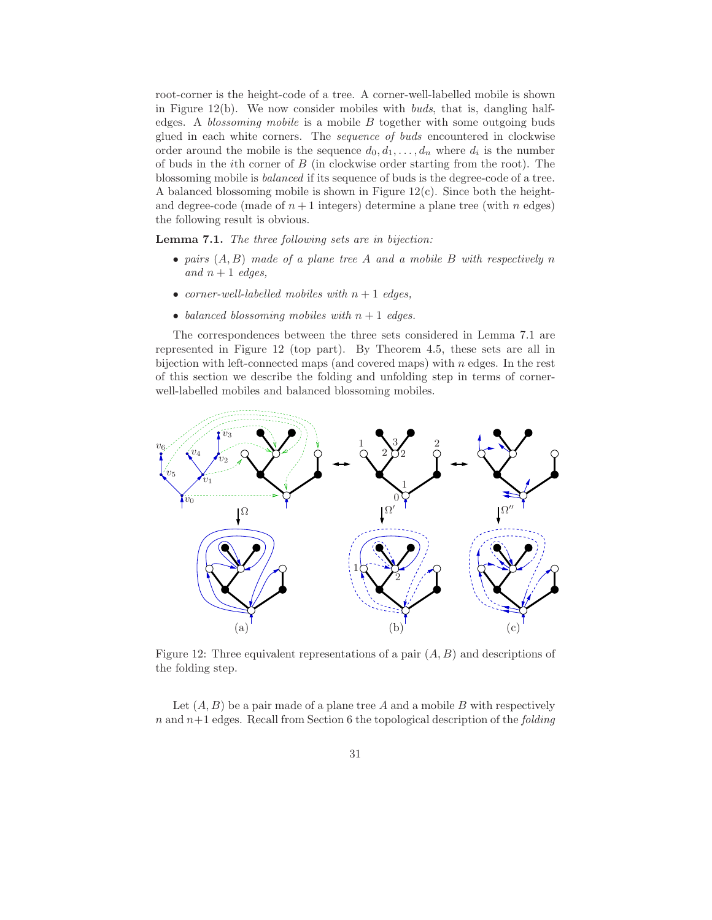root-corner is the height-code of a tree. A corner-well-labelled mobile is shown in Figure 12(b). We now consider mobiles with *buds*, that is, dangling half-edges. A *blossoming mobile* is a mobile $B$ together with some outgoing buds glued in each white corners. The *sequence of buds* encountered in clockwise order around the mobile is the sequence $d_0, d_1, \ldots, d_n$ where $d_i$ is the number of buds in the $i$th corner of $B$ (in clockwise order starting from the root). The blossoming mobile is *balanced* if its sequence of buds is the degree-code of a tree. A balanced blossoming mobile is shown in Figure 12(c). Since both the height- and degree-code (made of $n+1$ integers) determine a plane tree (with $n$ edges) the following result is obvious.

**Lemma 7.1.** *The three following sets are in bijection:*

- *pairs $(A, B)$ made of a plane tree $A$ and a mobile $B$ with respectively $n$ and $n+1$ edges,*
- *corner-well-labelled mobiles with $n+1$ edges,*
- *balanced blossoming mobiles with $n+1$ edges.*

The correspondences between the three sets considered in Lemma 7.1 are represented in Figure 12 (top part). By Theorem 4.5, these sets are all in bijection with left-connected maps (and covered maps) with $n$ edges. In the rest of this section we describe the folding and unfolding step in terms of corner-well-labelled mobiles and balanced blossoming mobiles.

Figure 12: Three equivalent representations of a pair $(A, B)$ and descriptions of the folding step.

Let $(A, B)$ be a pair made of a plane tree $A$ and a mobile $B$ with respectively $n$ and $n+1$ edges. Recall from Section 6 the topological description of the *folding*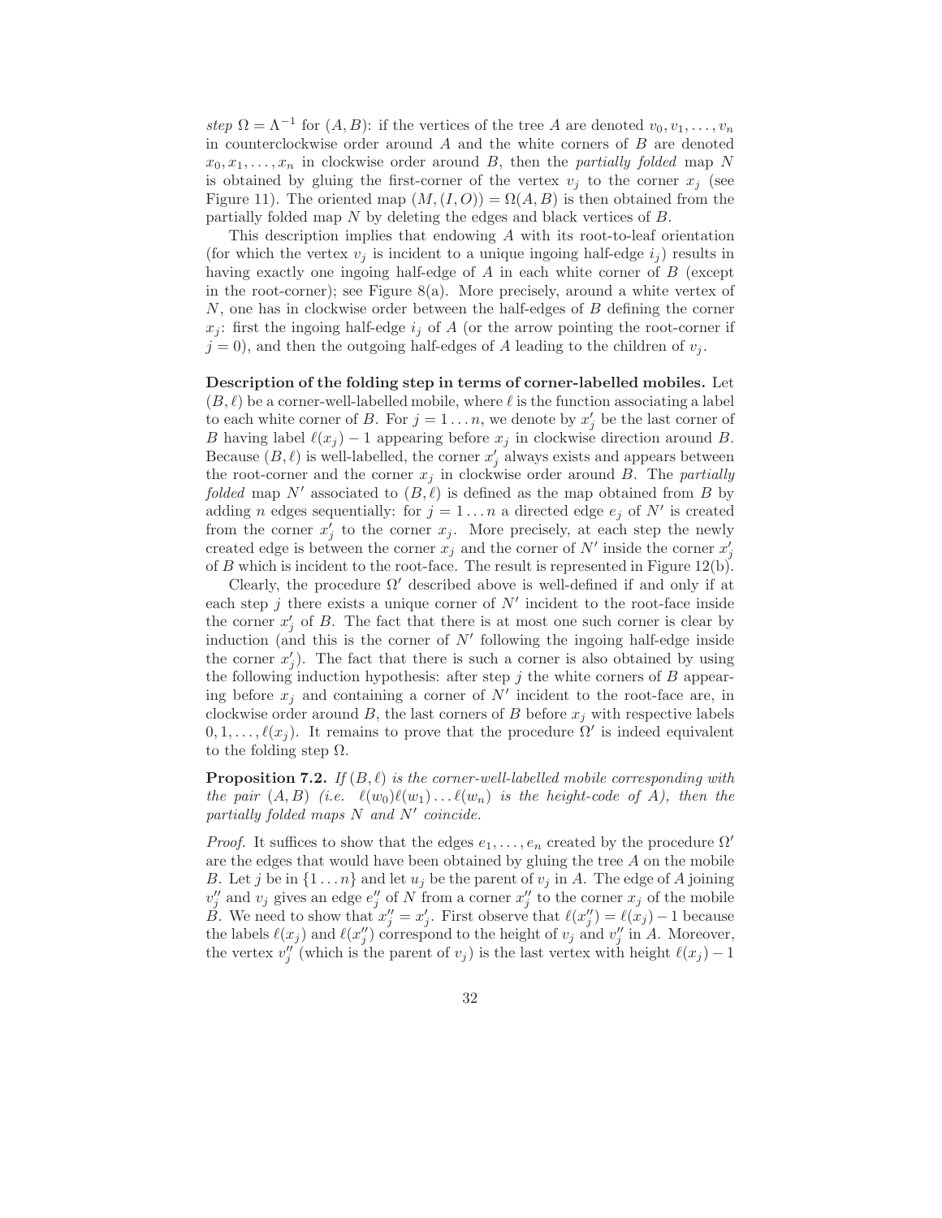*step* $\Omega = \Lambda^{-1}$ for $(A, B)$: if the vertices of the tree $A$ are denoted $v_0, v_1, \ldots, v_n$ in counterclockwise order around $A$ and the white corners of $B$ are denoted $x_0, x_1, \ldots, x_n$ in clockwise order around $B$, then the *partially folded* map $N$ is obtained by gluing the first-corner of the vertex $v_j$ to the corner $x_j$ (see Figure 11). The oriented map $(M, (I, O)) = \Omega(A, B)$ is then obtained from the partially folded map $N$ by deleting the edges and black vertices of $B$.

This description implies that endowing $A$ with its root-to-leaf orientation (for which the vertex $v_j$ is incident to a unique ingoing half-edge $i_j$) results in having exactly one ingoing half-edge of $A$ in each white corner of $B$ (except in the root-corner); see Figure 8(a). More precisely, around a white vertex of $N$, one has in clockwise order between the half-edges of $B$ defining the corner $x_j$: first the ingoing half-edge $i_j$ of $A$ (or the arrow pointing the root-corner if $j = 0$), and then the outgoing half-edges of $A$ leading to the children of $v_j$.

**Description of the folding step in terms of corner-labelled mobiles.** Let $(B, \ell)$ be a corner-well-labelled mobile, where $\ell$ is the function associating a label to each white corner of $B$. For $j = 1 \ldots n$, we denote by $x'_j$ be the last corner of $B$ having label $\ell(x_j) - 1$ appearing before $x_j$ in clockwise direction around $B$. Because $(B, \ell)$ is well-labelled, the corner $x'_j$ always exists and appears between the root-corner and the corner $x_j$ in clockwise order around $B$. The *partially folded* map $N'$ associated to $(B, \ell)$ is defined as the map obtained from $B$ by adding $n$ edges sequentially: for $j = 1 \ldots n$ a directed edge $e_j$ of $N'$ is created from the corner $x'_j$ to the corner $x_j$. More precisely, at each step the newly created edge is between the corner $x_j$ and the corner of $N'$ inside the corner $x'_j$ of $B$ which is incident to the root-face. The result is represented in Figure 12(b).

Clearly, the procedure $\Omega'$ described above is well-defined if and only if at each step $j$ there exists a unique corner of $N'$ incident to the root-face inside the corner $x'_j$ of $B$. The fact that there is at most one such corner is clear by induction (and this is the corner of $N'$ following the ingoing half-edge inside the corner $x'_j$). The fact that there is such a corner is also obtained by using the following induction hypothesis: after step $j$ the white corners of $B$ appearing before $x_j$ and containing a corner of $N'$ incident to the root-face are, in clockwise order around $B$, the last corners of $B$ before $x_j$ with respective labels $0, 1, \ldots, \ell(x_j)$. It remains to prove that the procedure $\Omega'$ is indeed equivalent to the folding step $\Omega$.

**Proposition 7.2.** *If $(B, \ell)$ is the corner-well-labelled mobile corresponding with the pair $(A, B)$ (i.e. $\ell(w_0)\ell(w_1)\ldots\ell(w_n)$ is the height-code of $A$), then the partially folded maps $N$ and $N'$ coincide.*

*Proof.* It suffices to show that the edges $e_1, \ldots, e_n$ created by the procedure $\Omega'$ are the edges that would have been obtained by gluing the tree $A$ on the mobile $B$. Let $j$ be in $\{1 \ldots n\}$ and let $u_j$ be the parent of $v_j$ in $A$. The edge of $A$ joining $v''_j$ and $v_j$ gives an edge $e''_j$ of $N$ from a corner $x''_j$ to the corner $x_j$ of the mobile $B$. We need to show that $x''_j = x'_j$. First observe that $\ell(x''_j) = \ell(x_j) - 1$ because the labels $\ell(x_j)$ and $\ell(x''_j)$ correspond to the height of $v_j$ and $v''_j$ in $A$. Moreover, the vertex $v''_j$ (which is the parent of $v_j$) is the last vertex with height $\ell(x_j) - 1$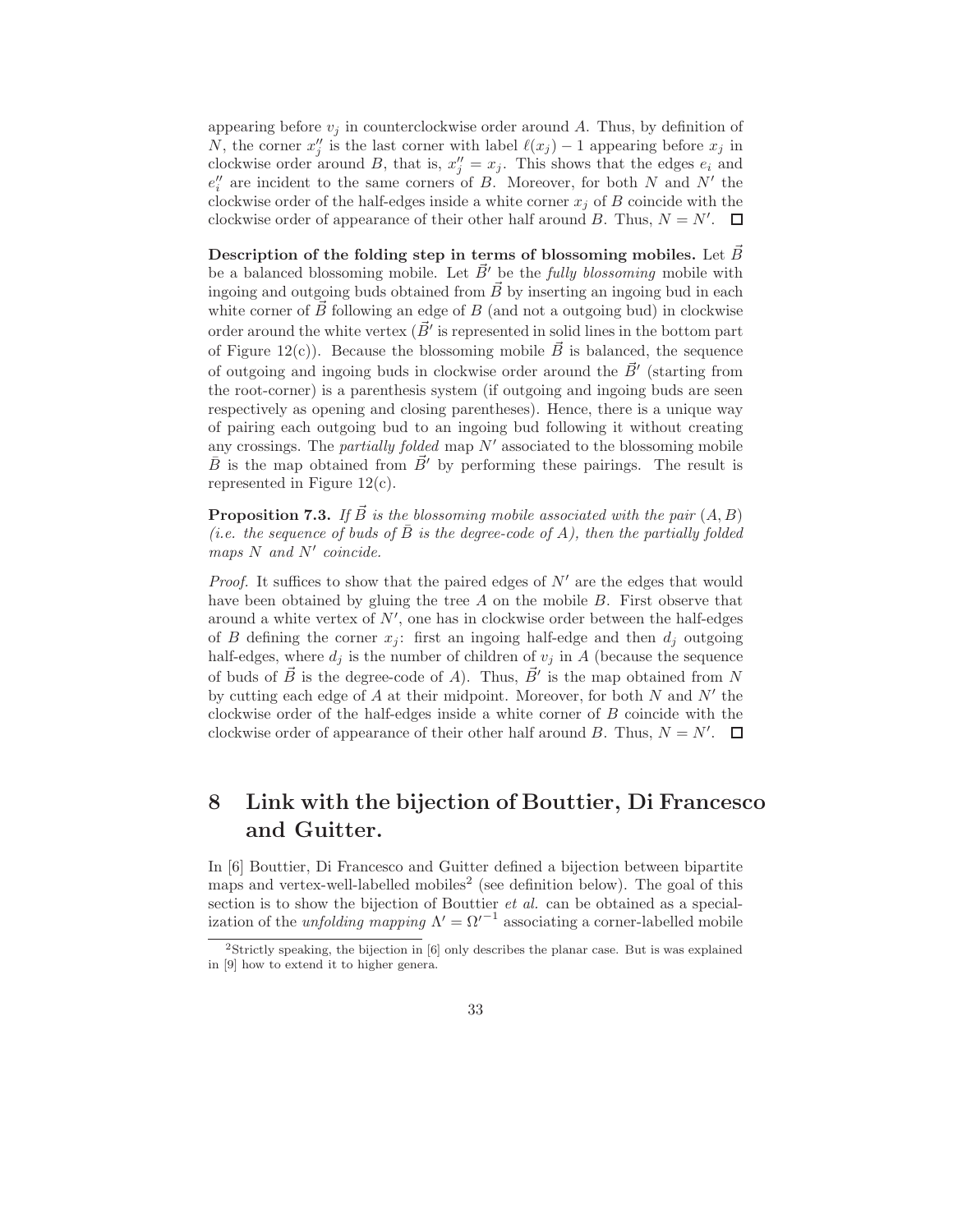appearing before $v_j$ in counterclockwise order around $A$. Thus, by definition of $N$, the corner $x''_j$ is the last corner with label $\ell(x_j) - 1$ appearing before $x_j$ in clockwise order around $B$, that is, $x''_j = x_j$. This shows that the edges $e_i$ and $e''_i$ are incident to the same corners of $B$. Moreover, for both $N$ and $N'$ the clockwise order of the half-edges inside a white corner $x_j$ of $B$ coincide with the clockwise order of appearance of their other half around $B$. Thus, $N = N'$. $\square$

**Description of the folding step in terms of blossoming mobiles.** Let $\vec{B}$ be a balanced blossoming mobile. Let $\vec{B}'$ be the *fully blossoming* mobile with ingoing and outgoing buds obtained from $\vec{B}$ by inserting an ingoing bud in each white corner of $\vec{B}$ following an edge of $B$ (and not a outgoing bud) in clockwise order around the white vertex ($\vec{B}'$ is represented in solid lines in the bottom part of Figure 12(c)). Because the blossoming mobile $\vec{B}$ is balanced, the sequence of outgoing and ingoing buds in clockwise order around the $\vec{B}'$ (starting from the root-corner) is a parenthesis system (if outgoing and ingoing buds are seen respectively as opening and closing parentheses). Hence, there is a unique way of pairing each outgoing bud to an ingoing bud following it without creating any crossings. The *partially folded* map $N'$ associated to the blossoming mobile $\bar{B}$ is the map obtained from $\vec{B}'$ by performing these pairings. The result is represented in Figure 12(c).

**Proposition 7.3.** *If $\vec{B}$ is the blossoming mobile associated with the pair $(A, B)$ (i.e. the sequence of buds of $\bar{B}$ is the degree-code of $A$), then the partially folded maps $N$ and $N'$ coincide.*

*Proof.* It suffices to show that the paired edges of $N'$ are the edges that would have been obtained by gluing the tree $A$ on the mobile $B$. First observe that around a white vertex of $N'$, one has in clockwise order between the half-edges of $B$ defining the corner $x_j$: first an ingoing half-edge and then $d_j$ outgoing half-edges, where $d_j$ is the number of children of $v_j$ in $A$ (because the sequence of buds of $\vec{B}$ is the degree-code of $A$). Thus, $\vec{B}'$ is the map obtained from $N$ by cutting each edge of $A$ at their midpoint. Moreover, for both $N$ and $N'$ the clockwise order of the half-edges inside a white corner of $B$ coincide with the clockwise order of appearance of their other half around $B$. Thus, $N = N'$. $\square$

# 8 Link with the bijection of Bouttier, Di Francesco and Guitter.

In [6] Bouttier, Di Francesco and Guitter defined a bijection between bipartite maps and vertex-well-labelled mobiles[2] (see definition below). The goal of this section is to show the bijection of Bouttier *et al.* can be obtained as a specialization of the *unfolding mapping* $\Lambda' = \Omega'^{-1}$ associating a corner-labelled mobile

[2] Strictly speaking, the bijection in [6] only describes the planar case. But is was explained in [9] how to extend it to higher genera.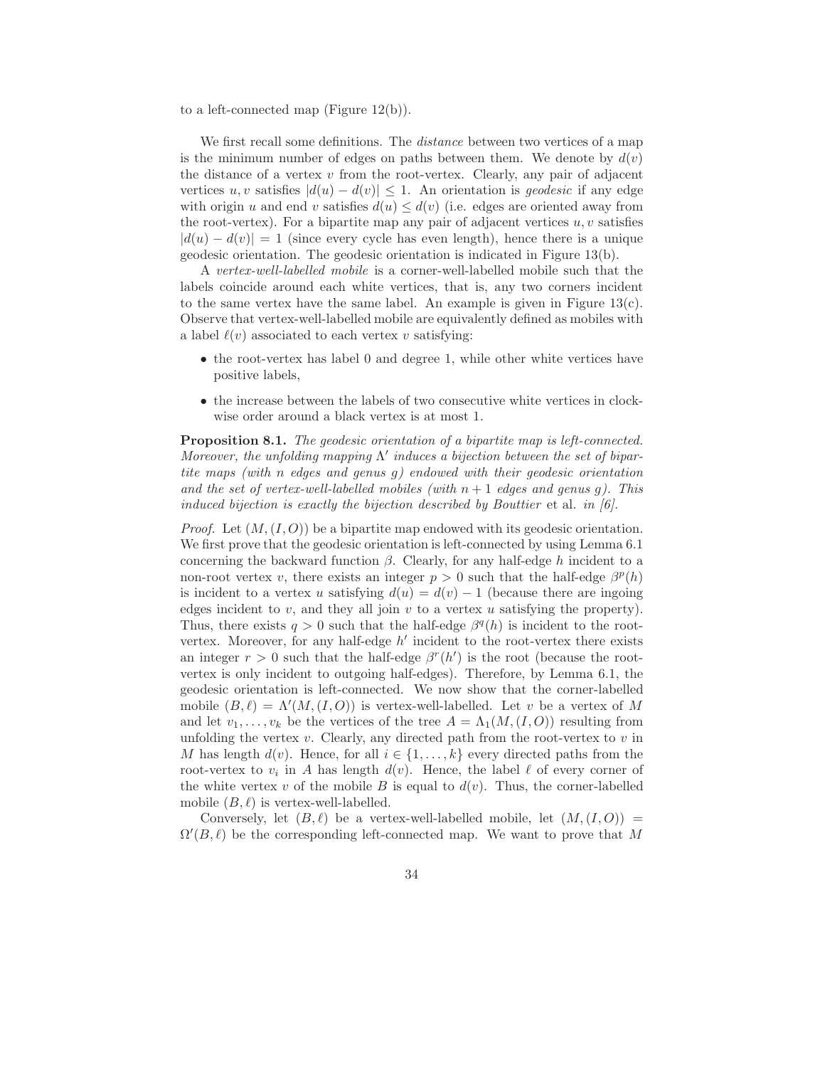to a left-connected map (Figure 12(b)).

We first recall some definitions. The *distance* between two vertices of a map is the minimum number of edges on paths between them. We denote by $d(v)$ the distance of a vertex $v$ from the root-vertex. Clearly, any pair of adjacent vertices $u, v$ satisfies $|d(u) - d(v)| \leq 1$. An orientation is *geodesic* if any edge with origin $u$ and end $v$ satisfies $d(u) \leq d(v)$ (i.e. edges are oriented away from the root-vertex). For a bipartite map any pair of adjacent vertices $u, v$ satisfies $|d(u) - d(v)| = 1$ (since every cycle has even length), hence there is a unique geodesic orientation. The geodesic orientation is indicated in Figure 13(b).

A *vertex-well-labelled mobile* is a corner-well-labelled mobile such that the labels coincide around each white vertices, that is, any two corners incident to the same vertex have the same label. An example is given in Figure 13(c). Observe that vertex-well-labelled mobile are equivalently defined as mobiles with a label $\ell(v)$ associated to each vertex $v$ satisfying:

- the root-vertex has label 0 and degree 1, while other white vertices have positive labels,
- the increase between the labels of two consecutive white vertices in clockwise order around a black vertex is at most 1.

**Proposition 8.1.** *The geodesic orientation of a bipartite map is left-connected. Moreover, the unfolding mapping $\Lambda'$ induces a bijection between the set of bipartite maps (with $n$ edges and genus $g$) endowed with their geodesic orientation and the set of vertex-well-labelled mobiles (with $n+1$ edges and genus $g$). This induced bijection is exactly the bijection described by Bouttier* et al. *in [6].*

*Proof.* Let $(M, (I, O))$ be a bipartite map endowed with its geodesic orientation. We first prove that the geodesic orientation is left-connected by using Lemma 6.1 concerning the backward function $\beta$. Clearly, for any half-edge $h$ incident to a non-root vertex $v$, there exists an integer $p > 0$ such that the half-edge $\beta^p(h)$ is incident to a vertex $u$ satisfying $d(u) = d(v) - 1$ (because there are ingoing edges incident to $v$, and they all join $v$ to a vertex $u$ satisfying the property). Thus, there exists $q > 0$ such that the half-edge $\beta^q(h)$ is incident to the root-vertex. Moreover, for any half-edge $h'$ incident to the root-vertex there exists an integer $r > 0$ such that the half-edge $\beta^r(h')$ is the root (because the root-vertex is only incident to outgoing half-edges). Therefore, by Lemma 6.1, the geodesic orientation is left-connected. We now show that the corner-labelled mobile $(B, \ell) = \Lambda'(M, (I, O))$ is vertex-well-labelled. Let $v$ be a vertex of $M$ and let $v_1, \ldots, v_k$ be the vertices of the tree $A = \Lambda_1(M, (I, O))$ resulting from unfolding the vertex $v$. Clearly, any directed path from the root-vertex to $v$ in $M$ has length $d(v)$. Hence, for all $i \in \{1, \ldots, k\}$ every directed paths from the root-vertex to $v_i$ in $A$ has length $d(v)$. Hence, the label $\ell$ of every corner of the white vertex $v$ of the mobile $B$ is equal to $d(v)$. Thus, the corner-labelled mobile $(B, \ell)$ is vertex-well-labelled.

Conversely, let $(B, \ell)$ be a vertex-well-labelled mobile, let $(M, (I, O)) = \Omega'(B, \ell)$ be the corresponding left-connected map. We want to prove that $M$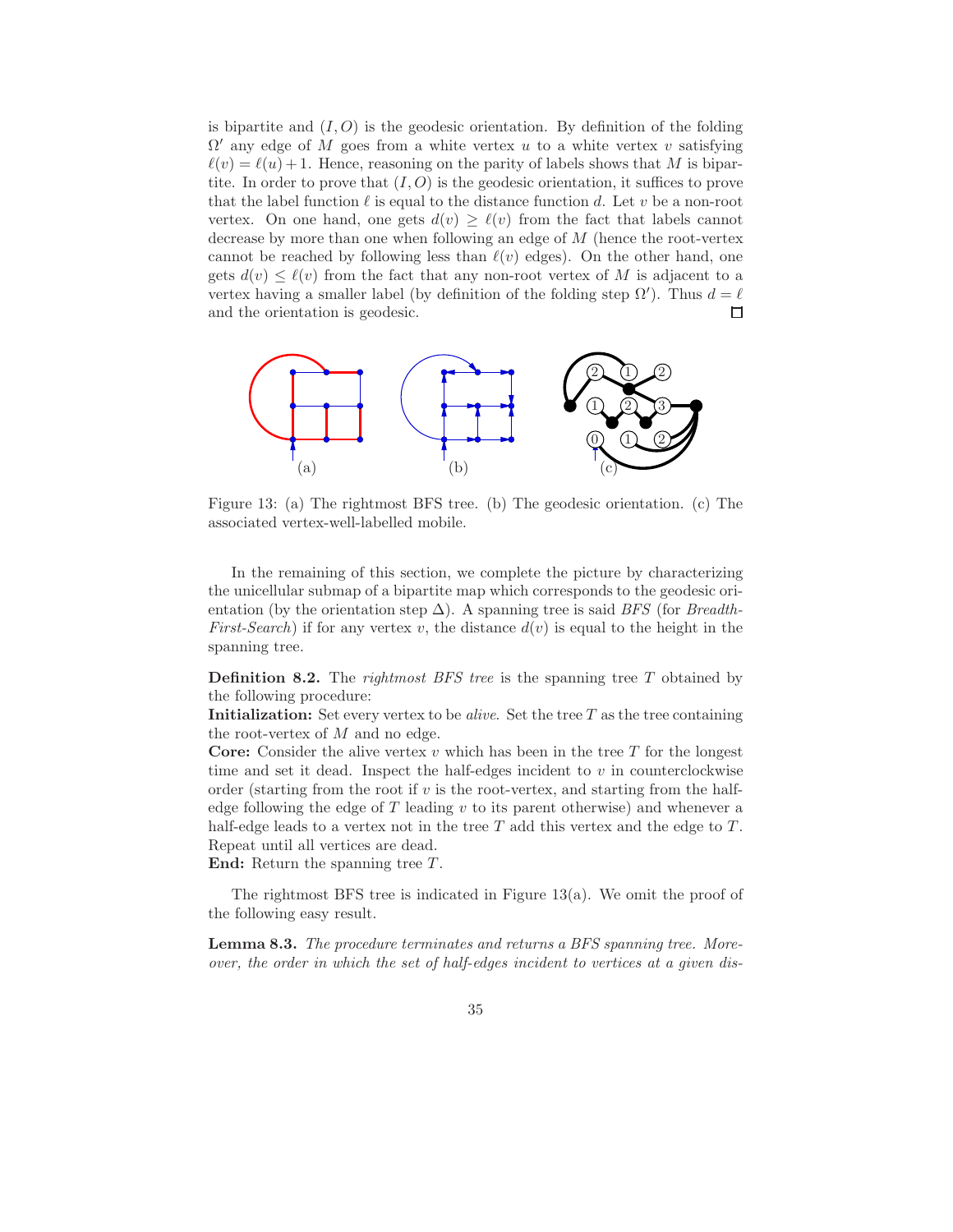is bipartite and $(I, O)$ is the geodesic orientation. By definition of the folding $\Omega'$ any edge of $M$ goes from a white vertex $u$ to a white vertex $v$ satisfying $\ell(v) = \ell(u) + 1$. Hence, reasoning on the parity of labels shows that $M$ is bipartite. In order to prove that $(I, O)$ is the geodesic orientation, it suffices to prove that the label function $\ell$ is equal to the distance function $d$. Let $v$ be a non-root vertex. On one hand, one gets $d(v) \geq \ell(v)$ from the fact that labels cannot decrease by more than one when following an edge of $M$ (hence the root-vertex cannot be reached by following less than $\ell(v)$ edges). On the other hand, one gets $d(v) \leq \ell(v)$ from the fact that any non-root vertex of $M$ is adjacent to a vertex having a smaller label (by definition of the folding step $\Omega'$). Thus $d = \ell$ and the orientation is geodesic. □

Figure 13: (a) The rightmost BFS tree. (b) The geodesic orientation. (c) The associated vertex-well-labelled mobile.

In the remaining of this section, we complete the picture by characterizing the unicellular submap of a bipartite map which corresponds to the geodesic orientation (by the orientation step $\Delta$). A spanning tree is said *BFS* (for *Breadth-First-Search*) if for any vertex $v$, the distance $d(v)$ is equal to the height in the spanning tree.

**Definition 8.2.** The *rightmost BFS tree* is the spanning tree $T$ obtained by the following procedure:
**Initialization:** Set every vertex to be *alive*. Set the tree $T$ as the tree containing the root-vertex of $M$ and no edge.
**Core:** Consider the alive vertex $v$ which has been in the tree $T$ for the longest time and set it dead. Inspect the half-edges incident to $v$ in counterclockwise order (starting from the root if $v$ is the root-vertex, and starting from the half-edge following the edge of $T$ leading $v$ to its parent otherwise) and whenever a half-edge leads to a vertex not in the tree $T$ add this vertex and the edge to $T$. Repeat until all vertices are dead.
**End:** Return the spanning tree $T$.

The rightmost BFS tree is indicated in Figure 13(a). We omit the proof of the following easy result.

**Lemma 8.3.** *The procedure terminates and returns a BFS spanning tree. Moreover, the order in which the set of half-edges incident to vertices at a given dis-*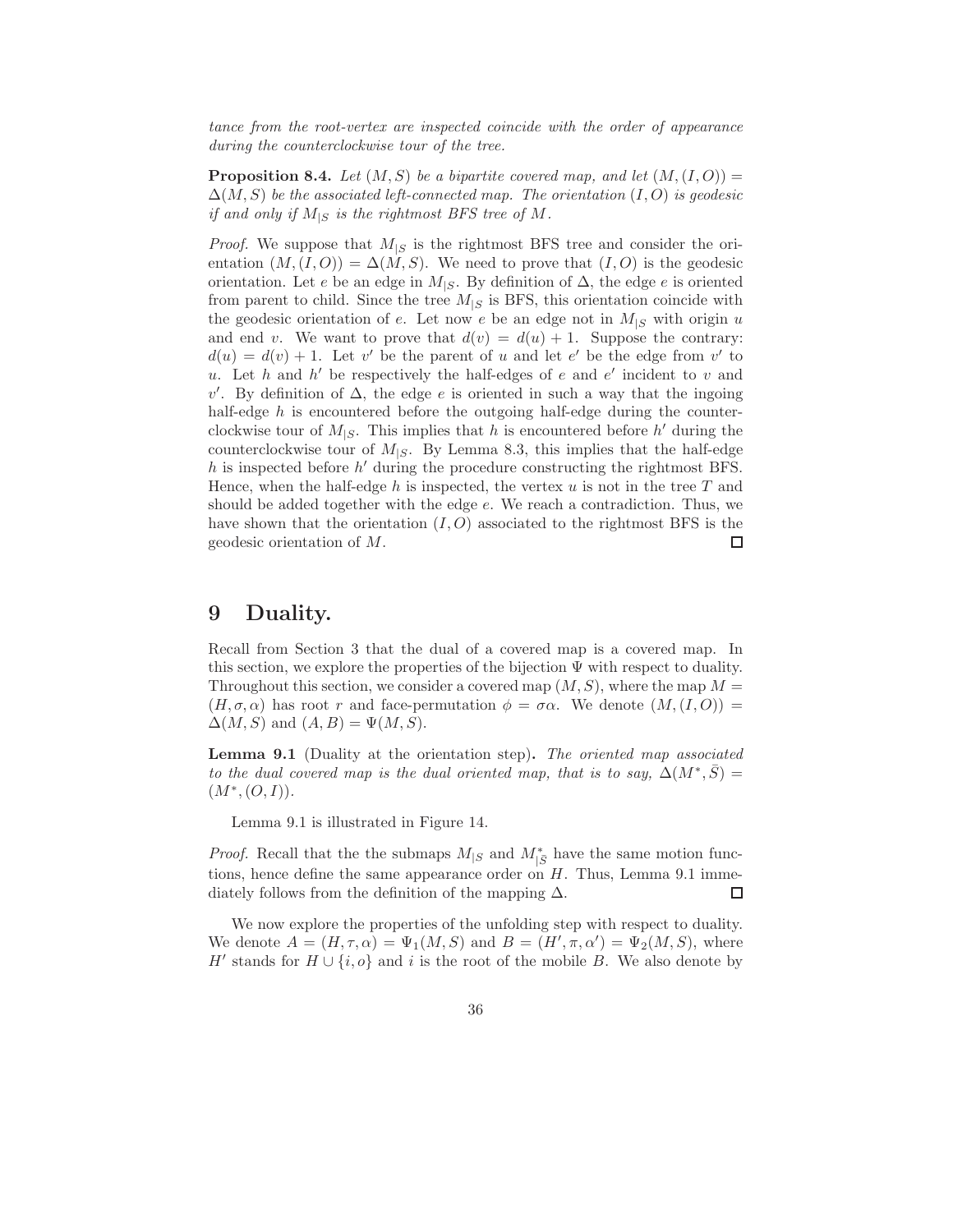*tance from the root-vertex are inspected coincide with the order of appearance during the counterclockwise tour of the tree.*

**Proposition 8.4.** *Let $(M, S)$ be a bipartite covered map, and let $(M,(I,O)) = \Delta(M,S)$ be the associated left-connected map. The orientation $(I,O)$ is geodesic if and only if $M_{|S}$ is the rightmost BFS tree of $M$.*

*Proof.* We suppose that $M_{|S}$ is the rightmost BFS tree and consider the orientation $(M,(I,O)) = \Delta(M,S)$. We need to prove that $(I,O)$ is the geodesic orientation. Let $e$ be an edge in $M_{|S}$. By definition of $\Delta$, the edge $e$ is oriented from parent to child. Since the tree $M_{|S}$ is BFS, this orientation coincide with the geodesic orientation of $e$. Let now $e$ be an edge not in $M_{|S}$ with origin $u$ and end $v$. We want to prove that $d(v) = d(u) + 1$. Suppose the contrary: $d(u) = d(v) + 1$. Let $v'$ be the parent of $u$ and let $e'$ be the edge from $v'$ to $u$. Let $h$ and $h'$ be respectively the half-edges of $e$ and $e'$ incident to $v$ and $v'$. By definition of $\Delta$, the edge $e$ is oriented in such a way that the ingoing half-edge $h$ is encountered before the outgoing half-edge during the counterclockwise tour of $M_{|S}$. This implies that $h$ is encountered before $h'$ during the counterclockwise tour of $M_{|S}$. By Lemma 8.3, this implies that the half-edge $h$ is inspected before $h'$ during the procedure constructing the rightmost BFS. Hence, when the half-edge $h$ is inspected, the vertex $u$ is not in the tree $T$ and should be added together with the edge $e$. We reach a contradiction. Thus, we have shown that the orientation $(I,O)$ associated to the rightmost BFS is the geodesic orientation of $M$. □

# 9 Duality.

Recall from Section 3 that the dual of a covered map is a covered map. In this section, we explore the properties of the bijection $\Psi$ with respect to duality. Throughout this section, we consider a covered map $(M, S)$, where the map $M = (H, \sigma, \alpha)$ has root $r$ and face-permutation $\phi = \sigma\alpha$. We denote $(M,(I,O)) = \Delta(M,S)$ and $(A,B) = \Psi(M,S)$.

**Lemma 9.1** (Duality at the orientation step)**.** *The oriented map associated to the dual covered map is the dual oriented map, that is to say, $\Delta(M^*, \bar{S}) = (M^*,(O,I))$.*

Lemma 9.1 is illustrated in Figure 14.

*Proof.* Recall that the the submaps $M_{|S}$ and $M^*_{|\bar{S}}$ have the same motion functions, hence define the same appearance order on $H$. Thus, Lemma 9.1 immediately follows from the definition of the mapping $\Delta$. □

We now explore the properties of the unfolding step with respect to duality. We denote $A = (H, \tau, \alpha) = \Psi_1(M,S)$ and $B = (H', \pi, \alpha') = \Psi_2(M,S)$, where $H'$ stands for $H \cup \{i, o\}$ and $i$ is the root of the mobile $B$. We also denote by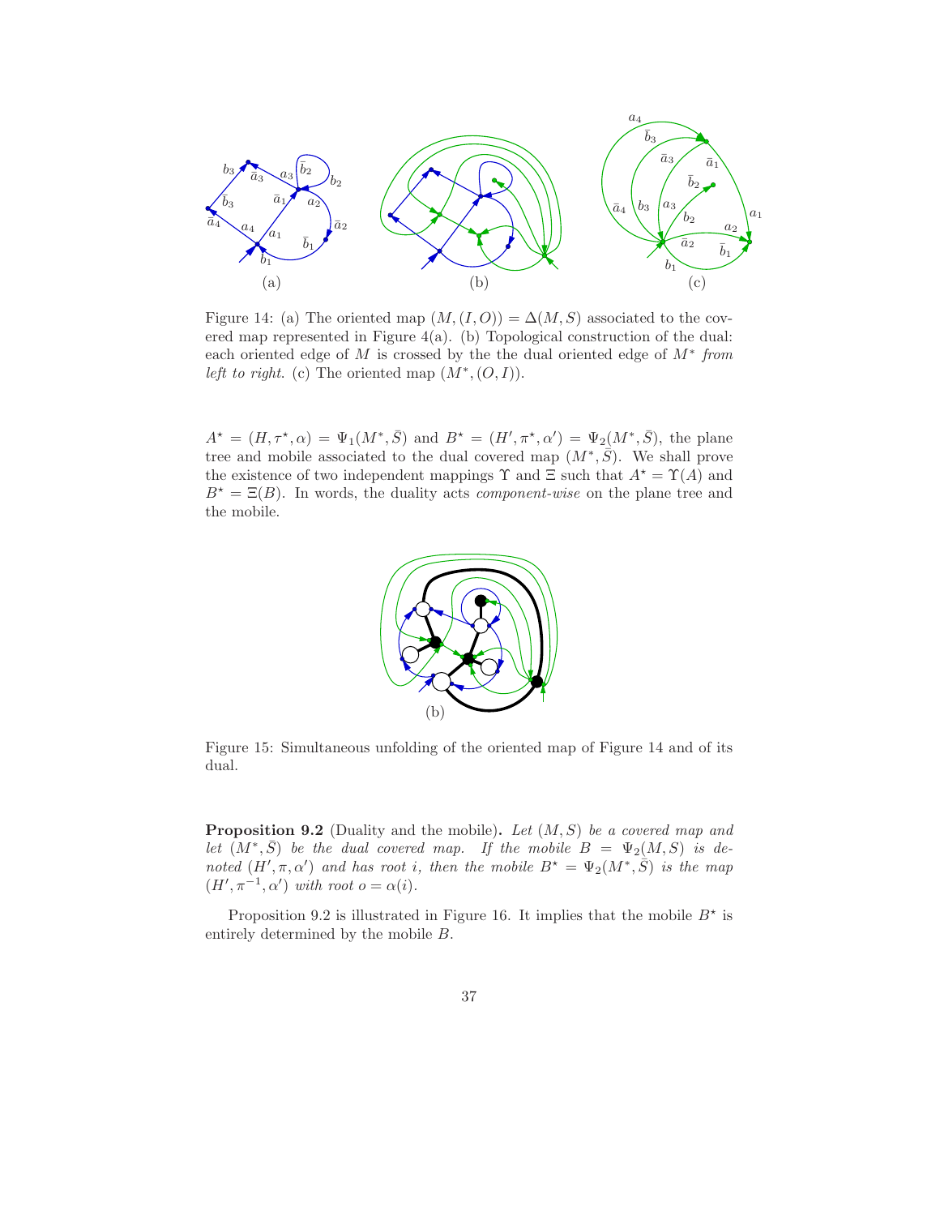Figure 14: (a) The oriented map $(M,(I,O)) = \Delta(M,S)$ associated to the covered map represented in Figure 4(a). (b) Topological construction of the dual: each oriented edge of $M$ is crossed by the the dual oriented edge of $M^*$ *from left to right*. (c) The oriented map $(M^*,(O,I))$.

$A^\star = (H, \tau^\star, \alpha) = \Psi_1(M^*, \bar{S})$ and $B^\star = (H', \pi^\star, \alpha') = \Psi_2(M^*, \bar{S})$, the plane tree and mobile associated to the dual covered map $(M^*, \bar{S})$. We shall prove the existence of two independent mappings $\Upsilon$ and $\Xi$ such that $A^\star = \Upsilon(A)$ and $B^\star = \Xi(B)$. In words, the duality acts *component-wise* on the plane tree and the mobile.

Figure 15: Simultaneous unfolding of the oriented map of Figure 14 and of its dual.

**Proposition 9.2** (Duality and the mobile)**.** *Let $(M,S)$ be a covered map and let $(M^*,\bar{S})$ be the dual covered map. If the mobile $B = \Psi_2(M,S)$ is denoted $(H',\pi,\alpha')$ and has root $i$, then the mobile $B^\star = \Psi_2(M^*,\bar{S})$ is the map $(H',\pi^{-1},\alpha')$ with root $o = \alpha(i)$.*

Proposition 9.2 is illustrated in Figure 16. It implies that the mobile $B^\star$ is entirely determined by the mobile $B$.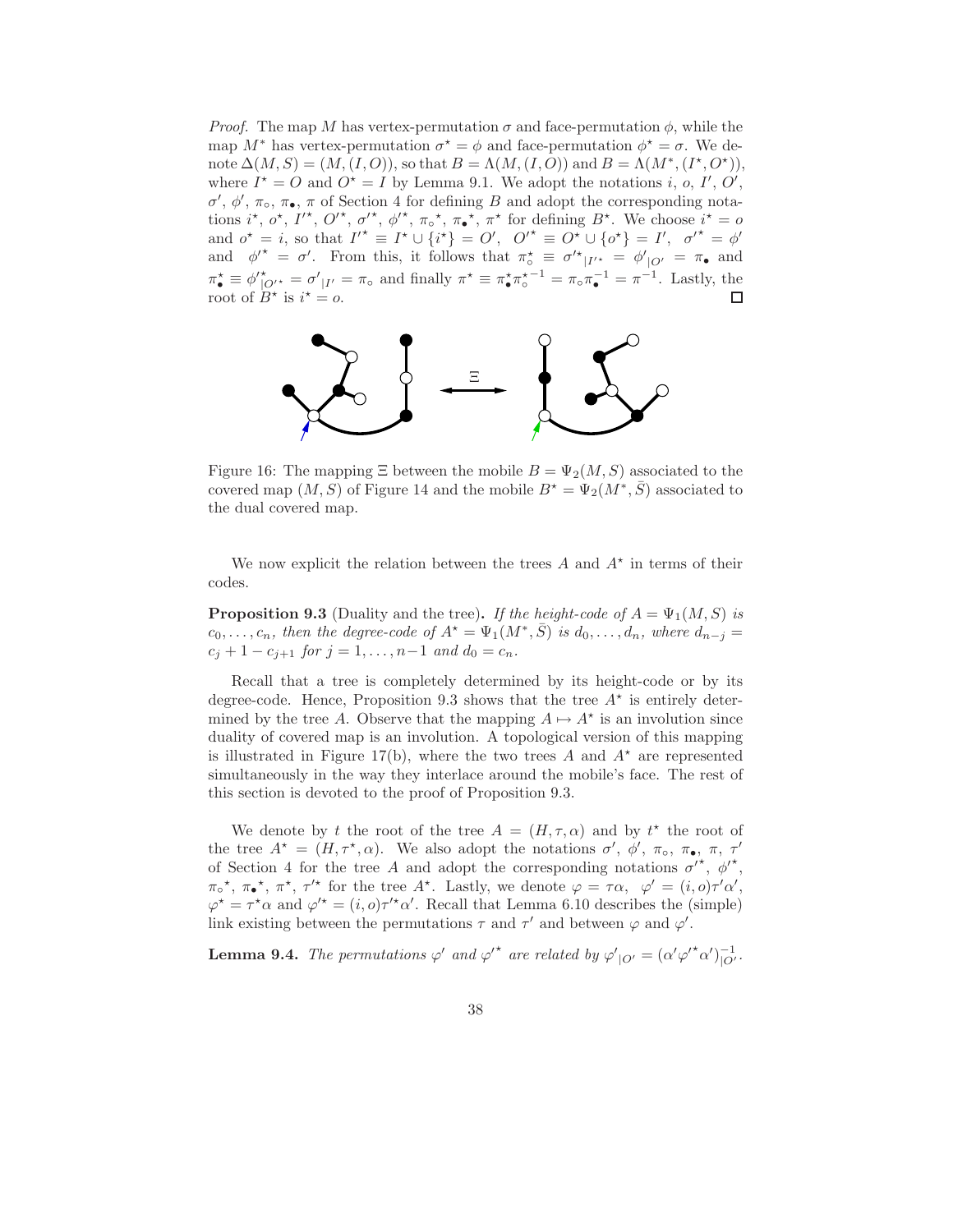*Proof.* The map $M$ has vertex-permutation $\sigma$ and face-permutation $\phi$, while the map $M^*$ has vertex-permutation $\sigma^\star = \phi$ and face-permutation $\phi^\star = \sigma$. We denote $\Delta(M, S) = (M, (I, O))$, so that $B = \Lambda(M, (I, O))$ and $B = \Lambda(M^*, (I^\star, O^\star))$, where $I^\star = O$ and $O^\star = I$ by Lemma 9.1. We adopt the notations $i$, $o$, $I'$, $O'$, $\sigma'$, $\phi'$, $\pi_\circ$, $\pi_\bullet$, $\pi$ of Section 4 for defining $B$ and adopt the corresponding notations $i^\star$, $o^\star$, $I'^\star$, $O'^\star$, $\sigma'^\star$, $\phi'^\star$, $\pi_\circ{}^\star$, $\pi_\bullet{}^\star$, $\pi^\star$ for defining $B^\star$. We choose $i^\star = o$ and $o^\star = i$, so that $I'^\star \equiv I^\star \cup \{i^\star\} = O'$, $O'^\star \equiv O^\star \cup \{o^\star\} = I'$, $\sigma'^\star = \phi'$ and $\phi'^\star = \sigma'$. From this, it follows that $\pi_\circ^\star \equiv \sigma'^\star{}_{|I'^\star} = \phi'{}_{|O'} = \pi_\bullet$ and $\pi_\bullet^\star \equiv \phi'^\star{}_{|O'^\star} = \sigma'{}_{|I'} = \pi_\circ$ and finally $\pi^\star \equiv \pi_\bullet^\star \pi_\circ^{\star\,-1} = \pi_\circ \pi_\bullet^{-1} = \pi^{-1}$. Lastly, the root of $B^\star$ is $i^\star = o$. $\square$

Figure 16: The mapping $\Xi$ between the mobile $B = \Psi_2(M, S)$ associated to the covered map $(M, S)$ of Figure 14 and the mobile $B^\star = \Psi_2(M^*, \bar{S})$ associated to the dual covered map.

We now explicit the relation between the trees $A$ and $A^\star$ in terms of their codes.

**Proposition 9.3** (Duality and the tree)**.** *If the height-code of $A = \Psi_1(M, S)$ is $c_0, \ldots, c_n$, then the degree-code of $A^\star = \Psi_1(M^*, \bar{S})$ is $d_0, \ldots, d_n$, where $d_{n-j} = c_j + 1 - c_{j+1}$ for $j = 1, \ldots, n-1$ and $d_0 = c_n$.*

Recall that a tree is completely determined by its height-code or by its degree-code. Hence, Proposition 9.3 shows that the tree $A^\star$ is entirely determined by the tree $A$. Observe that the mapping $A \mapsto A^\star$ is an involution since duality of covered map is an involution. A topological version of this mapping is illustrated in Figure 17(b), where the two trees $A$ and $A^\star$ are represented simultaneously in the way they interlace around the mobile's face. The rest of this section is devoted to the proof of Proposition 9.3.

We denote by $t$ the root of the tree $A = (H, \tau, \alpha)$ and by $t^\star$ the root of the tree $A^\star = (H, \tau^\star, \alpha)$. We also adopt the notations $\sigma'$, $\phi'$, $\pi_\circ$, $\pi_\bullet$, $\pi$, $\tau'$ of Section 4 for the tree $A$ and adopt the corresponding notations $\sigma'^\star$, $\phi'^\star$, $\pi_\circ{}^\star$, $\pi_\bullet{}^\star$, $\pi^\star$, $\tau'^\star$ for the tree $A^\star$. Lastly, we denote $\varphi = \tau\alpha$, $\varphi' = (i, o)\tau'\alpha'$, $\varphi^\star = \tau^\star\alpha$ and $\varphi'^\star = (i, o)\tau'^\star\alpha'$. Recall that Lemma 6.10 describes the (simple) link existing between the permutations $\tau$ and $\tau'$ and between $\varphi$ and $\varphi'$.

**Lemma 9.4.** *The permutations $\varphi'$ and $\varphi'^\star$ are related by $\varphi'{}_{|O'} = (\alpha'\varphi'^\star\alpha')^{-1}_{|O'}$.*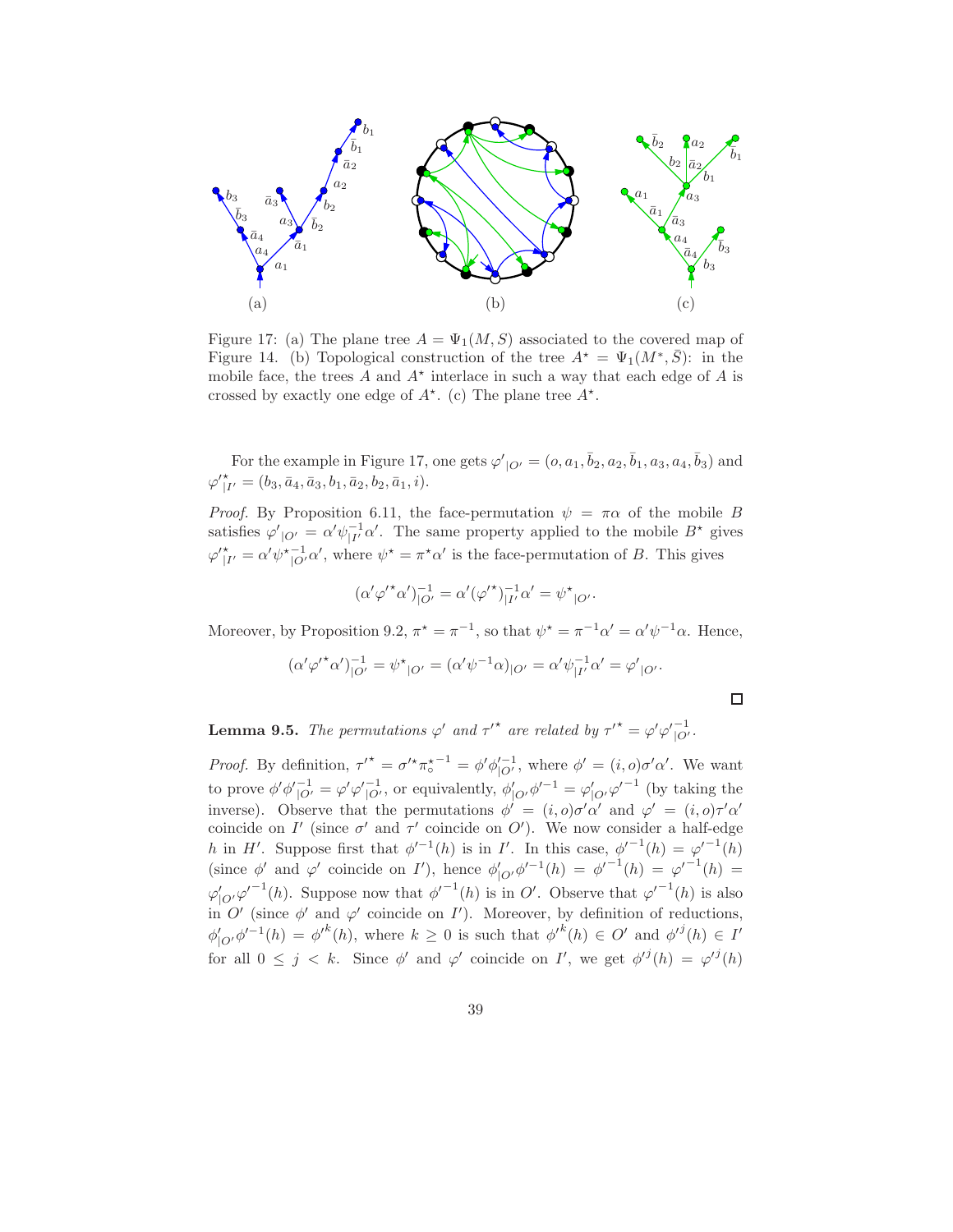Figure 17: (a) The plane tree $A = \Psi_1(M, S)$ associated to the covered map of Figure 14. (b) Topological construction of the tree $A^\star = \Psi_1(M^*, \bar{S})$: in the mobile face, the trees $A$ and $A^\star$ interlace in such a way that each edge of $A$ is crossed by exactly one edge of $A^\star$. (c) The plane tree $A^\star$.

For the example in Figure 17, one gets ${\varphi'}_{|O'} = (o, a_1, \bar{b}_2, a_2, \bar{b}_1, a_3, a_4, \bar{b}_3)$ and ${\varphi'}^\star_{|I'} = (b_3, \bar{a}_4, \bar{a}_3, b_1, \bar{a}_2, b_2, \bar{a}_1, i)$.

*Proof.* By Proposition 6.11, the face-permutation $\psi = \pi\alpha$ of the mobile $B$ satisfies ${\varphi'}_{|O'} = \alpha' \psi_{|I'}^{-1} \alpha'$. The same property applied to the mobile $B^\star$ gives ${\varphi'}^\star_{|I'} = \alpha' {\psi^\star}_{|O'}^{-1} \alpha'$, where $\psi^\star = \pi^\star \alpha'$ is the face-permutation of $B$. This gives

$$(\alpha' {\varphi'}^\star \alpha')_{|O'}^{-1} = \alpha' ({\varphi'}^\star)_{|I'}^{-1} \alpha' = {\psi^\star}_{|O'}.$$

Moreover, by Proposition 9.2, $\pi^\star = \pi^{-1}$, so that $\psi^\star = \pi^{-1}\alpha' = \alpha' \psi^{-1} \alpha$. Hence,

$$(\alpha' {\varphi'}^\star \alpha')_{|O'}^{-1} = {\psi^\star}_{|O'} = (\alpha' \psi^{-1} \alpha)_{|O'} = \alpha' \psi_{|I'}^{-1} \alpha' = {\varphi'}_{|O'}.$$

□

**Lemma 9.5.** *The permutations $\varphi'$ and ${\tau'}^\star$ are related by ${\tau'}^\star = \varphi' {\varphi'}_{|O'}^{-1}$.*

*Proof.* By definition, ${\tau'}^\star = {\sigma'}^\star {\pi_\circ^\star}^{-1} = \phi' {\phi'}_{|O'}^{-1}$, where $\phi' = (i, o)\sigma'\alpha'$. We want to prove $\phi' {\phi'}_{|O'}^{-1} = \varphi' {\varphi'}_{|O'}^{-1}$, or equivalently, $\phi'_{|O'} {\phi'}^{-1} = \varphi'_{|O'} {\varphi'}^{-1}$ (by taking the inverse). Observe that the permutations $\phi' = (i, o)\sigma'\alpha'$ and $\varphi' = (i, o)\tau'\alpha'$ coincide on $I'$ (since $\sigma'$ and $\tau'$ coincide on $O'$). We now consider a half-edge $h$ in $H'$. Suppose first that ${\phi'}^{-1}(h)$ is in $I'$. In this case, ${\phi'}^{-1}(h) = {\varphi'}^{-1}(h)$ (since $\phi'$ and $\varphi'$ coincide on $I'$), hence $\phi'_{|O'} {\phi'}^{-1}(h) = {\phi'}^{-1}(h) = {\varphi'}^{-1}(h) = \varphi'_{|O'} {\varphi'}^{-1}(h)$. Suppose now that ${\phi'}^{-1}(h)$ is in $O'$. Observe that ${\varphi'}^{-1}(h)$ is also in $O'$ (since $\phi'$ and $\varphi'$ coincide on $I'$). Moreover, by definition of reductions, $\phi'_{|O'} {\phi'}^{-1}(h) = {\phi'}^k(h)$, where $k \geq 0$ is such that ${\phi'}^k(h) \in O'$ and ${\phi'}^j(h) \in I'$ for all $0 \leq j < k$. Since $\phi'$ and $\varphi'$ coincide on $I'$, we get ${\phi'}^j(h) = {\varphi'}^j(h)$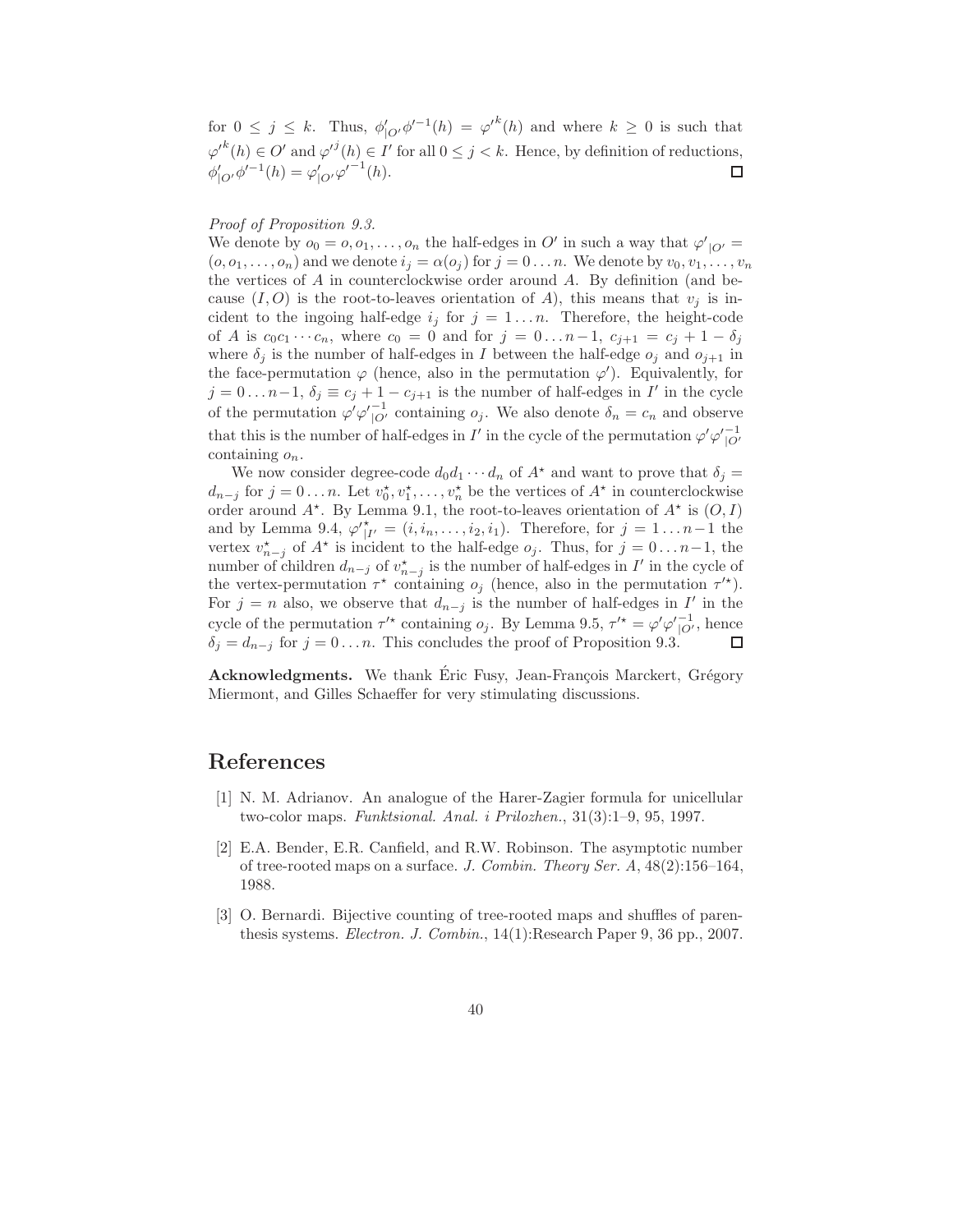for $0 \leq j \leq k$. Thus, $\phi'_{|O'}\phi'^{-1}(h) = \varphi'^{k}(h)$ and where $k \geq 0$ is such that $\varphi'^{k}(h) \in O'$ and $\varphi'^{j}(h) \in I'$ for all $0 \leq j < k$. Hence, by definition of reductions, $\phi'_{|O'}\phi'^{-1}(h) = \varphi'_{|O'}\varphi'^{-1}(h)$. $\square$

*Proof of Proposition 9.3.*

We denote by $o_0 = o, o_1, \ldots, o_n$ the half-edges in $O'$ in such a way that $\varphi'_{|O'} = (o, o_1, \ldots, o_n)$ and we denote $i_j = \alpha(o_j)$ for $j = 0 \ldots n$. We denote by $v_0, v_1, \ldots, v_n$ the vertices of $A$ in counterclockwise order around $A$. By definition (and because $(I, O)$ is the root-to-leaves orientation of $A$), this means that $v_j$ is incident to the ingoing half-edge $i_j$ for $j = 1 \ldots n$. Therefore, the height-code of $A$ is $c_0 c_1 \cdots c_n$, where $c_0 = 0$ and for $j = 0 \ldots n-1$, $c_{j+1} = c_j + 1 - \delta_j$ where $\delta_j$ is the number of half-edges in $I$ between the half-edge $o_j$ and $o_{j+1}$ in the face-permutation $\varphi$ (hence, also in the permutation $\varphi'$). Equivalently, for $j = 0 \ldots n-1$, $\delta_j \equiv c_j + 1 - c_{j+1}$ is the number of half-edges in $I'$ in the cycle of the permutation $\varphi'\varphi'^{-1}_{|O'}$ containing $o_j$. We also denote $\delta_n = c_n$ and observe that this is the number of half-edges in $I'$ in the cycle of the permutation $\varphi'\varphi'^{-1}_{|O'}$ containing $o_n$.

We now consider degree-code $d_0 d_1 \cdots d_n$ of $A^\star$ and want to prove that $\delta_j = d_{n-j}$ for $j = 0 \ldots n$. Let $v_0^\star, v_1^\star, \ldots, v_n^\star$ be the vertices of $A^\star$ in counterclockwise order around $A^\star$. By Lemma 9.1, the root-to-leaves orientation of $A^\star$ is $(O, I)$ and by Lemma 9.4, $\varphi'^{\star}_{|I'} = (i, i_n, \ldots, i_2, i_1)$. Therefore, for $j = 1 \ldots n-1$ the vertex $v_{n-j}^\star$ of $A^\star$ is incident to the half-edge $o_j$. Thus, for $j = 0 \ldots n-1$, the number of children $d_{n-j}$ of $v_{n-j}^\star$ is the number of half-edges in $I'$ in the cycle of the vertex-permutation $\tau^\star$ containing $o_j$ (hence, also in the permutation $\tau'^\star$). For $j = n$ also, we observe that $d_{n-j}$ is the number of half-edges in $I'$ in the cycle of the permutation $\tau'^\star$ containing $o_j$. By Lemma 9.5, $\tau'^\star = \varphi'\varphi'^{-1}_{|O'}$, hence $\delta_j = d_{n-j}$ for $j = 0 \ldots n$. This concludes the proof of Proposition 9.3. $\square$

**Acknowledgments.** We thank Éric Fusy, Jean-François Marckert, Grégory Miermont, and Gilles Schaeffer for very stimulating discussions.

# References

[1] N. M. Adrianov. An analogue of the Harer-Zagier formula for unicellular two-color maps. *Funktsional. Anal. i Prilozhen.*, 31(3):1–9, 95, 1997.

[2] E.A. Bender, E.R. Canfield, and R.W. Robinson. The asymptotic number of tree-rooted maps on a surface. *J. Combin. Theory Ser. A*, 48(2):156–164, 1988.

[3] O. Bernardi. Bijective counting of tree-rooted maps and shuffles of parenthesis systems. *Electron. J. Combin.*, 14(1):Research Paper 9, 36 pp., 2007.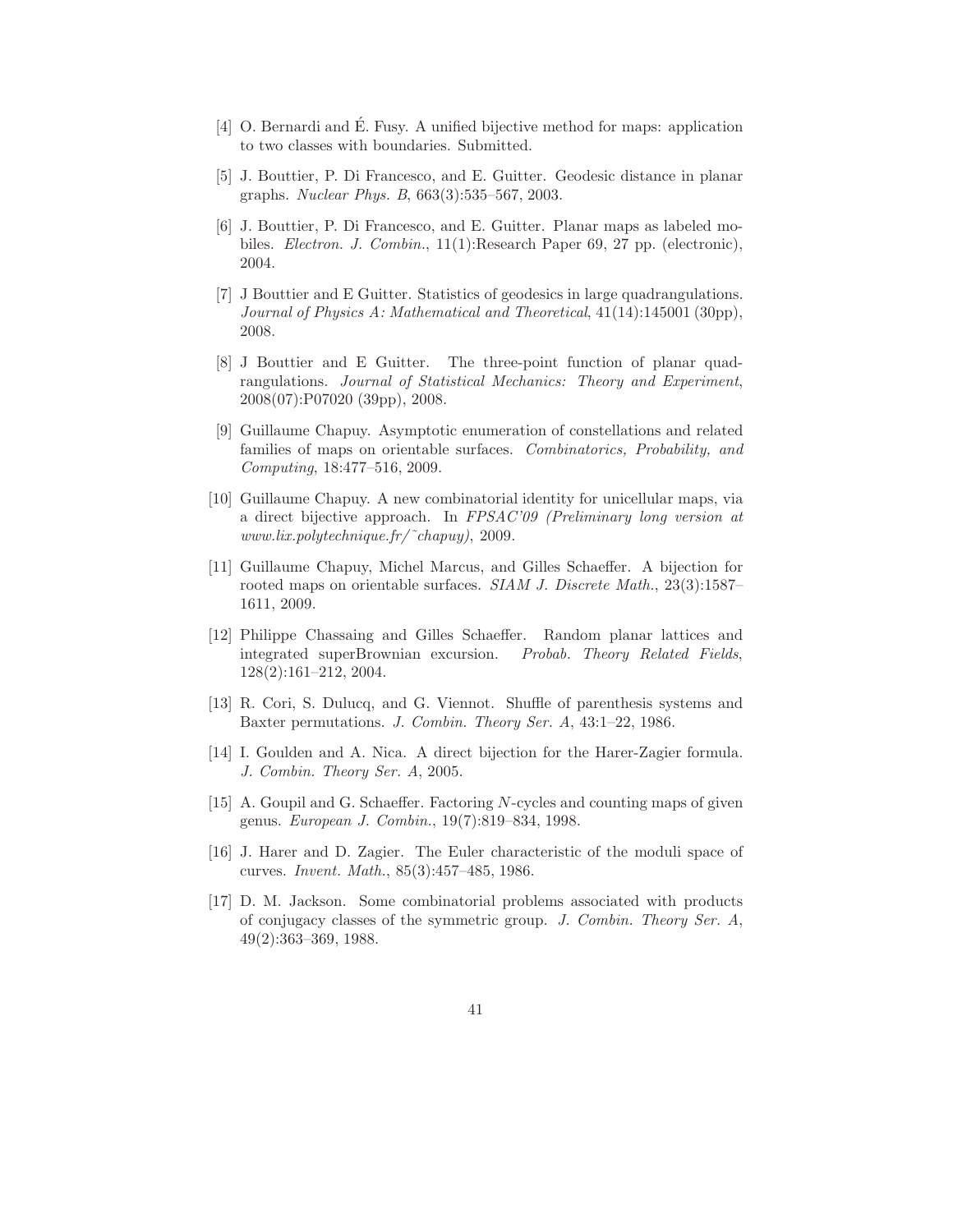[4] O. Bernardi and É. Fusy. A unified bijective method for maps: application to two classes with boundaries. Submitted.

[5] J. Bouttier, P. Di Francesco, and E. Guitter. Geodesic distance in planar graphs. *Nuclear Phys. B*, 663(3):535–567, 2003.

[6] J. Bouttier, P. Di Francesco, and E. Guitter. Planar maps as labeled mobiles. *Electron. J. Combin.*, 11(1):Research Paper 69, 27 pp. (electronic), 2004.

[7] J Bouttier and E Guitter. Statistics of geodesics in large quadrangulations. *Journal of Physics A: Mathematical and Theoretical*, 41(14):145001 (30pp), 2008.

[8] J Bouttier and E Guitter. The three-point function of planar quadrangulations. *Journal of Statistical Mechanics: Theory and Experiment*, 2008(07):P07020 (39pp), 2008.

[9] Guillaume Chapuy. Asymptotic enumeration of constellations and related families of maps on orientable surfaces. *Combinatorics, Probability, and Computing*, 18:477–516, 2009.

[10] Guillaume Chapuy. A new combinatorial identity for unicellular maps, via a direct bijective approach. In *FPSAC'09 (Preliminary long version at www.lix.polytechnique.fr/˜chapuy)*, 2009.

[11] Guillaume Chapuy, Michel Marcus, and Gilles Schaeffer. A bijection for rooted maps on orientable surfaces. *SIAM J. Discrete Math.*, 23(3):1587–1611, 2009.

[12] Philippe Chassaing and Gilles Schaeffer. Random planar lattices and integrated superBrownian excursion. *Probab. Theory Related Fields*, 128(2):161–212, 2004.

[13] R. Cori, S. Dulucq, and G. Viennot. Shuffle of parenthesis systems and Baxter permutations. *J. Combin. Theory Ser. A*, 43:1–22, 1986.

[14] I. Goulden and A. Nica. A direct bijection for the Harer-Zagier formula. *J. Combin. Theory Ser. A*, 2005.

[15] A. Goupil and G. Schaeffer. Factoring $N$-cycles and counting maps of given genus. *European J. Combin.*, 19(7):819–834, 1998.

[16] J. Harer and D. Zagier. The Euler characteristic of the moduli space of curves. *Invent. Math.*, 85(3):457–485, 1986.

[17] D. M. Jackson. Some combinatorial problems associated with products of conjugacy classes of the symmetric group. *J. Combin. Theory Ser. A*, 49(2):363–369, 1988.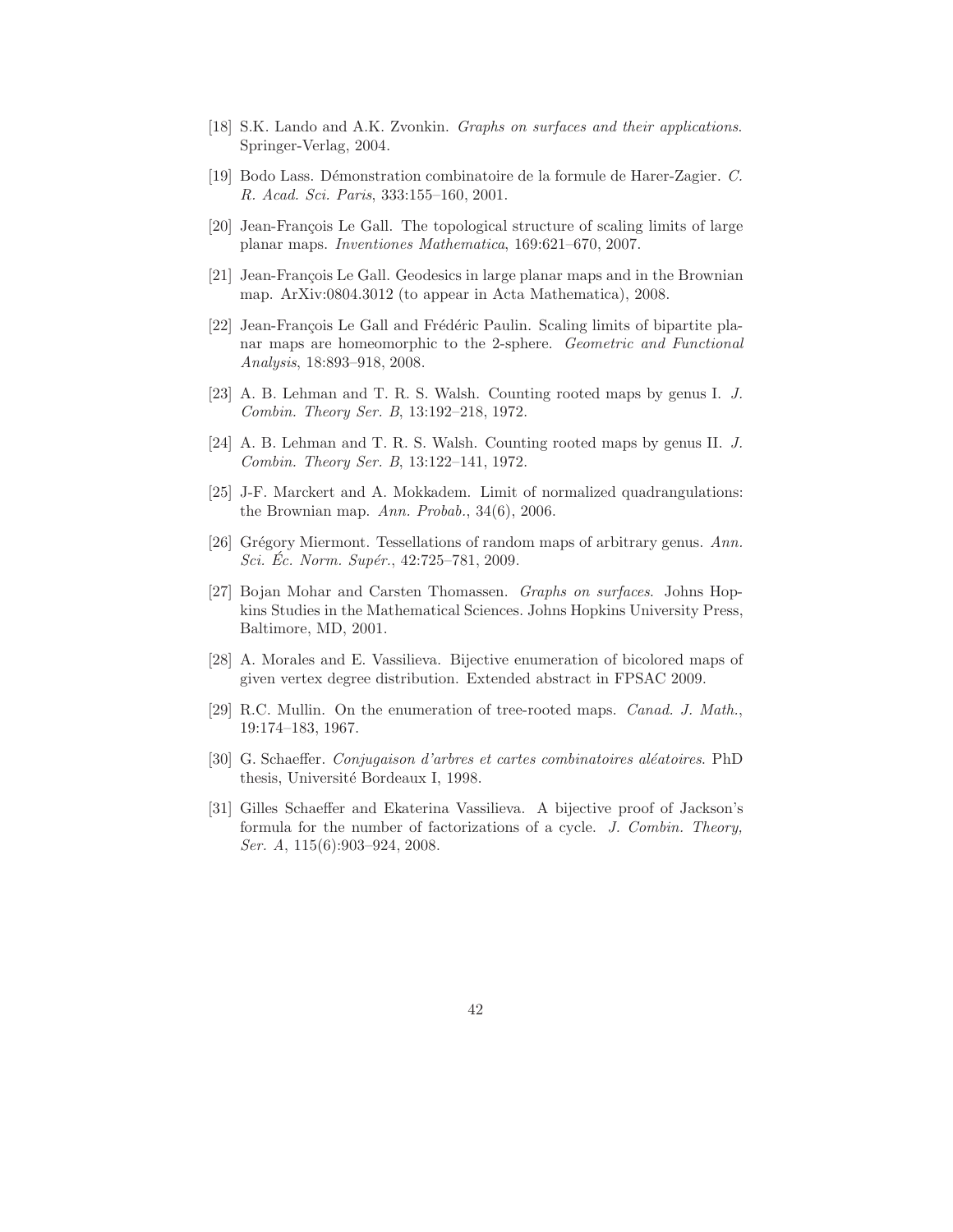[18] S.K. Lando and A.K. Zvonkin. *Graphs on surfaces and their applications*. Springer-Verlag, 2004.

[19] Bodo Lass. Démonstration combinatoire de la formule de Harer-Zagier. *C. R. Acad. Sci. Paris*, 333:155–160, 2001.

[20] Jean-François Le Gall. The topological structure of scaling limits of large planar maps. *Inventiones Mathematica*, 169:621–670, 2007.

[21] Jean-François Le Gall. Geodesics in large planar maps and in the Brownian map. ArXiv:0804.3012 (to appear in Acta Mathematica), 2008.

[22] Jean-François Le Gall and Frédéric Paulin. Scaling limits of bipartite planar maps are homeomorphic to the 2-sphere. *Geometric and Functional Analysis*, 18:893–918, 2008.

[23] A. B. Lehman and T. R. S. Walsh. Counting rooted maps by genus I. *J. Combin. Theory Ser. B*, 13:192–218, 1972.

[24] A. B. Lehman and T. R. S. Walsh. Counting rooted maps by genus II. *J. Combin. Theory Ser. B*, 13:122–141, 1972.

[25] J-F. Marckert and A. Mokkadem. Limit of normalized quadrangulations: the Brownian map. *Ann. Probab.*, 34(6), 2006.

[26] Grégory Miermont. Tessellations of random maps of arbitrary genus. *Ann. Sci. Éc. Norm. Supér.*, 42:725–781, 2009.

[27] Bojan Mohar and Carsten Thomassen. *Graphs on surfaces*. Johns Hopkins Studies in the Mathematical Sciences. Johns Hopkins University Press, Baltimore, MD, 2001.

[28] A. Morales and E. Vassilieva. Bijective enumeration of bicolored maps of given vertex degree distribution. Extended abstract in FPSAC 2009.

[29] R.C. Mullin. On the enumeration of tree-rooted maps. *Canad. J. Math.*, 19:174–183, 1967.

[30] G. Schaeffer. *Conjugaison d'arbres et cartes combinatoires aléatoires*. PhD thesis, Université Bordeaux I, 1998.

[31] Gilles Schaeffer and Ekaterina Vassilieva. A bijective proof of Jackson's formula for the number of factorizations of a cycle. *J. Combin. Theory, Ser. A*, 115(6):903–924, 2008.